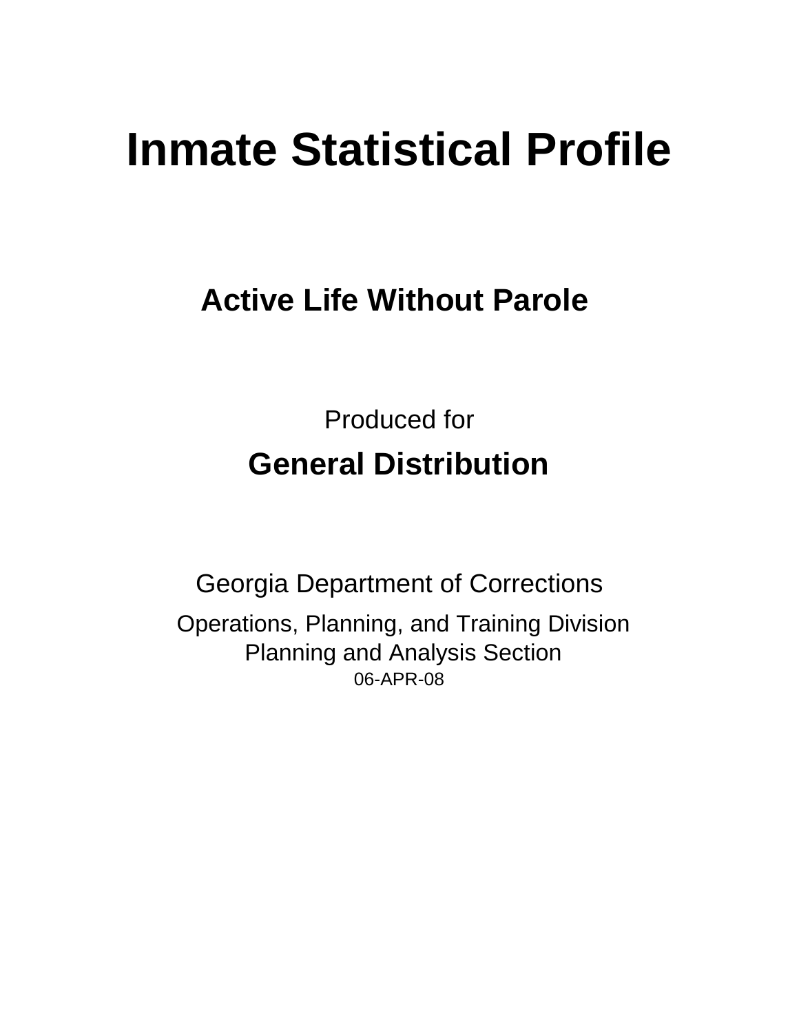# Inmate Statistical Profile

## Active Life Without Parole

Produced for

**General Distribution**

Georgia Department of Corrections

Operations, Planning, and Training Division
Planning and Analysis Section
06-APR-08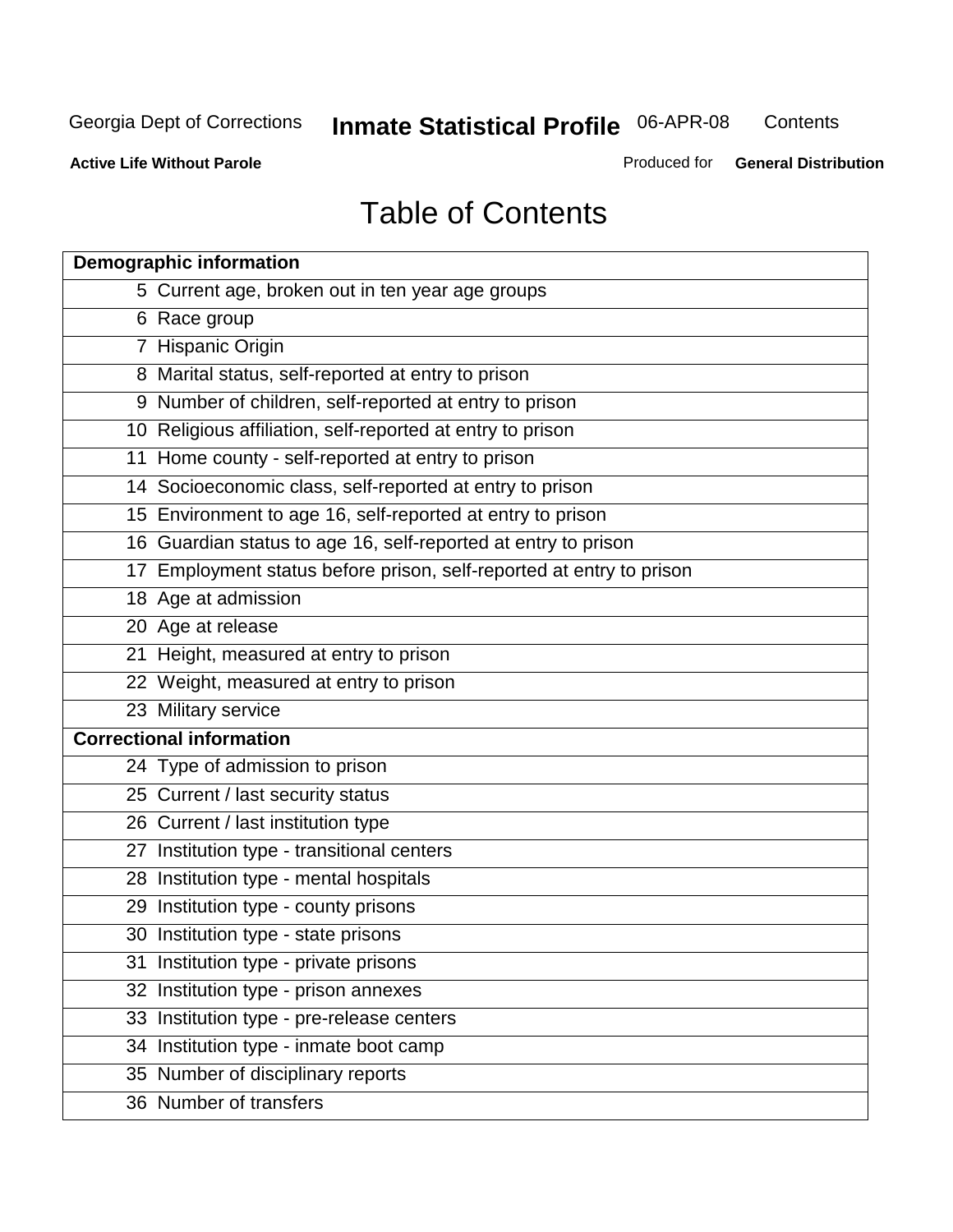# Table of Contents

| Demographic information | |
|---|---|
| 5 | Current age, broken out in ten year age groups |
| 6 | Race group |
| 7 | Hispanic Origin |
| 8 | Marital status, self-reported at entry to prison |
| 9 | Number of children, self-reported at entry to prison |
| 10 | Religious affiliation, self-reported at entry to prison |
| 11 | Home county - self-reported at entry to prison |
| 14 | Socioeconomic class, self-reported at entry to prison |
| 15 | Environment to age 16, self-reported at entry to prison |
| 16 | Guardian status to age 16, self-reported at entry to prison |
| 17 | Employment status before prison, self-reported at entry to prison |
| 18 | Age at admission |
| 20 | Age at release |
| 21 | Height, measured at entry to prison |
| 22 | Weight, measured at entry to prison |
| 23 | Military service |
| **Correctional information** | |
| 24 | Type of admission to prison |
| 25 | Current / last security status |
| 26 | Current / last institution type |
| 27 | Institution type - transitional centers |
| 28 | Institution type - mental hospitals |
| 29 | Institution type - county prisons |
| 30 | Institution type - state prisons |
| 31 | Institution type - private prisons |
| 32 | Institution type - prison annexes |
| 33 | Institution type - pre-release centers |
| 34 | Institution type - inmate boot camp |
| 35 | Number of disciplinary reports |
| 36 | Number of transfers |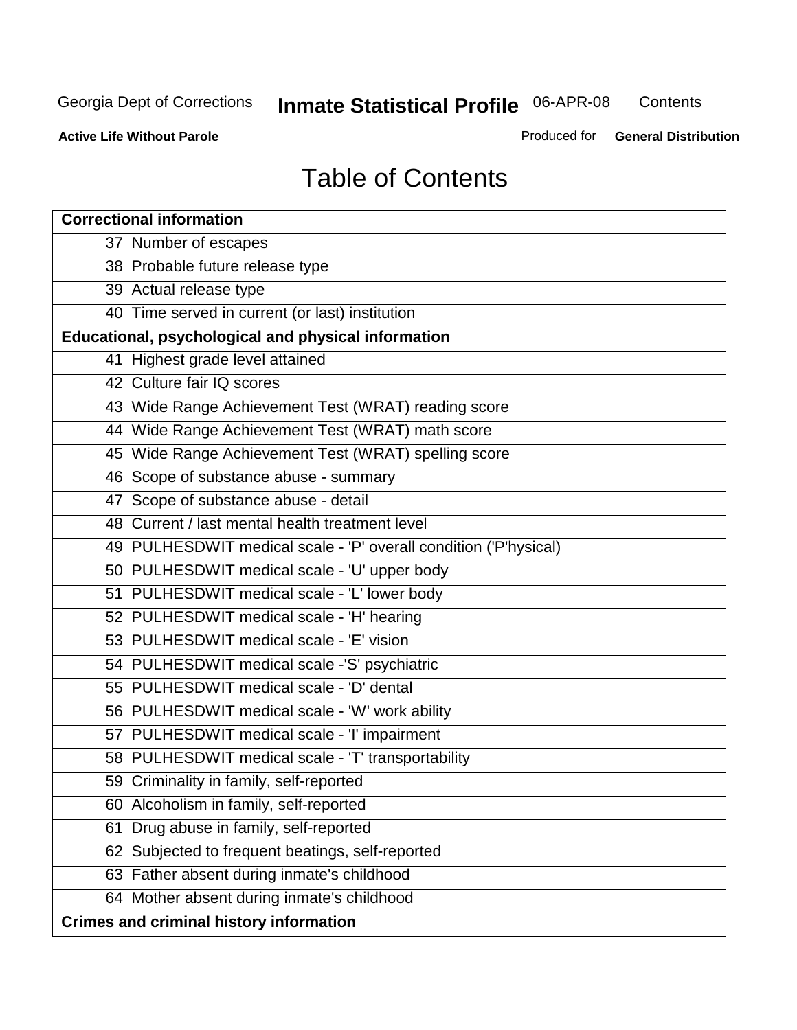# Table of Contents

| Correctional information |
|---|
| 37 Number of escapes |
| 38 Probable future release type |
| 39 Actual release type |
| 40 Time served in current (or last) institution |
| **Educational, psychological and physical information** |
| 41 Highest grade level attained |
| 42 Culture fair IQ scores |
| 43 Wide Range Achievement Test (WRAT) reading score |
| 44 Wide Range Achievement Test (WRAT) math score |
| 45 Wide Range Achievement Test (WRAT) spelling score |
| 46 Scope of substance abuse - summary |
| 47 Scope of substance abuse - detail |
| 48 Current / last mental health treatment level |
| 49 PULHESDWIT medical scale - 'P' overall condition ('P'hysical) |
| 50 PULHESDWIT medical scale - 'U' upper body |
| 51 PULHESDWIT medical scale - 'L' lower body |
| 52 PULHESDWIT medical scale - 'H' hearing |
| 53 PULHESDWIT medical scale - 'E' vision |
| 54 PULHESDWIT medical scale -'S' psychiatric |
| 55 PULHESDWIT medical scale - 'D' dental |
| 56 PULHESDWIT medical scale - 'W' work ability |
| 57 PULHESDWIT medical scale - 'I' impairment |
| 58 PULHESDWIT medical scale - 'T' transportability |
| 59 Criminality in family, self-reported |
| 60 Alcoholism in family, self-reported |
| 61 Drug abuse in family, self-reported |
| 62 Subjected to frequent beatings, self-reported |
| 63 Father absent during inmate's childhood |
| 64 Mother absent during inmate's childhood |
| **Crimes and criminal history information** |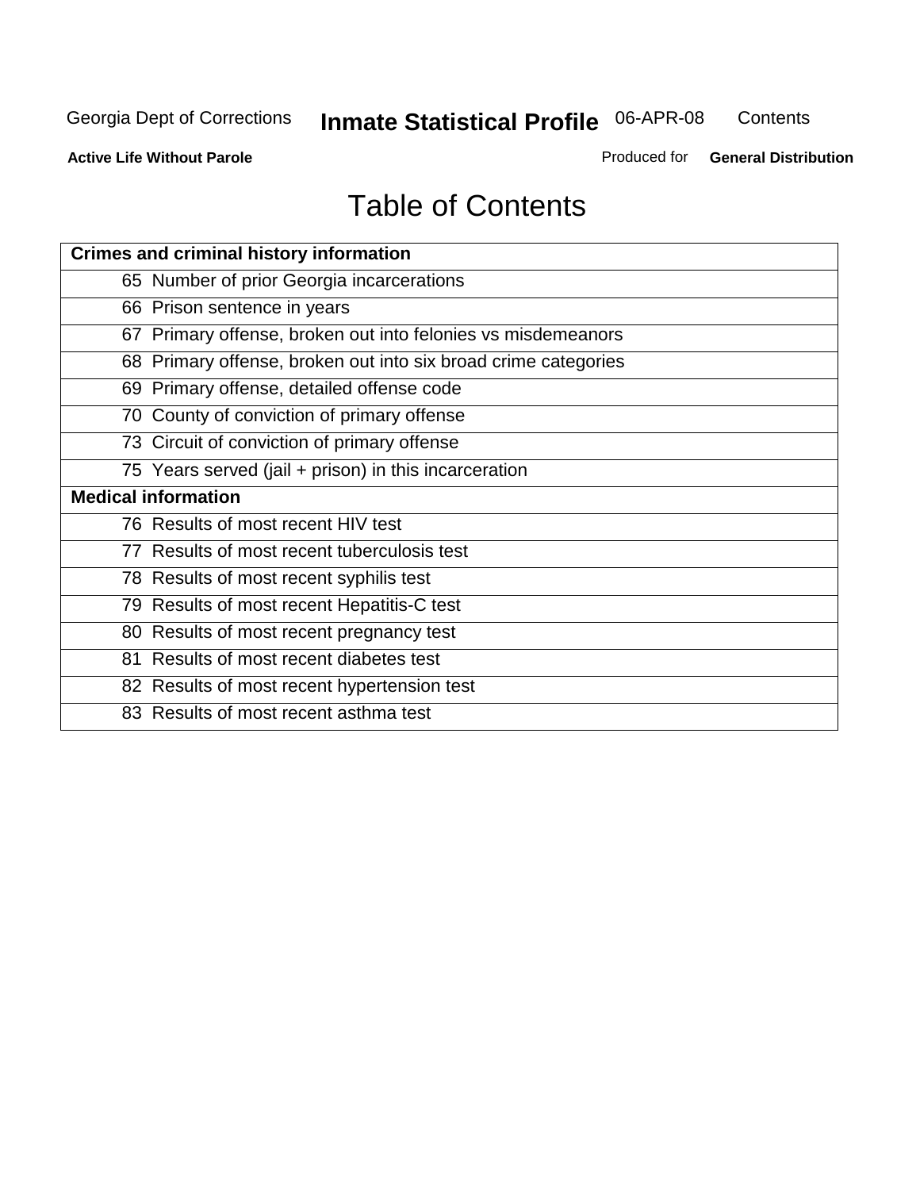# Table of Contents

| Crimes and criminal history information | |
|---|---|
| 65 | Number of prior Georgia incarcerations |
| 66 | Prison sentence in years |
| 67 | Primary offense, broken out into felonies vs misdemeanors |
| 68 | Primary offense, broken out into six broad crime categories |
| 69 | Primary offense, detailed offense code |
| 70 | County of conviction of primary offense |
| 73 | Circuit of conviction of primary offense |
| 75 | Years served (jail + prison) in this incarceration |
| **Medical information** | |
| 76 | Results of most recent HIV test |
| 77 | Results of most recent tuberculosis test |
| 78 | Results of most recent syphilis test |
| 79 | Results of most recent Hepatitis-C test |
| 80 | Results of most recent pregnancy test |
| 81 | Results of most recent diabetes test |
| 82 | Results of most recent hypertension test |
| 83 | Results of most recent asthma test |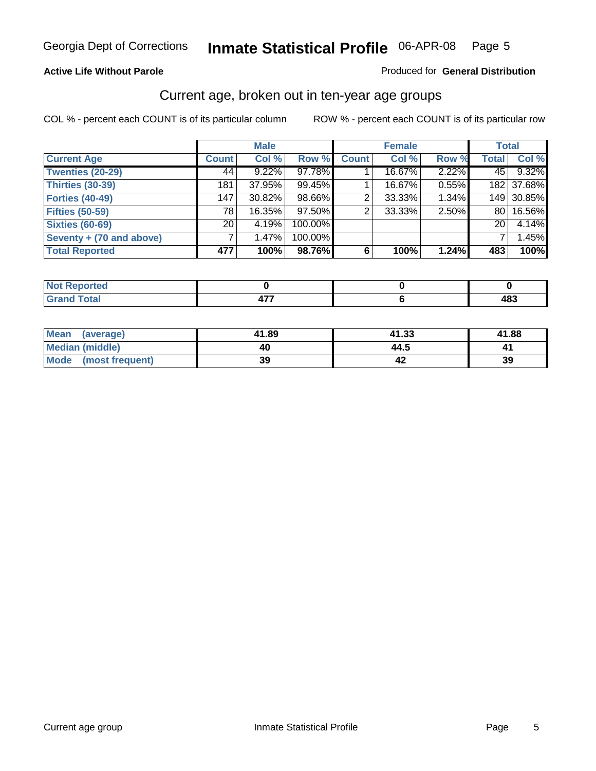Georgia Dept of Corrections **Inmate Statistical Profile** 06-APR-08

**Active Life Without Parole**

Produced for **General Distribution**

## Current age, broken out in ten-year age groups

COL % - percent each COUNT is of its particular column ROW % - percent each COUNT is of its particular row

| | Male | | | Female | | | Total | |
|---|---|---|---|---|---|---|---|---|
| **Current Age** | **Count** | **Col %** | **Row %** | **Count** | **Col %** | **Row %** | **Total** | **Col %** |
| **Twenties (20-29)** | 44 | 9.22% | 97.78% | 1 | 16.67% | 2.22% | 45 | 9.32% |
| **Thirties (30-39)** | 181 | 37.95% | 99.45% | 1 | 16.67% | 0.55% | 182 | 37.68% |
| **Forties (40-49)** | 147 | 30.82% | 98.66% | 2 | 33.33% | 1.34% | 149 | 30.85% |
| **Fifties (50-59)** | 78 | 16.35% | 97.50% | 2 | 33.33% | 2.50% | 80 | 16.56% |
| **Sixties (60-69)** | 20 | 4.19% | 100.00% | | | | 20 | 4.14% |
| **Seventy + (70 and above)** | 7 | 1.47% | 100.00% | | | | 7 | 1.45% |
| **Total Reported** | **477** | **100%** | **98.76%** | **6** | **100%** | **1.24%** | **483** | **100%** |

| | Male | Female | Total |
|---|---|---|---|
| **Not Reported** | **0** | **0** | **0** |
| **Grand Total** | **477** | **6** | **483** |

| | Male | Female | Total |
|---|---|---|---|
| **Mean (average)** | **41.89** | **41.33** | **41.88** |
| **Median (middle)** | **40** | **44.5** | **41** |
| **Mode (most frequent)** | **39** | **42** | **39** |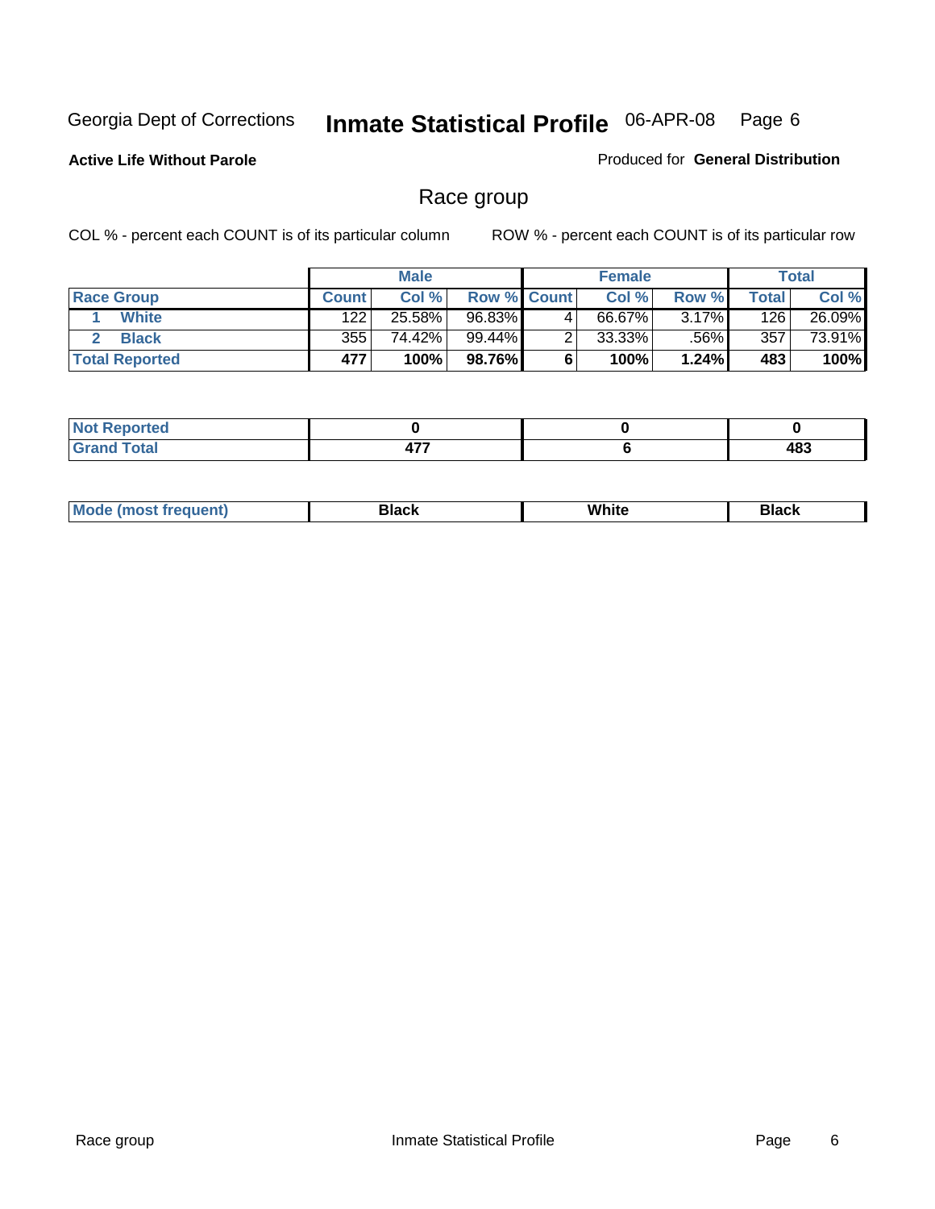Georgia Dept of Corrections **Inmate Statistical Profile** 06-APR-08

**Active Life Without Parole**

Produced for **General Distribution**

## Race group

COL % - percent each COUNT is of its particular column ROW % - percent each COUNT is of its particular row

| | Male | | | Female | | | Total | |
|---|---|---|---|---|---|---|---|---|
| Race Group | Count | Col % | Row % | Count | Col % | Row % | Total | Col % |
| 1 White | 122 | 25.58% | 96.83% | 4 | 66.67% | 3.17% | 126 | 26.09% |
| 2 Black | 355 | 74.42% | 99.44% | 2 | 33.33% | .56% | 357 | 73.91% |
| **Total Reported** | **477** | **100%** | **98.76%** | **6** | **100%** | **1.24%** | **483** | **100%** |

| | Male | Female | Total |
|---|---|---|---|
| Not Reported | **0** | **0** | **0** |
| Grand Total | **477** | **6** | **483** |

| | Male | Female | Total |
|---|---|---|---|
| Mode (most frequent) | **Black** | **White** | **Black** |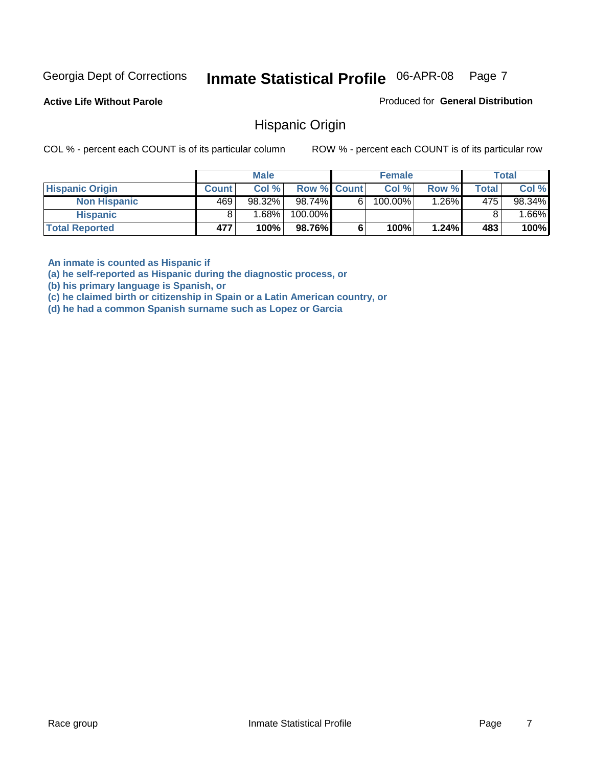Georgia Dept of Corrections **Inmate Statistical Profile** 06-APR-08

**Active Life Without Parole**

Produced for **General Distribution**

## Hispanic Origin

COL % - percent each COUNT is of its particular column    ROW % - percent each COUNT is of its particular row

| | Male | | | Female | | | Total | |
|---|---|---|---|---|---|---|---|---|
| **Hispanic Origin** | **Count** | **Col %** | **Row %** | **Count** | **Col %** | **Row %** | **Total** | **Col %** |
| **Non Hispanic** | 469 | 98.32% | 98.74% | 6 | 100.00% | 1.26% | 475 | 98.34% |
| **Hispanic** | 8 | 1.68% | 100.00% | | | | 8 | 1.66% |
| **Total Reported** | **477** | **100%** | **98.76%** | **6** | **100%** | **1.24%** | **483** | **100%** |

**An inmate is counted as Hispanic if**
**(a) he self-reported as Hispanic during the diagnostic process, or**
**(b) his primary language is Spanish, or**
**(c) he claimed birth or citizenship in Spain or a Latin American country, or**
**(d) he had a common Spanish surname such as Lopez or Garcia**

Race group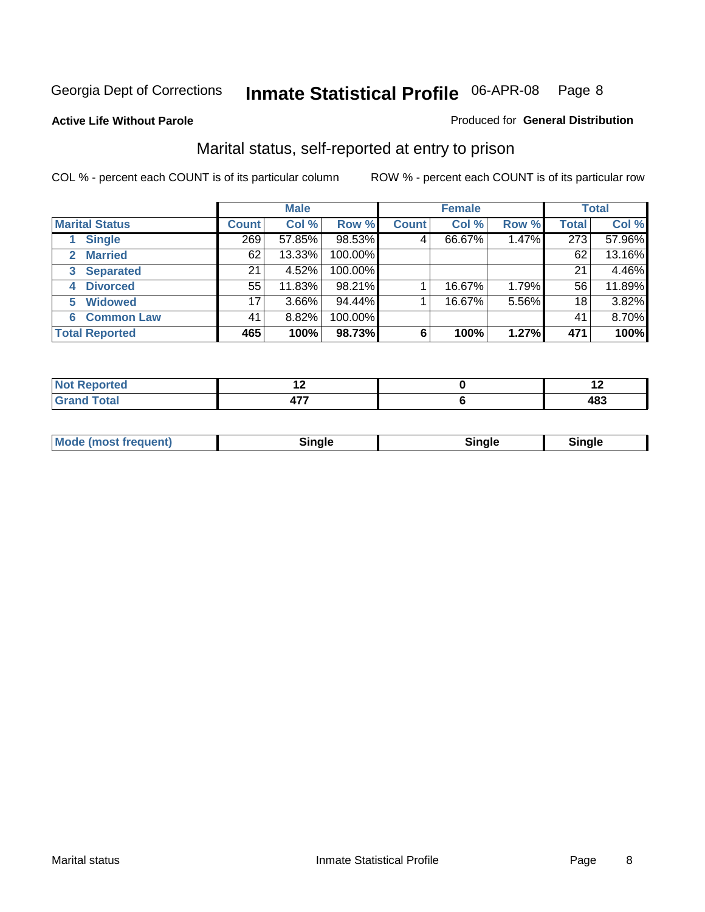Georgia Dept of Corrections **Inmate Statistical Profile** 06-APR-08

**Active Life Without Parole**

Produced for **General Distribution**

## Marital status, self-reported at entry to prison

COL % - percent each COUNT is of its particular column    ROW % - percent each COUNT is of its particular row

| | Male | | | Female | | | Total | |
|---|---|---|---|---|---|---|---|---|
| **Marital Status** | **Count** | **Col %** | **Row %** | **Count** | **Col %** | **Row %** | **Total** | **Col %** |
| 1 Single | 269 | 57.85% | 98.53% | 4 | 66.67% | 1.47% | 273 | 57.96% |
| 2 Married | 62 | 13.33% | 100.00% | | | | 62 | 13.16% |
| 3 Separated | 21 | 4.52% | 100.00% | | | | 21 | 4.46% |
| 4 Divorced | 55 | 11.83% | 98.21% | 1 | 16.67% | 1.79% | 56 | 11.89% |
| 5 Widowed | 17 | 3.66% | 94.44% | 1 | 16.67% | 5.56% | 18 | 3.82% |
| 6 Common Law | 41 | 8.82% | 100.00% | | | | 41 | 8.70% |
| **Total Reported** | **465** | **100%** | **98.73%** | **6** | **100%** | **1.27%** | **471** | **100%** |

| | Male | Female | Total |
|---|---|---|---|
| Not Reported | 12 | 0 | 12 |
| Grand Total | 477 | 6 | 483 |

| | Male | Female | Total |
|---|---|---|---|
| Mode (most frequent) | Single | Single | Single |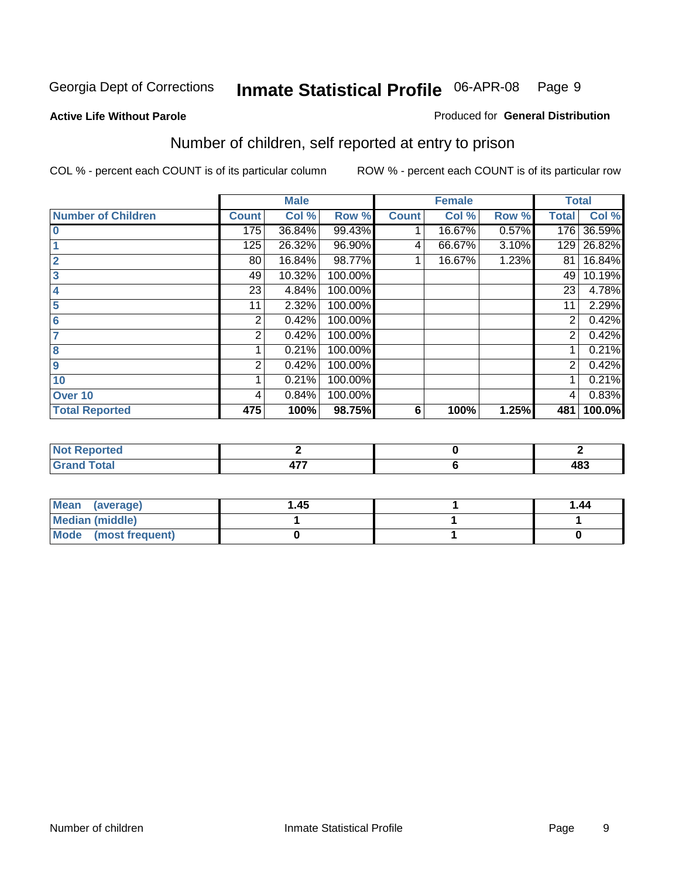Georgia Dept of Corrections **Inmate Statistical Profile** 06-APR-08

**Active Life Without Parole**

Produced for **General Distribution**

## Number of children, self reported at entry to prison

COL % - percent each COUNT is of its particular column

ROW % - percent each COUNT is of its particular row

| | Male | | | Female | | | Total | |
|---|---|---|---|---|---|---|---|---|
| **Number of Children** | **Count** | **Col %** | **Row %** | **Count** | **Col %** | **Row %** | **Total** | **Col %** |
| 0 | 175 | 36.84% | 99.43% | 1 | 16.67% | 0.57% | 176 | 36.59% |
| 1 | 125 | 26.32% | 96.90% | 4 | 66.67% | 3.10% | 129 | 26.82% |
| 2 | 80 | 16.84% | 98.77% | 1 | 16.67% | 1.23% | 81 | 16.84% |
| 3 | 49 | 10.32% | 100.00% | | | | 49 | 10.19% |
| 4 | 23 | 4.84% | 100.00% | | | | 23 | 4.78% |
| 5 | 11 | 2.32% | 100.00% | | | | 11 | 2.29% |
| 6 | 2 | 0.42% | 100.00% | | | | 2 | 0.42% |
| 7 | 2 | 0.42% | 100.00% | | | | 2 | 0.42% |
| 8 | 1 | 0.21% | 100.00% | | | | 1 | 0.21% |
| 9 | 2 | 0.42% | 100.00% | | | | 2 | 0.42% |
| 10 | 1 | 0.21% | 100.00% | | | | 1 | 0.21% |
| Over 10 | 4 | 0.84% | 100.00% | | | | 4 | 0.83% |
| **Total Reported** | **475** | **100%** | **98.75%** | **6** | **100%** | **1.25%** | **481** | **100.0%** |

| | Male | Female | Total |
|---|---|---|---|
| Not Reported | 2 | 0 | 2 |
| Grand Total | 477 | 6 | 483 |

| | Male | Female | Total |
|---|---|---|---|
| Mean (average) | 1.45 | 1 | 1.44 |
| Median (middle) | 1 | 1 | 1 |
| Mode (most frequent) | 0 | 1 | 0 |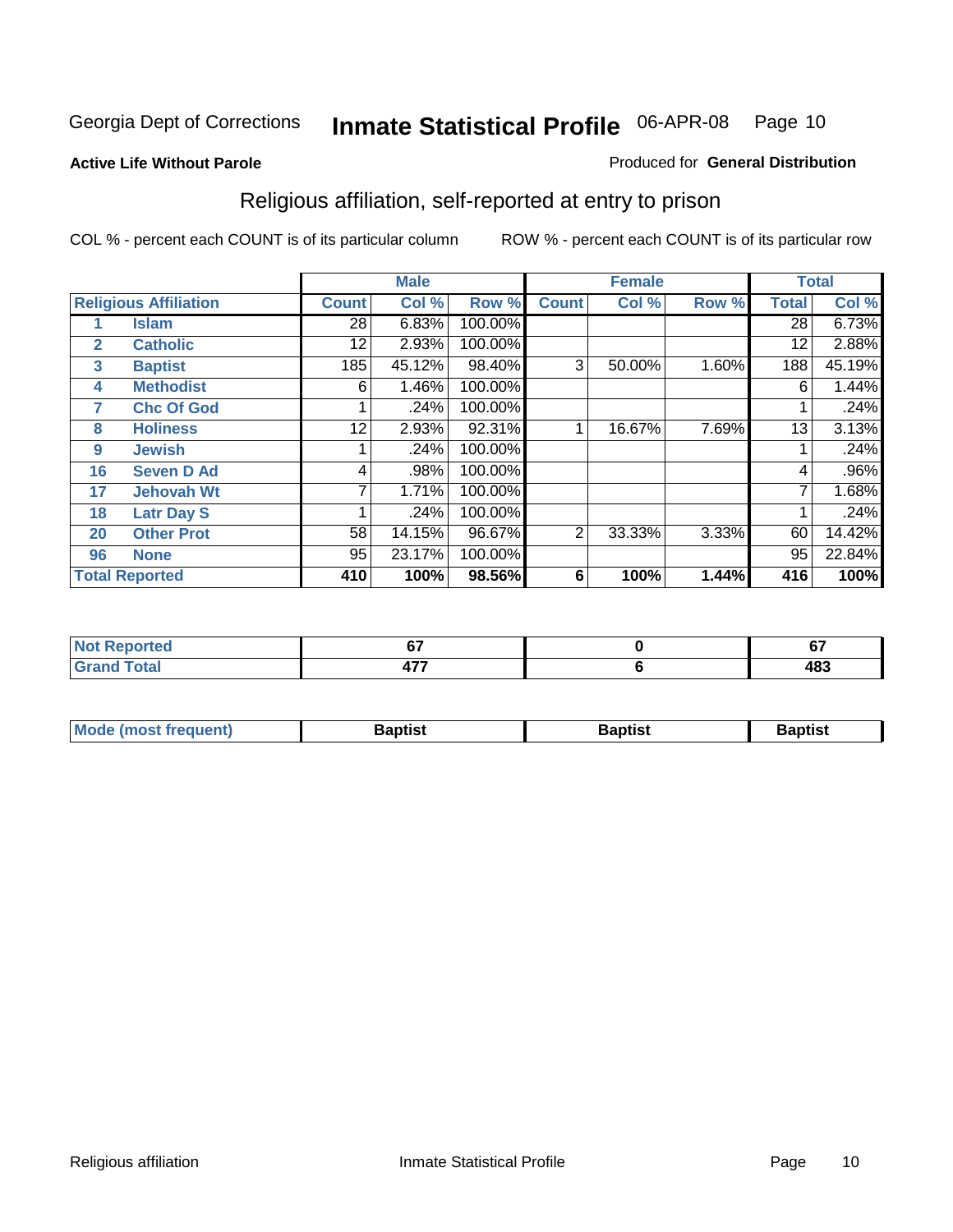Georgia Dept of Corrections **Inmate Statistical Profile** 06-APR-08

**Active Life Without Parole**

Produced for **General Distribution**

## Religious affiliation, self-reported at entry to prison

COL % - percent each COUNT is of its particular column    ROW % - percent each COUNT is of its particular row

| | | Male | | | Female | | | Total | |
|---|---|---|---|---|---|---|---|---|---|
| **Religious Affiliation** | | **Count** | **Col %** | **Row %** | **Count** | **Col %** | **Row %** | **Total** | **Col %** |
| 1 | Islam | 28 | 6.83% | 100.00% | | | | 28 | 6.73% |
| 2 | Catholic | 12 | 2.93% | 100.00% | | | | 12 | 2.88% |
| 3 | Baptist | 185 | 45.12% | 98.40% | 3 | 50.00% | 1.60% | 188 | 45.19% |
| 4 | Methodist | 6 | 1.46% | 100.00% | | | | 6 | 1.44% |
| 7 | Chc Of God | 1 | .24% | 100.00% | | | | 1 | .24% |
| 8 | Holiness | 12 | 2.93% | 92.31% | 1 | 16.67% | 7.69% | 13 | 3.13% |
| 9 | Jewish | 1 | .24% | 100.00% | | | | 1 | .24% |
| 16 | Seven D Ad | 4 | .98% | 100.00% | | | | 4 | .96% |
| 17 | Jehovah Wt | 7 | 1.71% | 100.00% | | | | 7 | 1.68% |
| 18 | Latr Day S | 1 | .24% | 100.00% | | | | 1 | .24% |
| 20 | Other Prot | 58 | 14.15% | 96.67% | 2 | 33.33% | 3.33% | 60 | 14.42% |
| 96 | None | 95 | 23.17% | 100.00% | | | | 95 | 22.84% |
| **Total Reported** | | **410** | **100%** | **98.56%** | **6** | **100%** | **1.44%** | **416** | **100%** |

| | Male | Female | Total |
|---|---|---|---|
| Not Reported | 67 | 0 | 67 |
| Grand Total | 477 | 6 | 483 |

| | Male | Female | Total |
|---|---|---|---|
| Mode (most frequent) | Baptist | Baptist | Baptist |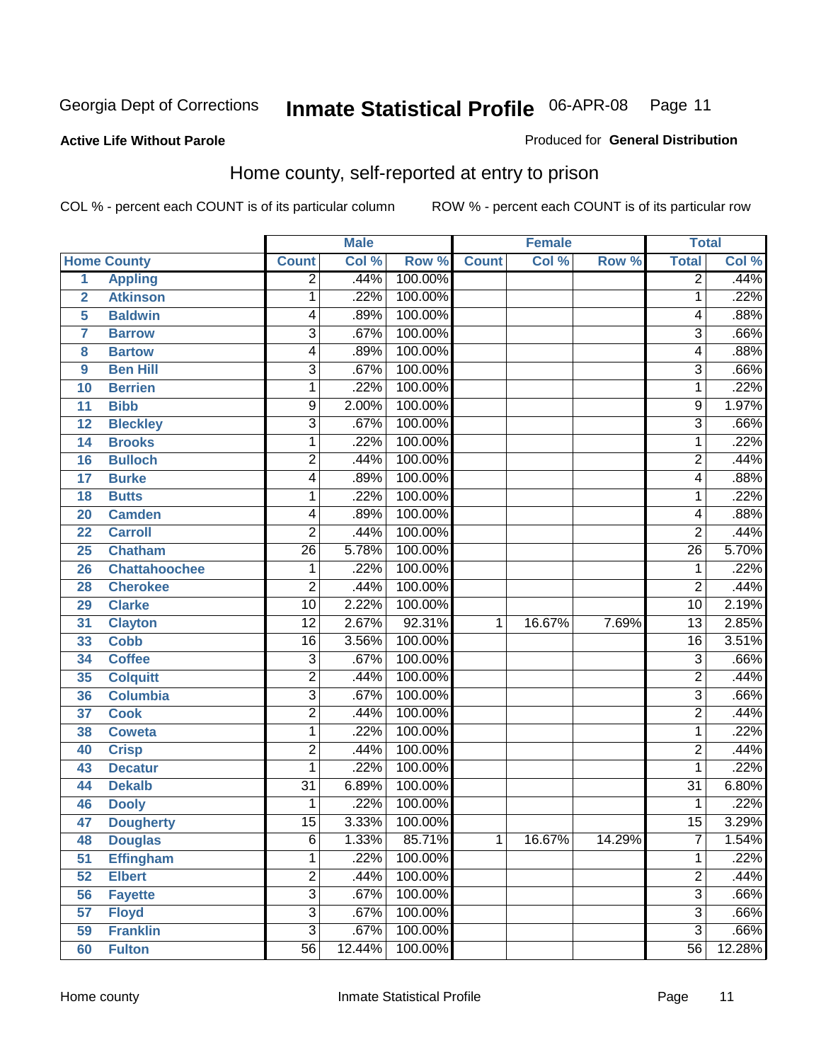Georgia Dept of Corrections **Inmate Statistical Profile** 06-APR-08

**Active Life Without Parole**

Produced for **General Distribution**

## Home county, self-reported at entry to prison

COL % - percent each COUNT is of its particular column ROW % - percent each COUNT is of its particular row

| Home County | | Male | | | Female | | | Total | |
|---|---|---|---|---|---|---|---|---|---|
| | | Count | Col % | Row % | Count | Col % | Row % | Total | Col % |
| 1 | Appling | 2 | .44% | 100.00% | | | | 2 | .44% |
| 2 | Atkinson | 1 | .22% | 100.00% | | | | 1 | .22% |
| 5 | Baldwin | 4 | .89% | 100.00% | | | | 4 | .88% |
| 7 | Barrow | 3 | .67% | 100.00% | | | | 3 | .66% |
| 8 | Bartow | 4 | .89% | 100.00% | | | | 4 | .88% |
| 9 | Ben Hill | 3 | .67% | 100.00% | | | | 3 | .66% |
| 10 | Berrien | 1 | .22% | 100.00% | | | | 1 | .22% |
| 11 | Bibb | 9 | 2.00% | 100.00% | | | | 9 | 1.97% |
| 12 | Bleckley | 3 | .67% | 100.00% | | | | 3 | .66% |
| 14 | Brooks | 1 | .22% | 100.00% | | | | 1 | .22% |
| 16 | Bulloch | 2 | .44% | 100.00% | | | | 2 | .44% |
| 17 | Burke | 4 | .89% | 100.00% | | | | 4 | .88% |
| 18 | Butts | 1 | .22% | 100.00% | | | | 1 | .22% |
| 20 | Camden | 4 | .89% | 100.00% | | | | 4 | .88% |
| 22 | Carroll | 2 | .44% | 100.00% | | | | 2 | .44% |
| 25 | Chatham | 26 | 5.78% | 100.00% | | | | 26 | 5.70% |
| 26 | Chattahoochee | 1 | .22% | 100.00% | | | | 1 | .22% |
| 28 | Cherokee | 2 | .44% | 100.00% | | | | 2 | .44% |
| 29 | Clarke | 10 | 2.22% | 100.00% | | | | 10 | 2.19% |
| 31 | Clayton | 12 | 2.67% | 92.31% | 1 | 16.67% | 7.69% | 13 | 2.85% |
| 33 | Cobb | 16 | 3.56% | 100.00% | | | | 16 | 3.51% |
| 34 | Coffee | 3 | .67% | 100.00% | | | | 3 | .66% |
| 35 | Colquitt | 2 | .44% | 100.00% | | | | 2 | .44% |
| 36 | Columbia | 3 | .67% | 100.00% | | | | 3 | .66% |
| 37 | Cook | 2 | .44% | 100.00% | | | | 2 | .44% |
| 38 | Coweta | 1 | .22% | 100.00% | | | | 1 | .22% |
| 40 | Crisp | 2 | .44% | 100.00% | | | | 2 | .44% |
| 43 | Decatur | 1 | .22% | 100.00% | | | | 1 | .22% |
| 44 | Dekalb | 31 | 6.89% | 100.00% | | | | 31 | 6.80% |
| 46 | Dooly | 1 | .22% | 100.00% | | | | 1 | .22% |
| 47 | Dougherty | 15 | 3.33% | 100.00% | | | | 15 | 3.29% |
| 48 | Douglas | 6 | 1.33% | 85.71% | 1 | 16.67% | 14.29% | 7 | 1.54% |
| 51 | Effingham | 1 | .22% | 100.00% | | | | 1 | .22% |
| 52 | Elbert | 2 | .44% | 100.00% | | | | 2 | .44% |
| 56 | Fayette | 3 | .67% | 100.00% | | | | 3 | .66% |
| 57 | Floyd | 3 | .67% | 100.00% | | | | 3 | .66% |
| 59 | Franklin | 3 | .67% | 100.00% | | | | 3 | .66% |
| 60 | Fulton | 56 | 12.44% | 100.00% | | | | 56 | 12.28% |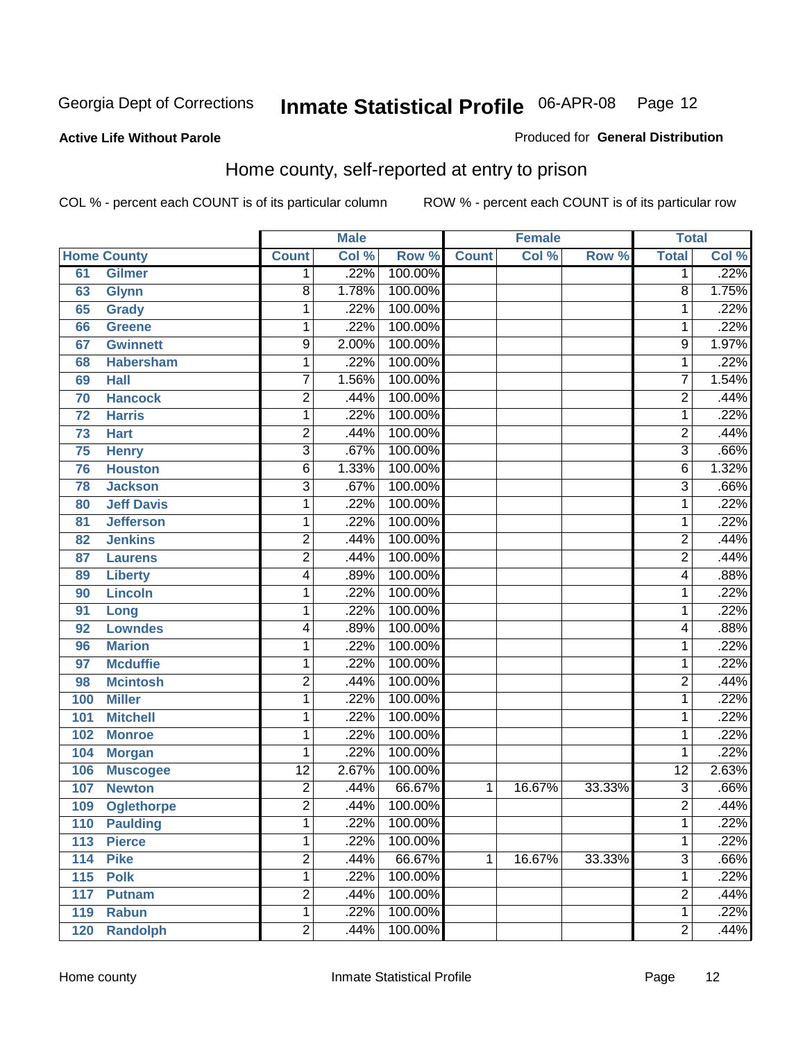Georgia Dept of Corrections **Inmate Statistical Profile** 06-APR-08

**Active Life Without Parole**

Produced for **General Distribution**

## Home county, self-reported at entry to prison

COL % - percent each COUNT is of its particular column ROW % - percent each COUNT is of its particular row

| Home County | | Male | | | Female | | | Total | |
|---|---|---|---|---|---|---|---|---|---|
| | | Count | Col % | Row % | Count | Col % | Row % | Total | Col % |
| 61 | Gilmer | 1 | .22% | 100.00% | | | | 1 | .22% |
| 63 | Glynn | 8 | 1.78% | 100.00% | | | | 8 | 1.75% |
| 65 | Grady | 1 | .22% | 100.00% | | | | 1 | .22% |
| 66 | Greene | 1 | .22% | 100.00% | | | | 1 | .22% |
| 67 | Gwinnett | 9 | 2.00% | 100.00% | | | | 9 | 1.97% |
| 68 | Habersham | 1 | .22% | 100.00% | | | | 1 | .22% |
| 69 | Hall | 7 | 1.56% | 100.00% | | | | 7 | 1.54% |
| 70 | Hancock | 2 | .44% | 100.00% | | | | 2 | .44% |
| 72 | Harris | 1 | .22% | 100.00% | | | | 1 | .22% |
| 73 | Hart | 2 | .44% | 100.00% | | | | 2 | .44% |
| 75 | Henry | 3 | .67% | 100.00% | | | | 3 | .66% |
| 76 | Houston | 6 | 1.33% | 100.00% | | | | 6 | 1.32% |
| 78 | Jackson | 3 | .67% | 100.00% | | | | 3 | .66% |
| 80 | Jeff Davis | 1 | .22% | 100.00% | | | | 1 | .22% |
| 81 | Jefferson | 1 | .22% | 100.00% | | | | 1 | .22% |
| 82 | Jenkins | 2 | .44% | 100.00% | | | | 2 | .44% |
| 87 | Laurens | 2 | .44% | 100.00% | | | | 2 | .44% |
| 89 | Liberty | 4 | .89% | 100.00% | | | | 4 | .88% |
| 90 | Lincoln | 1 | .22% | 100.00% | | | | 1 | .22% |
| 91 | Long | 1 | .22% | 100.00% | | | | 1 | .22% |
| 92 | Lowndes | 4 | .89% | 100.00% | | | | 4 | .88% |
| 96 | Marion | 1 | .22% | 100.00% | | | | 1 | .22% |
| 97 | Mcduffie | 1 | .22% | 100.00% | | | | 1 | .22% |
| 98 | Mcintosh | 2 | .44% | 100.00% | | | | 2 | .44% |
| 100 | Miller | 1 | .22% | 100.00% | | | | 1 | .22% |
| 101 | Mitchell | 1 | .22% | 100.00% | | | | 1 | .22% |
| 102 | Monroe | 1 | .22% | 100.00% | | | | 1 | .22% |
| 104 | Morgan | 1 | .22% | 100.00% | | | | 1 | .22% |
| 106 | Muscogee | 12 | 2.67% | 100.00% | | | | 12 | 2.63% |
| 107 | Newton | 2 | .44% | 66.67% | 1 | 16.67% | 33.33% | 3 | .66% |
| 109 | Oglethorpe | 2 | .44% | 100.00% | | | | 2 | .44% |
| 110 | Paulding | 1 | .22% | 100.00% | | | | 1 | .22% |
| 113 | Pierce | 1 | .22% | 100.00% | | | | 1 | .22% |
| 114 | Pike | 2 | .44% | 66.67% | 1 | 16.67% | 33.33% | 3 | .66% |
| 115 | Polk | 1 | .22% | 100.00% | | | | 1 | .22% |
| 117 | Putnam | 2 | .44% | 100.00% | | | | 2 | .44% |
| 119 | Rabun | 1 | .22% | 100.00% | | | | 1 | .22% |
| 120 | Randolph | 2 | .44% | 100.00% | | | | 2 | .44% |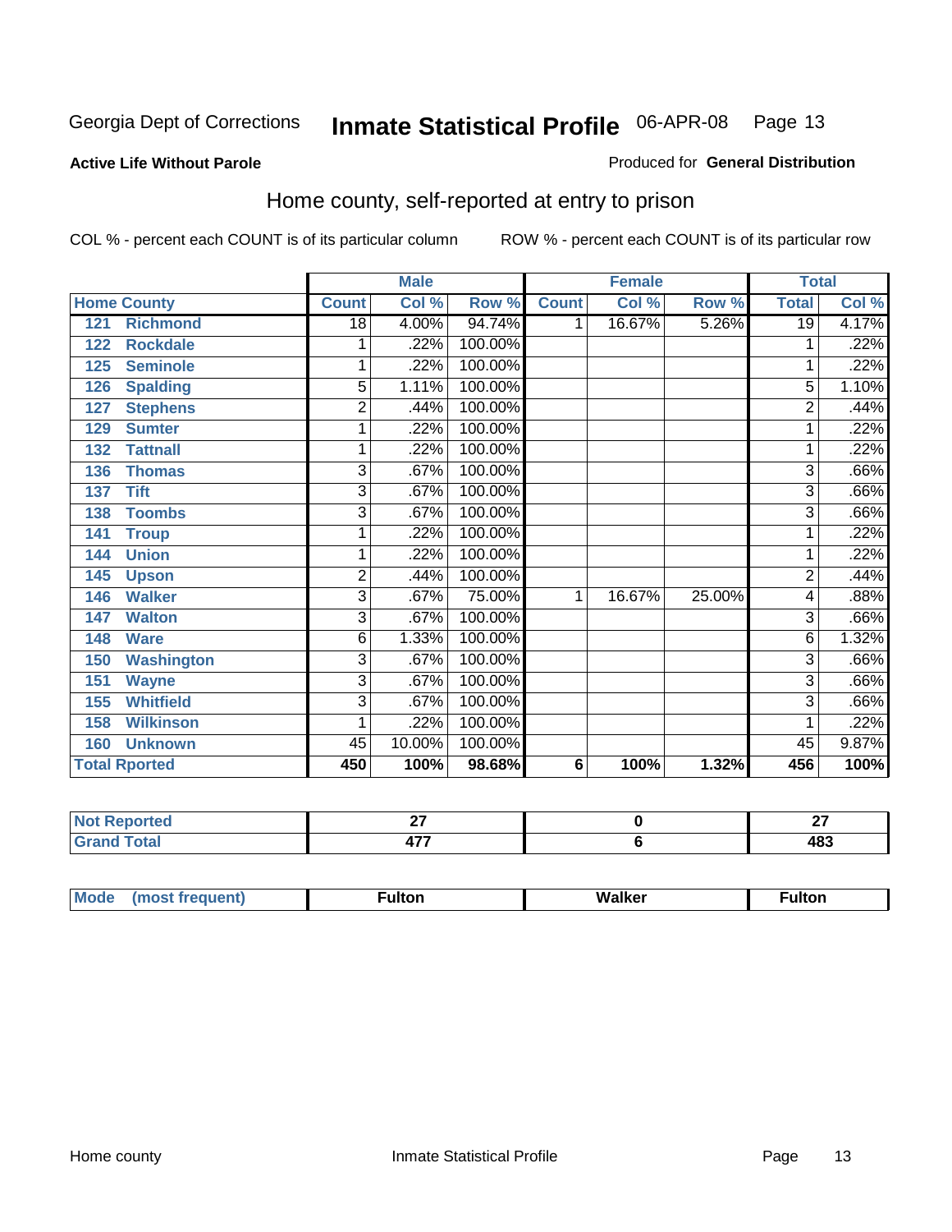Georgia Dept of Corrections **Inmate Statistical Profile** 06-APR-08

**Active Life Without Parole**

Produced for **General Distribution**

## Home county, self-reported at entry to prison

COL % - percent each COUNT is of its particular column

ROW % - percent each COUNT is of its particular row

| | | Male | | | Female | | | Total | |
|---|---|---|---|---|---|---|---|---|---|
| **Home County** | | **Count** | **Col %** | **Row %** | **Count** | **Col %** | **Row %** | **Total** | **Col %** |
| 121 | Richmond | 18 | 4.00% | 94.74% | 1 | 16.67% | 5.26% | 19 | 4.17% |
| 122 | Rockdale | 1 | .22% | 100.00% | | | | 1 | .22% |
| 125 | Seminole | 1 | .22% | 100.00% | | | | 1 | .22% |
| 126 | Spalding | 5 | 1.11% | 100.00% | | | | 5 | 1.10% |
| 127 | Stephens | 2 | .44% | 100.00% | | | | 2 | .44% |
| 129 | Sumter | 1 | .22% | 100.00% | | | | 1 | .22% |
| 132 | Tattnall | 1 | .22% | 100.00% | | | | 1 | .22% |
| 136 | Thomas | 3 | .67% | 100.00% | | | | 3 | .66% |
| 137 | Tift | 3 | .67% | 100.00% | | | | 3 | .66% |
| 138 | Toombs | 3 | .67% | 100.00% | | | | 3 | .66% |
| 141 | Troup | 1 | .22% | 100.00% | | | | 1 | .22% |
| 144 | Union | 1 | .22% | 100.00% | | | | 1 | .22% |
| 145 | Upson | 2 | .44% | 100.00% | | | | 2 | .44% |
| 146 | Walker | 3 | .67% | 75.00% | 1 | 16.67% | 25.00% | 4 | .88% |
| 147 | Walton | 3 | .67% | 100.00% | | | | 3 | .66% |
| 148 | Ware | 6 | 1.33% | 100.00% | | | | 6 | 1.32% |
| 150 | Washington | 3 | .67% | 100.00% | | | | 3 | .66% |
| 151 | Wayne | 3 | .67% | 100.00% | | | | 3 | .66% |
| 155 | Whitfield | 3 | .67% | 100.00% | | | | 3 | .66% |
| 158 | Wilkinson | 1 | .22% | 100.00% | | | | 1 | .22% |
| 160 | Unknown | 45 | 10.00% | 100.00% | | | | 45 | 9.87% |
| **Total Rported** | | **450** | **100%** | **98.68%** | **6** | **100%** | **1.32%** | **456** | **100%** |

| | Male | Female | Total |
|---|---|---|---|
| **Not Reported** | **27** | **0** | **27** |
| **Grand Total** | **477** | **6** | **483** |

| | Male | Female | Total |
|---|---|---|---|
| **Mode (most frequent)** | **Fulton** | **Walker** | **Fulton** |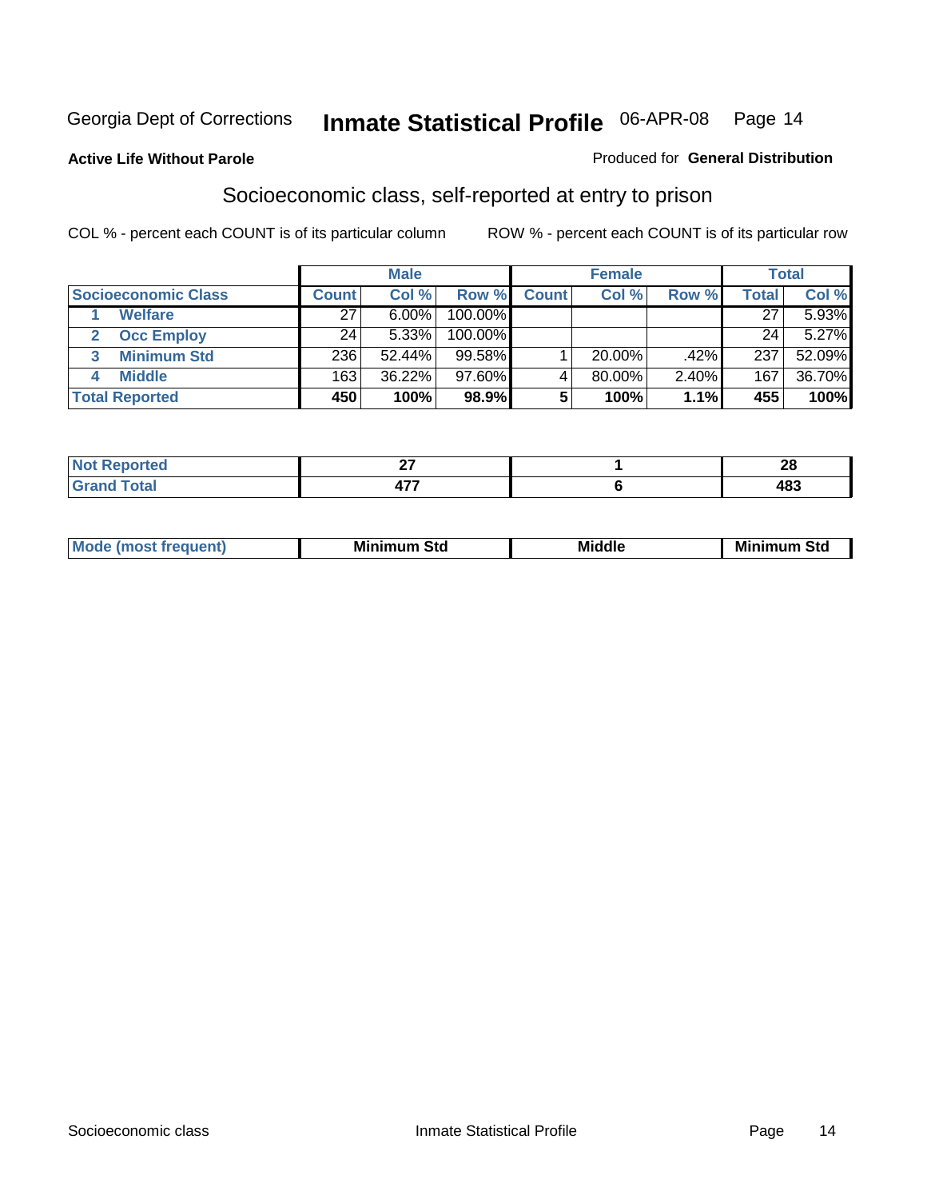Georgia Dept of Corrections **Inmate Statistical Profile** 06-APR-08

**Active Life Without Parole**

Produced for **General Distribution**

## Socioeconomic class, self-reported at entry to prison

COL % - percent each COUNT is of its particular column    ROW % - percent each COUNT is of its particular row

| | Male | | | Female | | | Total | |
|---|---|---|---|---|---|---|---|---|
| **Socioeconomic Class** | **Count** | **Col %** | **Row %** | **Count** | **Col %** | **Row %** | **Total** | **Col %** |
| 1 Welfare | 27 | 6.00% | 100.00% | | | | 27 | 5.93% |
| 2 Occ Employ | 24 | 5.33% | 100.00% | | | | 24 | 5.27% |
| 3 Minimum Std | 236 | 52.44% | 99.58% | 1 | 20.00% | .42% | 237 | 52.09% |
| 4 Middle | 163 | 36.22% | 97.60% | 4 | 80.00% | 2.40% | 167 | 36.70% |
| **Total Reported** | **450** | **100%** | **98.9%** | **5** | **100%** | **1.1%** | **455** | **100%** |

| | Male | Female | Total |
|---|---|---|---|
| **Not Reported** | **27** | **1** | **28** |
| **Grand Total** | **477** | **6** | **483** |

| | Male | Female | Total |
|---|---|---|---|
| **Mode (most frequent)** | **Minimum Std** | **Middle** | **Minimum Std** |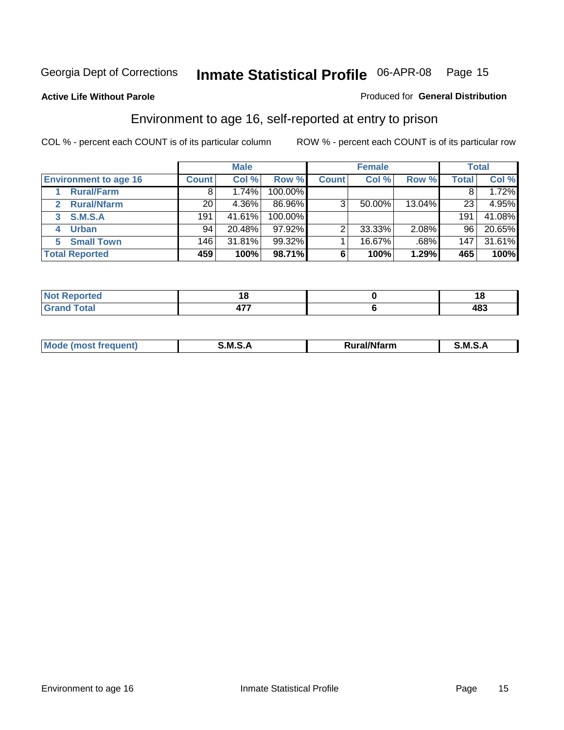Georgia Dept of Corrections **Inmate Statistical Profile** 06-APR-08

**Active Life Without Parole**

Produced for **General Distribution**

## Environment to age 16, self-reported at entry to prison

COL % - percent each COUNT is of its particular column

ROW % - percent each COUNT is of its particular row

| | Male | | | Female | | | Total | |
|---|---|---|---|---|---|---|---|---|
| **Environment to age 16** | **Count** | **Col %** | **Row %** | **Count** | **Col %** | **Row %** | **Total** | **Col %** |
| **1 Rural/Farm** | 8 | 1.74% | 100.00% | | | | 8 | 1.72% |
| **2 Rural/Nfarm** | 20 | 4.36% | 86.96% | 3 | 50.00% | 13.04% | 23 | 4.95% |
| **3 S.M.S.A** | 191 | 41.61% | 100.00% | | | | 191 | 41.08% |
| **4 Urban** | 94 | 20.48% | 97.92% | 2 | 33.33% | 2.08% | 96 | 20.65% |
| **5 Small Town** | 146 | 31.81% | 99.32% | 1 | 16.67% | .68% | 147 | 31.61% |
| **Total Reported** | **459** | **100%** | **98.71%** | **6** | **100%** | **1.29%** | **465** | **100%** |

| | Male | Female | Total |
|---|---|---|---|
| **Not Reported** | **18** | **0** | **18** |
| **Grand Total** | **477** | **6** | **483** |

| | Male | Female | Total |
|---|---|---|---|
| **Mode (most frequent)** | **S.M.S.A** | **Rural/Nfarm** | **S.M.S.A** |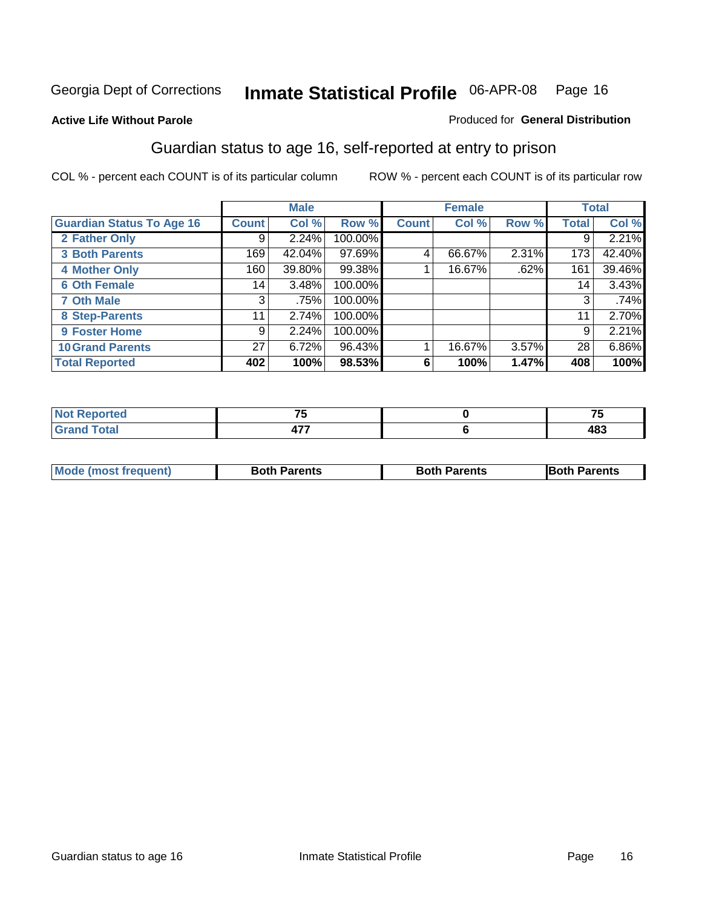Georgia Dept of Corrections **Inmate Statistical Profile** 06-APR-08

**Active Life Without Parole**

Produced for **General Distribution**

## Guardian status to age 16, self-reported at entry to prison

COL % - percent each COUNT is of its particular column

ROW % - percent each COUNT is of its particular row

| | Male | | | Female | | | Total | |
|---|---|---|---|---|---|---|---|---|
| **Guardian Status To Age 16** | **Count** | **Col %** | **Row %** | **Count** | **Col %** | **Row %** | **Total** | **Col %** |
| **2 Father Only** | 9 | 2.24% | 100.00% | | | | 9 | 2.21% |
| **3 Both Parents** | 169 | 42.04% | 97.69% | 4 | 66.67% | 2.31% | 173 | 42.40% |
| **4 Mother Only** | 160 | 39.80% | 99.38% | 1 | 16.67% | .62% | 161 | 39.46% |
| **6 Oth Female** | 14 | 3.48% | 100.00% | | | | 14 | 3.43% |
| **7 Oth Male** | 3 | .75% | 100.00% | | | | 3 | .74% |
| **8 Step-Parents** | 11 | 2.74% | 100.00% | | | | 11 | 2.70% |
| **9 Foster Home** | 9 | 2.24% | 100.00% | | | | 9 | 2.21% |
| **10 Grand Parents** | 27 | 6.72% | 96.43% | 1 | 16.67% | 3.57% | 28 | 6.86% |
| **Total Reported** | **402** | **100%** | **98.53%** | **6** | **100%** | **1.47%** | **408** | **100%** |

| | Male | Female | Total |
|---|---|---|---|
| **Not Reported** | **75** | **0** | **75** |
| **Grand Total** | **477** | **6** | **483** |

| | Male | Female | Total |
|---|---|---|---|
| **Mode (most frequent)** | **Both Parents** | **Both Parents** | **Both Parents** |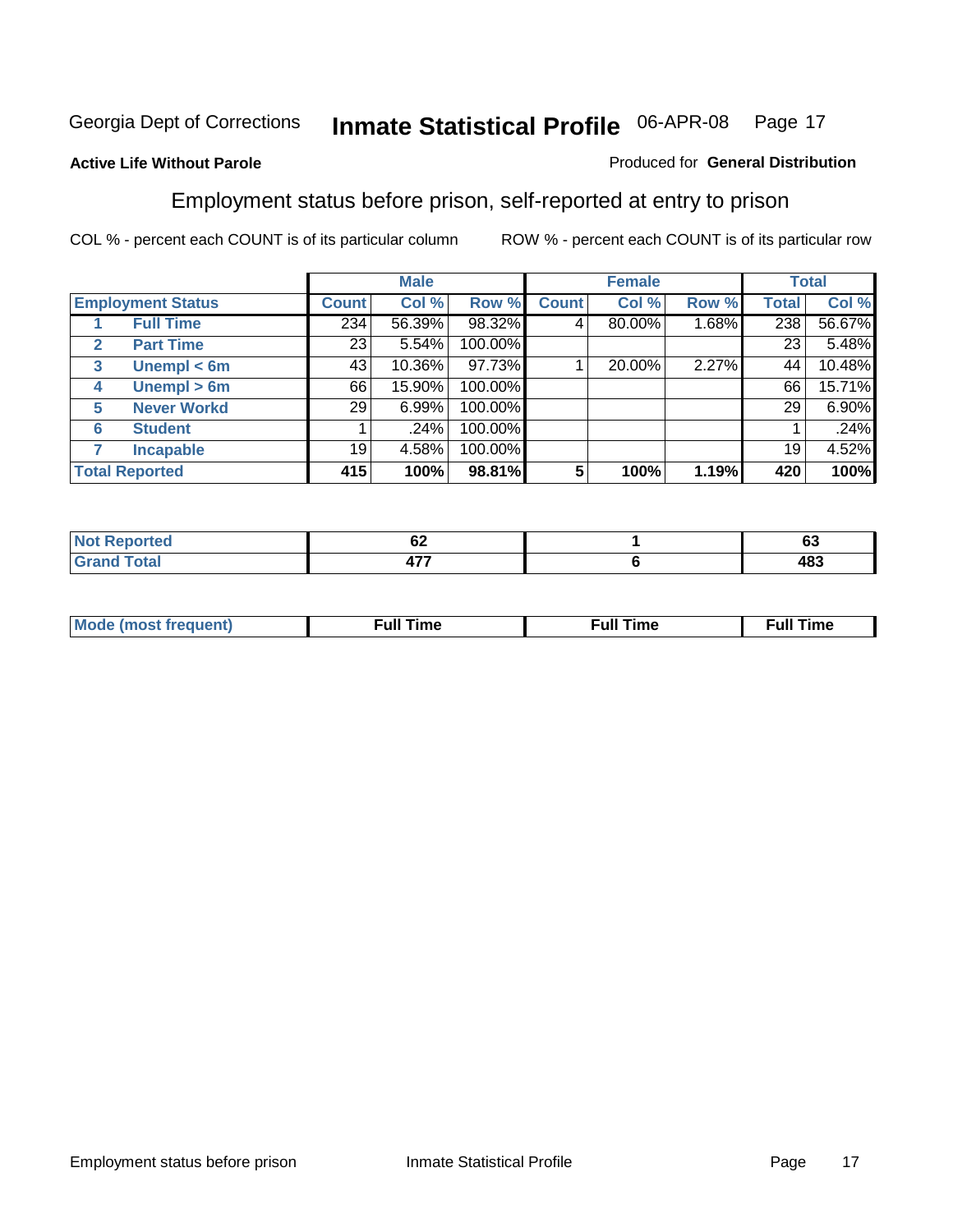Georgia Dept of Corrections **Inmate Statistical Profile** 06-APR-08

**Active Life Without Parole**

Produced for **General Distribution**

## Employment status before prison, self-reported at entry to prison

COL % - percent each COUNT is of its particular column ROW % - percent each COUNT is of its particular row

| | | Male | | | Female | | | Total | |
|---|---|---|---|---|---|---|---|---|---|
| **Employment Status** | | **Count** | **Col %** | **Row %** | **Count** | **Col %** | **Row %** | **Total** | **Col %** |
| 1 | **Full Time** | 234 | 56.39% | 98.32% | 4 | 80.00% | 1.68% | 238 | 56.67% |
| 2 | **Part Time** | 23 | 5.54% | 100.00% | | | | 23 | 5.48% |
| 3 | **Unempl < 6m** | 43 | 10.36% | 97.73% | 1 | 20.00% | 2.27% | 44 | 10.48% |
| 4 | **Unempl > 6m** | 66 | 15.90% | 100.00% | | | | 66 | 15.71% |
| 5 | **Never Workd** | 29 | 6.99% | 100.00% | | | | 29 | 6.90% |
| 6 | **Student** | 1 | .24% | 100.00% | | | | 1 | .24% |
| 7 | **Incapable** | 19 | 4.58% | 100.00% | | | | 19 | 4.52% |
| **Total Reported** | | **415** | **100%** | **98.81%** | **5** | **100%** | **1.19%** | **420** | **100%** |

| | Male | Female | Total |
|---|---|---|---|
| **Not Reported** | **62** | **1** | **63** |
| **Grand Total** | **477** | **6** | **483** |

| | Male | Female | Total |
|---|---|---|---|
| **Mode (most frequent)** | **Full Time** | **Full Time** | **Full Time** |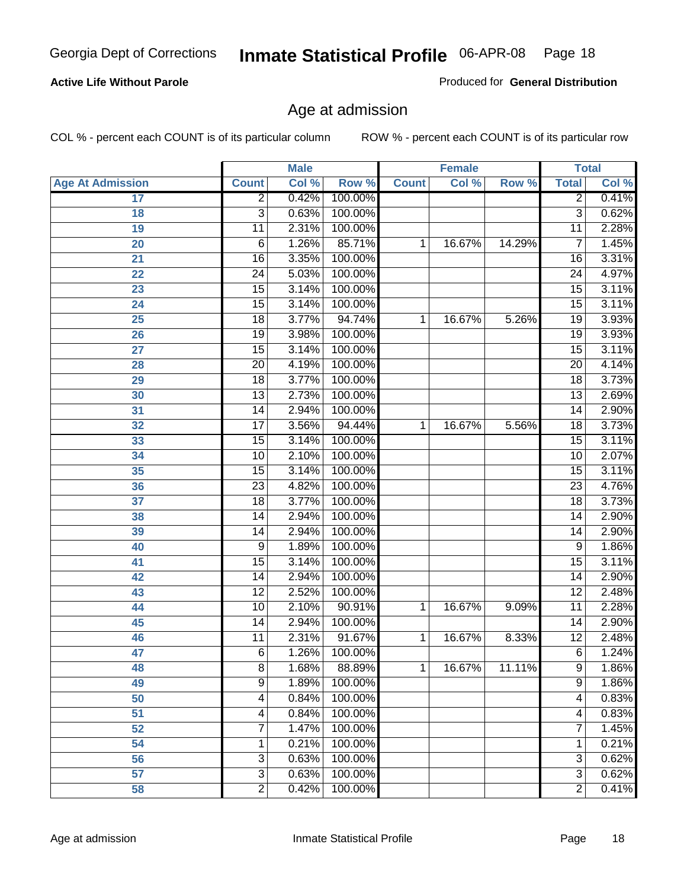**Active Life Without Parole**

Produced for **General Distribution**

## Age at admission

COL % - percent each COUNT is of its particular column

ROW % - percent each COUNT is of its particular row

| | Male | | | Female | | | Total | |
|---|---|---|---|---|---|---|---|---|
| **Age At Admission** | **Count** | **Col %** | **Row %** | **Count** | **Col %** | **Row %** | **Total** | **Col %** |
| 17 | 2 | 0.42% | 100.00% | | | | 2 | 0.41% |
| 18 | 3 | 0.63% | 100.00% | | | | 3 | 0.62% |
| 19 | 11 | 2.31% | 100.00% | | | | 11 | 2.28% |
| 20 | 6 | 1.26% | 85.71% | 1 | 16.67% | 14.29% | 7 | 1.45% |
| 21 | 16 | 3.35% | 100.00% | | | | 16 | 3.31% |
| 22 | 24 | 5.03% | 100.00% | | | | 24 | 4.97% |
| 23 | 15 | 3.14% | 100.00% | | | | 15 | 3.11% |
| 24 | 15 | 3.14% | 100.00% | | | | 15 | 3.11% |
| 25 | 18 | 3.77% | 94.74% | 1 | 16.67% | 5.26% | 19 | 3.93% |
| 26 | 19 | 3.98% | 100.00% | | | | 19 | 3.93% |
| 27 | 15 | 3.14% | 100.00% | | | | 15 | 3.11% |
| 28 | 20 | 4.19% | 100.00% | | | | 20 | 4.14% |
| 29 | 18 | 3.77% | 100.00% | | | | 18 | 3.73% |
| 30 | 13 | 2.73% | 100.00% | | | | 13 | 2.69% |
| 31 | 14 | 2.94% | 100.00% | | | | 14 | 2.90% |
| 32 | 17 | 3.56% | 94.44% | 1 | 16.67% | 5.56% | 18 | 3.73% |
| 33 | 15 | 3.14% | 100.00% | | | | 15 | 3.11% |
| 34 | 10 | 2.10% | 100.00% | | | | 10 | 2.07% |
| 35 | 15 | 3.14% | 100.00% | | | | 15 | 3.11% |
| 36 | 23 | 4.82% | 100.00% | | | | 23 | 4.76% |
| 37 | 18 | 3.77% | 100.00% | | | | 18 | 3.73% |
| 38 | 14 | 2.94% | 100.00% | | | | 14 | 2.90% |
| 39 | 14 | 2.94% | 100.00% | | | | 14 | 2.90% |
| 40 | 9 | 1.89% | 100.00% | | | | 9 | 1.86% |
| 41 | 15 | 3.14% | 100.00% | | | | 15 | 3.11% |
| 42 | 14 | 2.94% | 100.00% | | | | 14 | 2.90% |
| 43 | 12 | 2.52% | 100.00% | | | | 12 | 2.48% |
| 44 | 10 | 2.10% | 90.91% | 1 | 16.67% | 9.09% | 11 | 2.28% |
| 45 | 14 | 2.94% | 100.00% | | | | 14 | 2.90% |
| 46 | 11 | 2.31% | 91.67% | 1 | 16.67% | 8.33% | 12 | 2.48% |
| 47 | 6 | 1.26% | 100.00% | | | | 6 | 1.24% |
| 48 | 8 | 1.68% | 88.89% | 1 | 16.67% | 11.11% | 9 | 1.86% |
| 49 | 9 | 1.89% | 100.00% | | | | 9 | 1.86% |
| 50 | 4 | 0.84% | 100.00% | | | | 4 | 0.83% |
| 51 | 4 | 0.84% | 100.00% | | | | 4 | 0.83% |
| 52 | 7 | 1.47% | 100.00% | | | | 7 | 1.45% |
| 54 | 1 | 0.21% | 100.00% | | | | 1 | 0.21% |
| 56 | 3 | 0.63% | 100.00% | | | | 3 | 0.62% |
| 57 | 3 | 0.63% | 100.00% | | | | 3 | 0.62% |
| 58 | 2 | 0.42% | 100.00% | | | | 2 | 0.41% |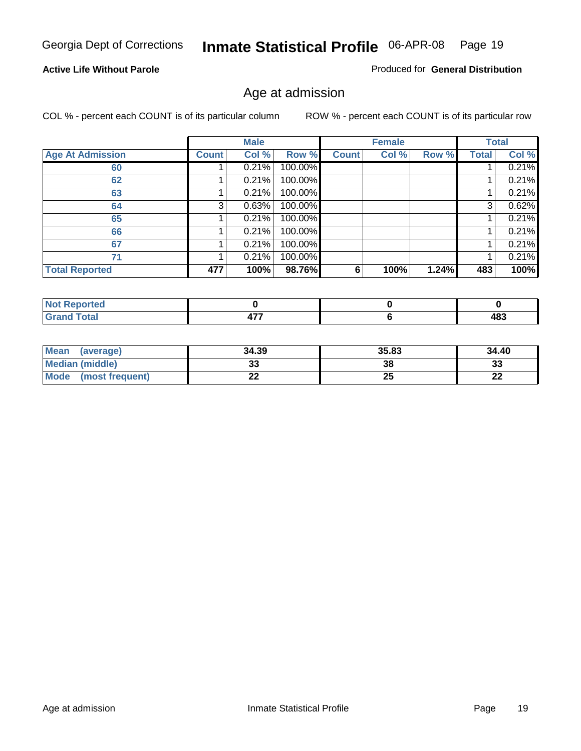Georgia Dept of Corrections **Inmate Statistical Profile** 06-APR-08

**Active Life Without Parole**

Produced for **General Distribution**

## Age at admission

COL % - percent each COUNT is of its particular column

ROW % - percent each COUNT is of its particular row

| | Male | | | Female | | | Total | |
|---|---|---|---|---|---|---|---|---|
| **Age At Admission** | **Count** | **Col %** | **Row %** | **Count** | **Col %** | **Row %** | **Total** | **Col %** |
| 60 | 1 | 0.21% | 100.00% | | | | 1 | 0.21% |
| 62 | 1 | 0.21% | 100.00% | | | | 1 | 0.21% |
| 63 | 1 | 0.21% | 100.00% | | | | 1 | 0.21% |
| 64 | 3 | 0.63% | 100.00% | | | | 3 | 0.62% |
| 65 | 1 | 0.21% | 100.00% | | | | 1 | 0.21% |
| 66 | 1 | 0.21% | 100.00% | | | | 1 | 0.21% |
| 67 | 1 | 0.21% | 100.00% | | | | 1 | 0.21% |
| 71 | 1 | 0.21% | 100.00% | | | | 1 | 0.21% |
| **Total Reported** | **477** | **100%** | **98.76%** | **6** | **100%** | **1.24%** | **483** | **100%** |

| | Male | Female | Total |
|---|---|---|---|
| **Not Reported** | **0** | **0** | **0** |
| **Grand Total** | **477** | **6** | **483** |

| | Male | Female | Total |
|---|---|---|---|
| **Mean (average)** | **34.39** | **35.83** | **34.40** |
| **Median (middle)** | **33** | **38** | **33** |
| **Mode (most frequent)** | **22** | **25** | **22** |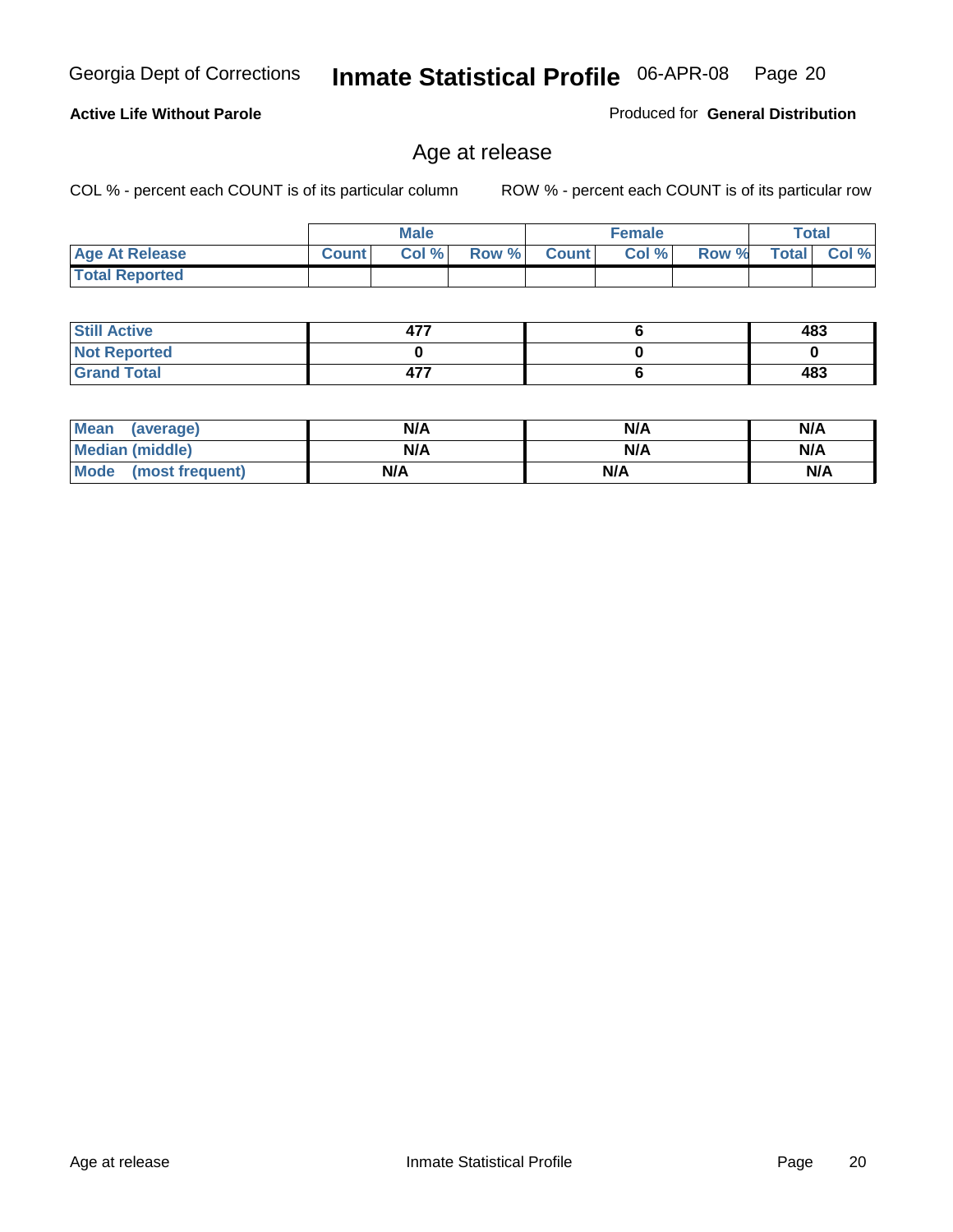Georgia Dept of Corrections **Inmate Statistical Profile** 06-APR-08

**Active Life Without Parole**

Produced for **General Distribution**

## Age at release

COL % - percent each COUNT is of its particular column

ROW % - percent each COUNT is of its particular row

| | Male | | | Female | | | Total | |
|---|---|---|---|---|---|---|---|---|
| **Age At Release** | Count | Col % | Row % | Count | Col % | Row % | Total | Col % |
| **Total Reported** | | | | | | | | |
| **Still Active** | 477 | | | 6 | | | 483 | |
| **Not Reported** | 0 | | | 0 | | | 0 | |
| **Grand Total** | 477 | | | 6 | | | 483 | |

| | Male | Female | Total |
|---|---|---|---|
| **Mean (average)** | N/A | N/A | N/A |
| **Median (middle)** | N/A | N/A | N/A |
| **Mode (most frequent)** | N/A | N/A | N/A |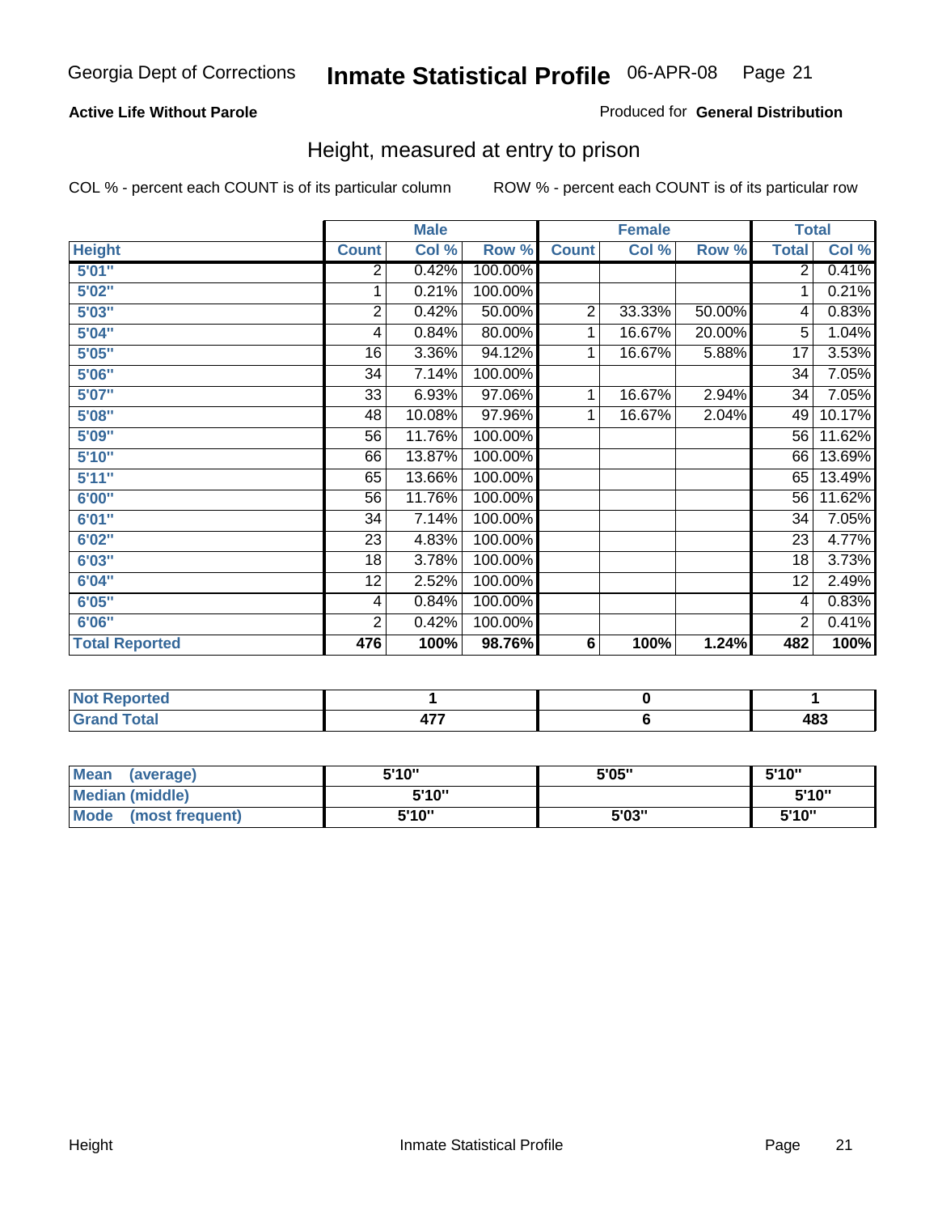Georgia Dept of Corrections **Inmate Statistical Profile** 06-APR-08

**Active Life Without Parole**

Produced for **General Distribution**

## Height, measured at entry to prison

COL % - percent each COUNT is of its particular column

ROW % - percent each COUNT is of its particular row

| | Male | | | Female | | | Total | |
|---|---|---|---|---|---|---|---|---|
| **Height** | **Count** | **Col %** | **Row %** | **Count** | **Col %** | **Row %** | **Total** | **Col %** |
| **5'01"** | 2 | 0.42% | 100.00% | | | | 2 | 0.41% |
| **5'02"** | 1 | 0.21% | 100.00% | | | | 1 | 0.21% |
| **5'03"** | 2 | 0.42% | 50.00% | 2 | 33.33% | 50.00% | 4 | 0.83% |
| **5'04"** | 4 | 0.84% | 80.00% | 1 | 16.67% | 20.00% | 5 | 1.04% |
| **5'05"** | 16 | 3.36% | 94.12% | 1 | 16.67% | 5.88% | 17 | 3.53% |
| **5'06"** | 34 | 7.14% | 100.00% | | | | 34 | 7.05% |
| **5'07"** | 33 | 6.93% | 97.06% | 1 | 16.67% | 2.94% | 34 | 7.05% |
| **5'08"** | 48 | 10.08% | 97.96% | 1 | 16.67% | 2.04% | 49 | 10.17% |
| **5'09"** | 56 | 11.76% | 100.00% | | | | 56 | 11.62% |
| **5'10"** | 66 | 13.87% | 100.00% | | | | 66 | 13.69% |
| **5'11"** | 65 | 13.66% | 100.00% | | | | 65 | 13.49% |
| **6'00"** | 56 | 11.76% | 100.00% | | | | 56 | 11.62% |
| **6'01"** | 34 | 7.14% | 100.00% | | | | 34 | 7.05% |
| **6'02"** | 23 | 4.83% | 100.00% | | | | 23 | 4.77% |
| **6'03"** | 18 | 3.78% | 100.00% | | | | 18 | 3.73% |
| **6'04"** | 12 | 2.52% | 100.00% | | | | 12 | 2.49% |
| **6'05"** | 4 | 0.84% | 100.00% | | | | 4 | 0.83% |
| **6'06"** | 2 | 0.42% | 100.00% | | | | 2 | 0.41% |
| **Total Reported** | **476** | **100%** | **98.76%** | **6** | **100%** | **1.24%** | **482** | **100%** |

| | Male | Female | Total |
|---|---|---|---|
| **Not Reported** | **1** | **0** | **1** |
| **Grand Total** | **477** | **6** | **483** |

| | Male | Female | Total |
|---|---|---|---|
| **Mean (average)** | **5'10"** | **5'05"** | **5'10"** |
| **Median (middle)** | **5'10"** | | **5'10"** |
| **Mode (most frequent)** | **5'10"** | **5'03"** | **5'10"** |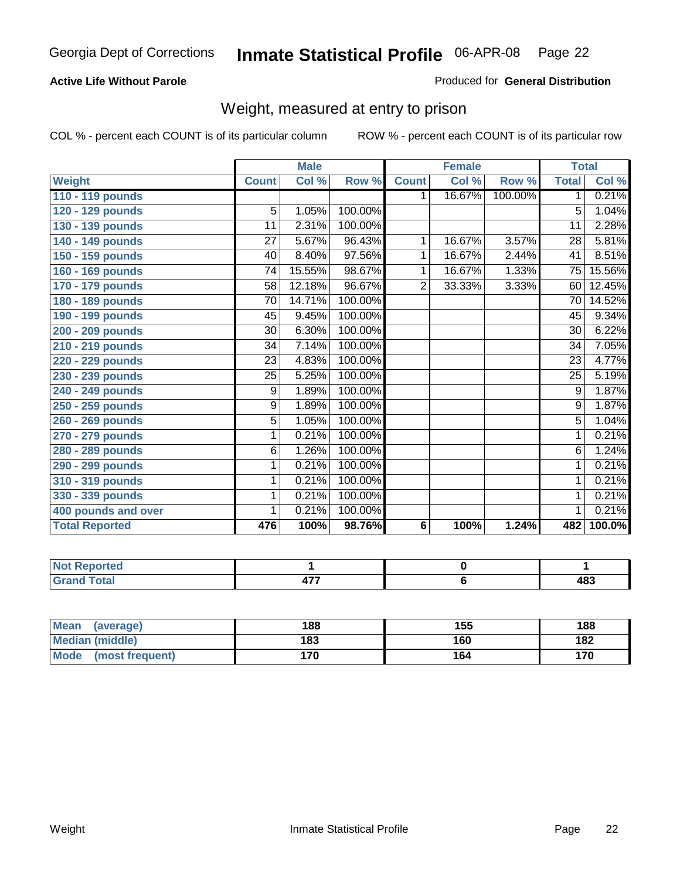# Inmate Statistical Profile

Georgia Dept of Corrections — 06-APR-08

**Active Life Without Parole** — Produced for **General Distribution**

## Weight, measured at entry to prison

COL % - percent each COUNT is of its particular column    ROW % - percent each COUNT is of its particular row

| | Male | | | Female | | | Total | |
|---|---|---|---|---|---|---|---|---|
| **Weight** | **Count** | **Col %** | **Row %** | **Count** | **Col %** | **Row %** | **Total** | **Col %** |
| 110 - 119 pounds | | | | 1 | 16.67% | 100.00% | 1 | 0.21% |
| 120 - 129 pounds | 5 | 1.05% | 100.00% | | | | 5 | 1.04% |
| 130 - 139 pounds | 11 | 2.31% | 100.00% | | | | 11 | 2.28% |
| 140 - 149 pounds | 27 | 5.67% | 96.43% | 1 | 16.67% | 3.57% | 28 | 5.81% |
| 150 - 159 pounds | 40 | 8.40% | 97.56% | 1 | 16.67% | 2.44% | 41 | 8.51% |
| 160 - 169 pounds | 74 | 15.55% | 98.67% | 1 | 16.67% | 1.33% | 75 | 15.56% |
| 170 - 179 pounds | 58 | 12.18% | 96.67% | 2 | 33.33% | 3.33% | 60 | 12.45% |
| 180 - 189 pounds | 70 | 14.71% | 100.00% | | | | 70 | 14.52% |
| 190 - 199 pounds | 45 | 9.45% | 100.00% | | | | 45 | 9.34% |
| 200 - 209 pounds | 30 | 6.30% | 100.00% | | | | 30 | 6.22% |
| 210 - 219 pounds | 34 | 7.14% | 100.00% | | | | 34 | 7.05% |
| 220 - 229 pounds | 23 | 4.83% | 100.00% | | | | 23 | 4.77% |
| 230 - 239 pounds | 25 | 5.25% | 100.00% | | | | 25 | 5.19% |
| 240 - 249 pounds | 9 | 1.89% | 100.00% | | | | 9 | 1.87% |
| 250 - 259 pounds | 9 | 1.89% | 100.00% | | | | 9 | 1.87% |
| 260 - 269 pounds | 5 | 1.05% | 100.00% | | | | 5 | 1.04% |
| 270 - 279 pounds | 1 | 0.21% | 100.00% | | | | 1 | 0.21% |
| 280 - 289 pounds | 6 | 1.26% | 100.00% | | | | 6 | 1.24% |
| 290 - 299 pounds | 1 | 0.21% | 100.00% | | | | 1 | 0.21% |
| 310 - 319 pounds | 1 | 0.21% | 100.00% | | | | 1 | 0.21% |
| 330 - 339 pounds | 1 | 0.21% | 100.00% | | | | 1 | 0.21% |
| 400 pounds and over | 1 | 0.21% | 100.00% | | | | 1 | 0.21% |
| **Total Reported** | **476** | **100%** | **98.76%** | **6** | **100%** | **1.24%** | **482** | **100.0%** |

| | Male | Female | Total |
|---|---|---|---|
| Not Reported | 1 | 0 | 1 |
| Grand Total | 477 | 6 | 483 |

| | Male | Female | Total |
|---|---|---|---|
| Mean (average) | 188 | 155 | 188 |
| Median (middle) | 183 | 160 | 182 |
| Mode (most frequent) | 170 | 164 | 170 |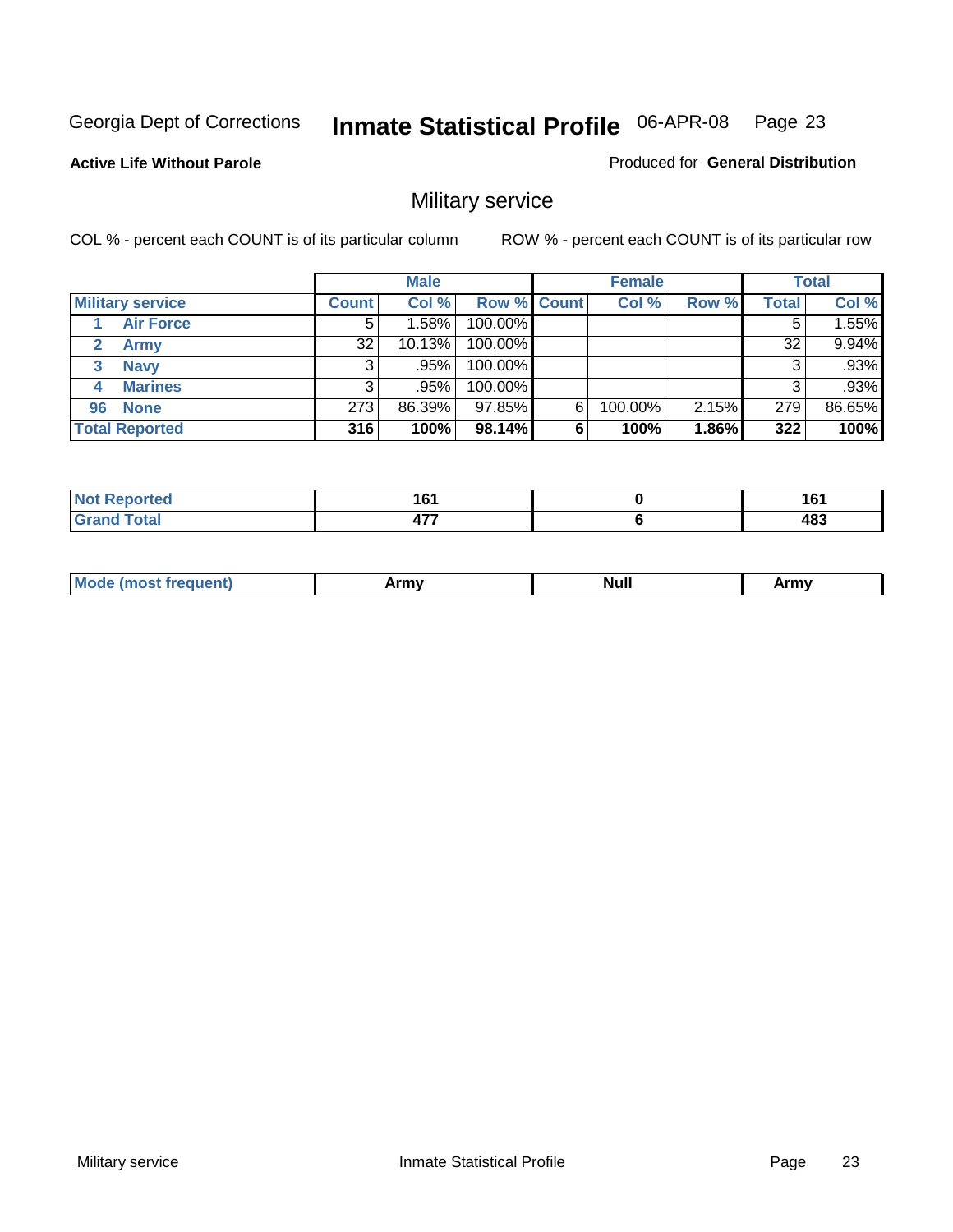Georgia Dept of Corrections **Inmate Statistical Profile** 06-APR-08

**Active Life Without Parole** Produced for **General Distribution**

## Military service

COL % - percent each COUNT is of its particular column ROW % - percent each COUNT is of its particular row

| | Male | | | Female | | | Total | |
|---|---|---|---|---|---|---|---|---|
| **Military service** | **Count** | **Col %** | **Row %** | **Count** | **Col %** | **Row %** | **Total** | **Col %** |
| 1 **Air Force** | 5 | 1.58% | 100.00% | | | | 5 | 1.55% |
| 2 **Army** | 32 | 10.13% | 100.00% | | | | 32 | 9.94% |
| 3 **Navy** | 3 | .95% | 100.00% | | | | 3 | .93% |
| 4 **Marines** | 3 | .95% | 100.00% | | | | 3 | .93% |
| 96 **None** | 273 | 86.39% | 97.85% | 6 | 100.00% | 2.15% | 279 | 86.65% |
| **Total Reported** | **316** | **100%** | **98.14%** | **6** | **100%** | **1.86%** | **322** | **100%** |

| | Male | Female | Total |
|---|---|---|---|
| **Not Reported** | **161** | **0** | **161** |
| **Grand Total** | **477** | **6** | **483** |

| | Male | Female | Total |
|---|---|---|---|
| **Mode (most frequent)** | **Army** | **Null** | **Army** |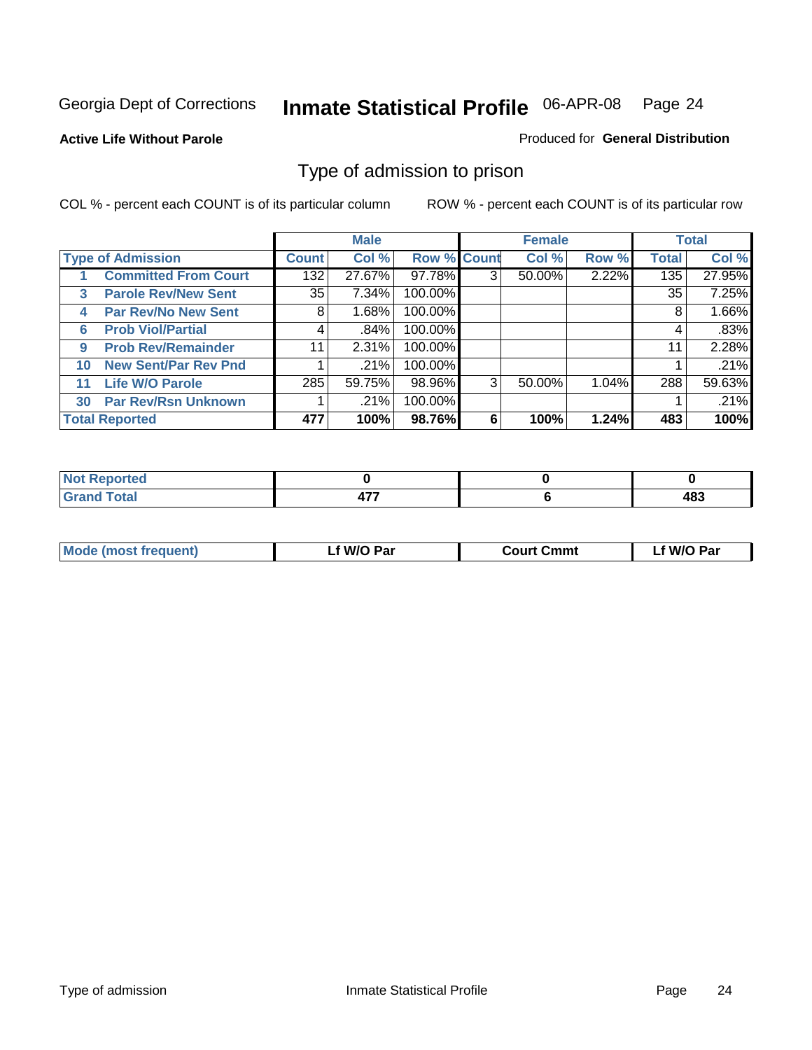Georgia Dept of Corrections **Inmate Statistical Profile** 06-APR-08

**Active Life Without Parole**

Produced for **General Distribution**

## Type of admission to prison

COL % - percent each COUNT is of its particular column

ROW % - percent each COUNT is of its particular row

| | | Male | | | Female | | | Total | |
|---|---|---|---|---|---|---|---|---|---|
| **Type of Admission** | | **Count** | **Col %** | **Row %** | **Count** | **Col %** | **Row %** | **Total** | **Col %** |
| 1 | **Committed From Court** | 132 | 27.67% | 97.78% | 3 | 50.00% | 2.22% | 135 | 27.95% |
| 3 | **Parole Rev/New Sent** | 35 | 7.34% | 100.00% | | | | 35 | 7.25% |
| 4 | **Par Rev/No New Sent** | 8 | 1.68% | 100.00% | | | | 8 | 1.66% |
| 6 | **Prob Viol/Partial** | 4 | .84% | 100.00% | | | | 4 | .83% |
| 9 | **Prob Rev/Remainder** | 11 | 2.31% | 100.00% | | | | 11 | 2.28% |
| 10 | **New Sent/Par Rev Pnd** | 1 | .21% | 100.00% | | | | 1 | .21% |
| 11 | **Life W/O Parole** | 285 | 59.75% | 98.96% | 3 | 50.00% | 1.04% | 288 | 59.63% |
| 30 | **Par Rev/Rsn Unknown** | 1 | .21% | 100.00% | | | | 1 | .21% |
| **Total Reported** | | **477** | **100%** | **98.76%** | **6** | **100%** | **1.24%** | **483** | **100%** |

| | Male | Female | Total |
|---|---|---|---|
| **Not Reported** | **0** | **0** | **0** |
| **Grand Total** | **477** | **6** | **483** |

| | Male | Female | Total |
|---|---|---|---|
| **Mode (most frequent)** | **Lf W/O Par** | **Court Cmmt** | **Lf W/O Par** |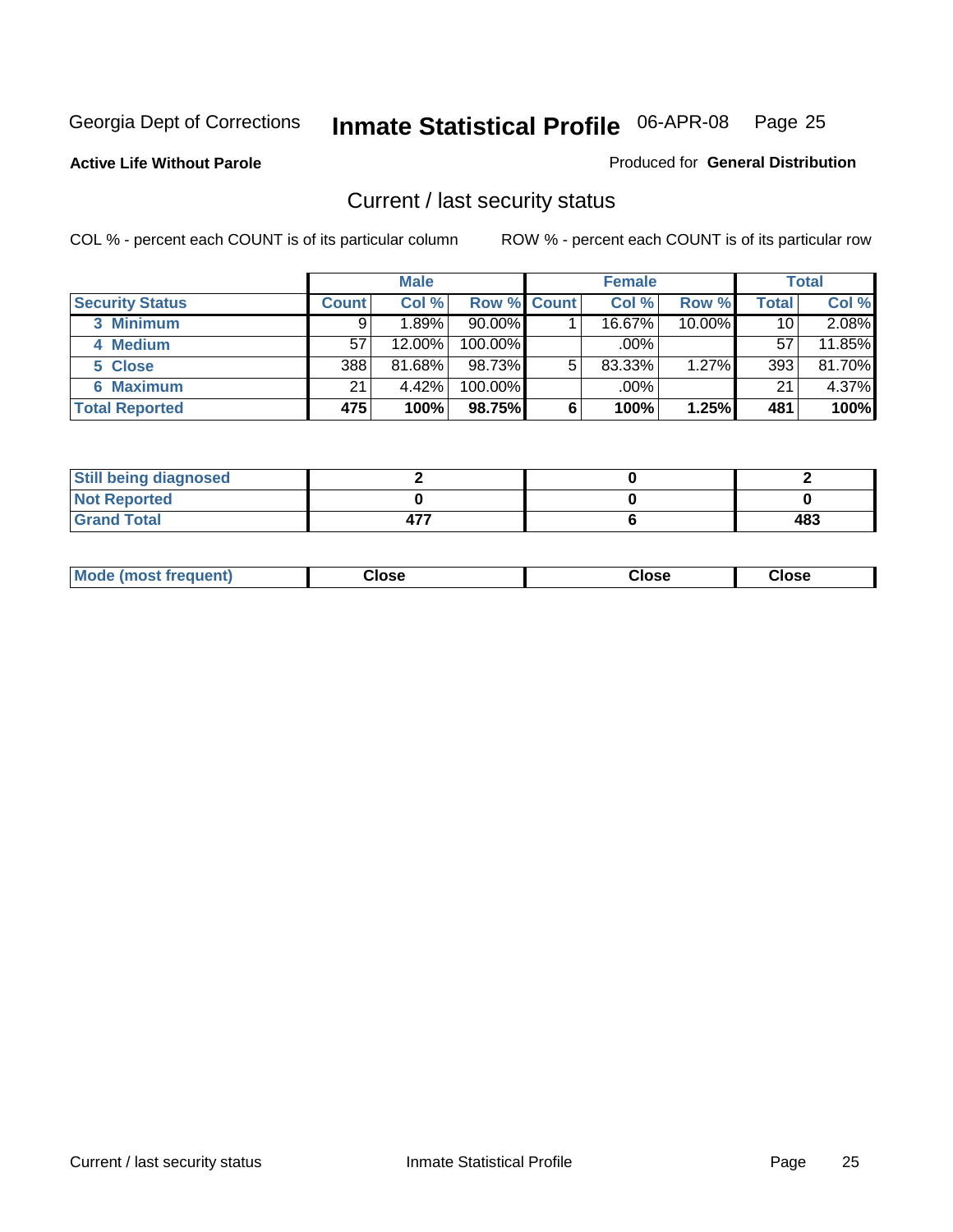Georgia Dept of Corrections **Inmate Statistical Profile** 06-APR-08 Page 25

**Active Life Without Parole**

Produced for **General Distribution**

## Current / last security status

COL % - percent each COUNT is of its particular column

ROW % - percent each COUNT is of its particular row

| | Male | | | Female | | | Total | |
|---|---|---|---|---|---|---|---|---|
| **Security Status** | **Count** | **Col %** | **Row %** | **Count** | **Col %** | **Row %** | **Total** | **Col %** |
| 3 Minimum | 9 | 1.89% | 90.00% | 1 | 16.67% | 10.00% | 10 | 2.08% |
| 4 Medium | 57 | 12.00% | 100.00% | | .00% | | 57 | 11.85% |
| 5 Close | 388 | 81.68% | 98.73% | 5 | 83.33% | 1.27% | 393 | 81.70% |
| 6 Maximum | 21 | 4.42% | 100.00% | | .00% | | 21 | 4.37% |
| **Total Reported** | **475** | **100%** | **98.75%** | **6** | **100%** | **1.25%** | **481** | **100%** |

| | Male | Female | Total |
|---|---|---|---|
| Still being diagnosed | 2 | 0 | 2 |
| Not Reported | 0 | 0 | 0 |
| Grand Total | 477 | 6 | 483 |

| | Male | Female | Total |
|---|---|---|---|
| Mode (most frequent) | Close | Close | Close |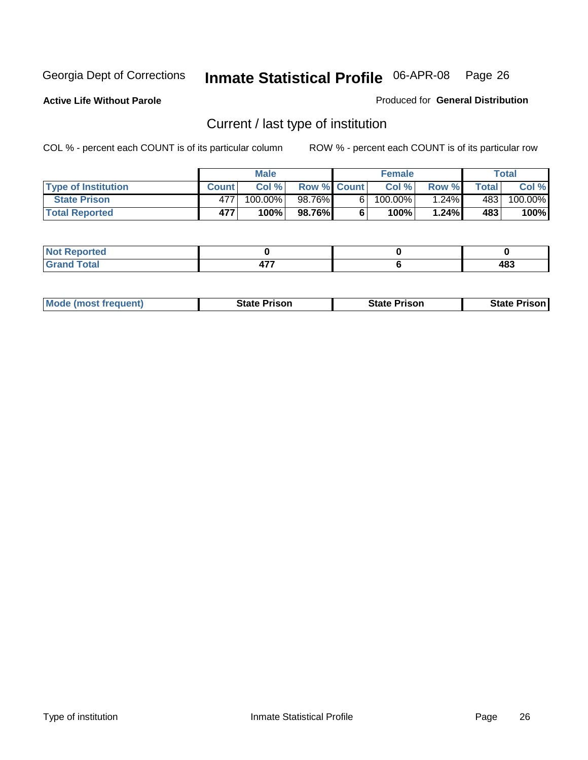Georgia Dept of Corrections **Inmate Statistical Profile** 06-APR-08

**Active Life Without Parole**

Produced for **General Distribution**

## Current / last type of institution

COL % - percent each COUNT is of its particular column ROW % - percent each COUNT is of its particular row

| | Male | | | Female | | | Total | |
|---|---|---|---|---|---|---|---|---|
| **Type of Institution** | **Count** | **Col %** | **Row %** | **Count** | **Col %** | **Row %** | **Total** | **Col %** |
| **State Prison** | 477 | 100.00% | 98.76% | 6 | 100.00% | 1.24% | 483 | 100.00% |
| **Total Reported** | **477** | **100%** | **98.76%** | **6** | **100%** | **1.24%** | **483** | **100%** |

| | Male | Female | Total |
|---|---|---|---|
| **Not Reported** | **0** | **0** | **0** |
| **Grand Total** | **477** | **6** | **483** |

| | Male | Female | Total |
|---|---|---|---|
| **Mode (most frequent)** | **State Prison** | **State Prison** | **State Prison** |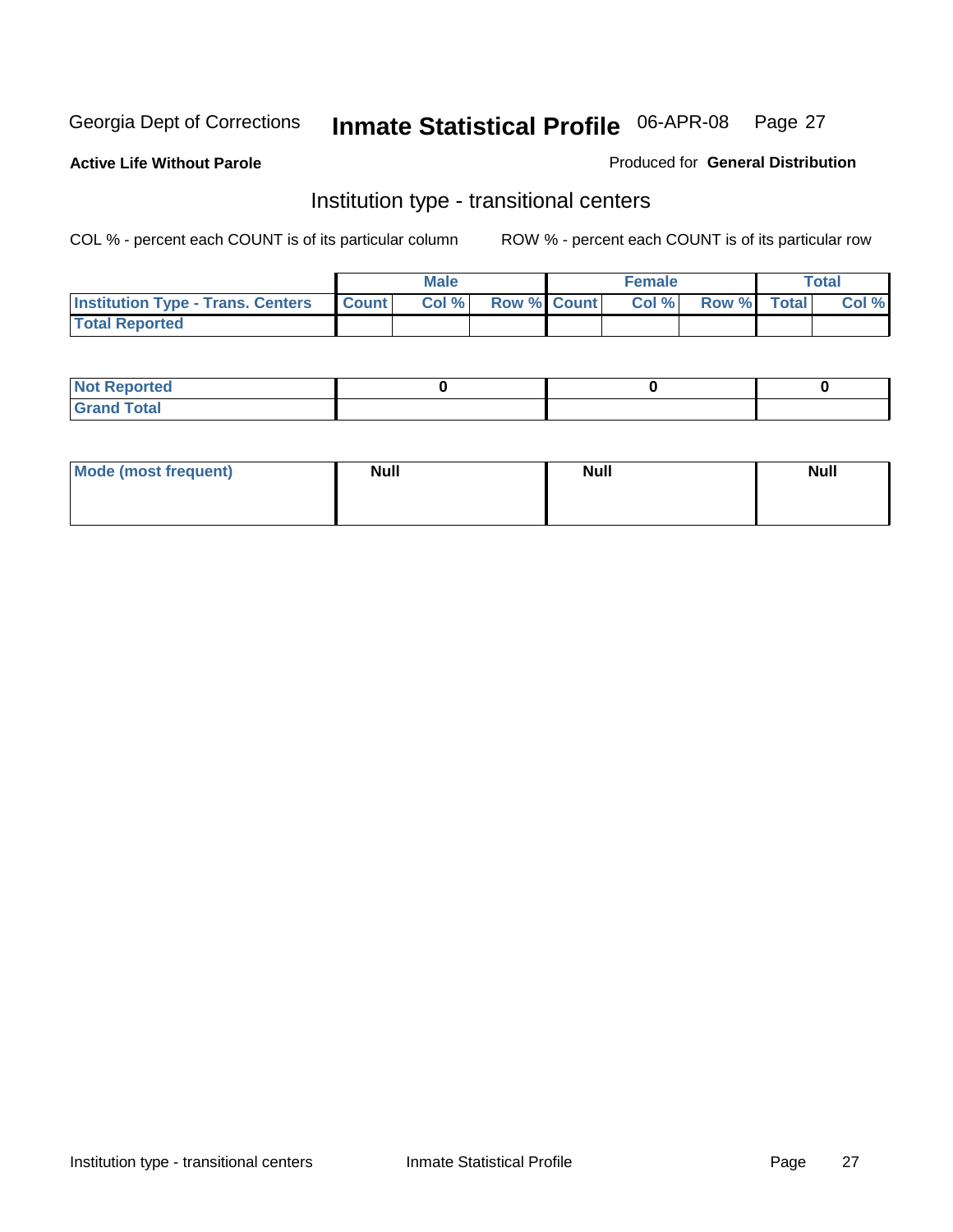Georgia Dept of Corrections **Inmate Statistical Profile** 06-APR-08 Page 27

**Active Life Without Parole**

Produced for **General Distribution**

## Institution type - transitional centers

COL % - percent each COUNT is of its particular column

ROW % - percent each COUNT is of its particular row

| | Male | | | Female | | | Total | |
|---|---|---|---|---|---|---|---|---|
| **Institution Type - Trans. Centers** | **Count** | **Col %** | **Row %** | **Count** | **Col %** | **Row %** | **Total** | **Col %** |
| **Total Reported** | | | | | | | | |

| | Male | Female | Total |
|---|---|---|---|
| **Not Reported** | 0 | 0 | 0 |
| **Grand Total** | | | |

| | Male | Female | Total |
|---|---|---|---|
| **Mode (most frequent)** | Null | Null | Null |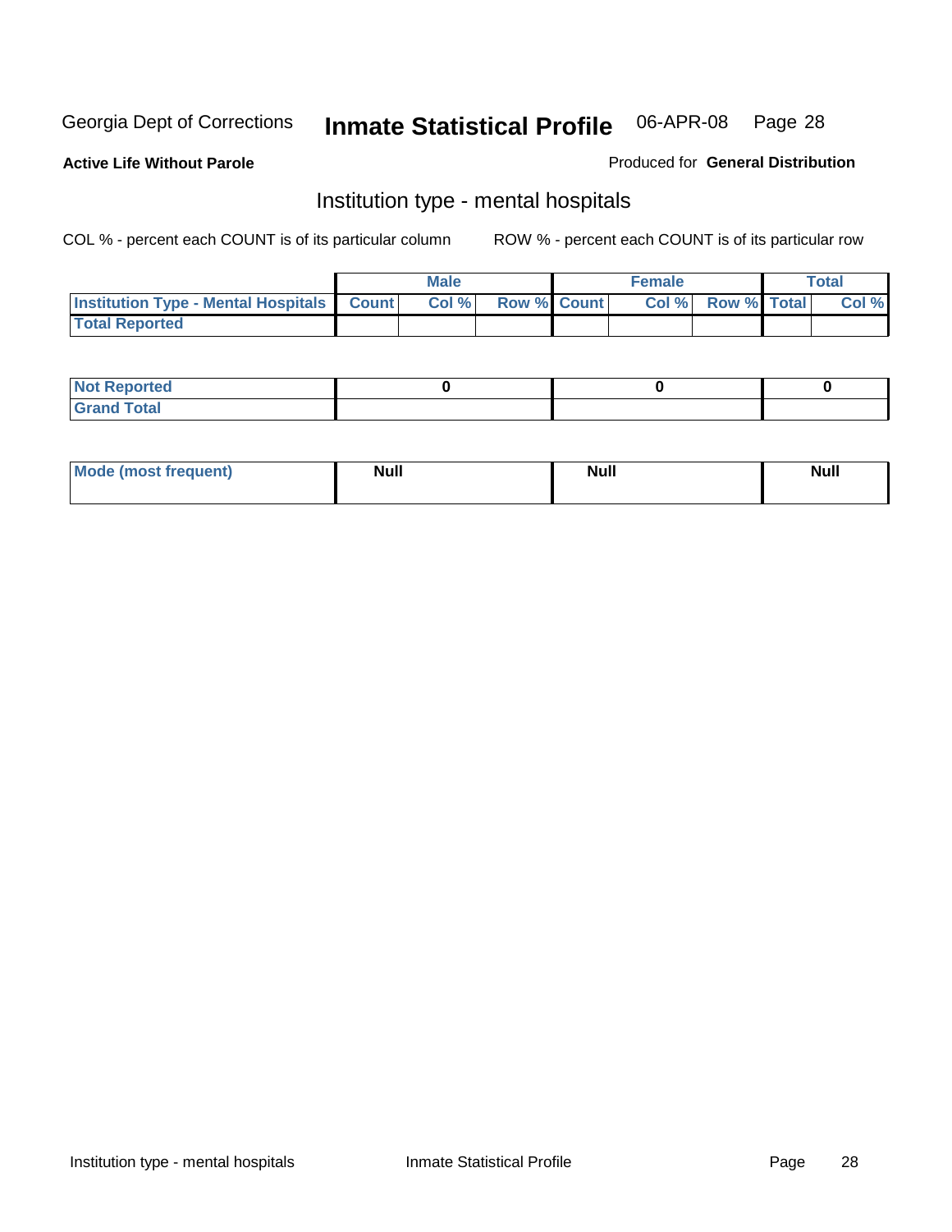Georgia Dept of Corrections **Inmate Statistical Profile** 06-APR-08

**Active Life Without Parole**

Produced for **General Distribution**

## Institution type - mental hospitals

COL % - percent each COUNT is of its particular column

ROW % - percent each COUNT is of its particular row

| | Male | | | Female | | | Total | |
|---|---|---|---|---|---|---|---|---|
| **Institution Type - Mental Hospitals** | **Count** | **Col %** | **Row %** | **Count** | **Col %** | **Row %** | **Total** | **Col %** |
| **Total Reported** | | | | | | | | |

| | Male | Female | Total |
|---|---|---|---|
| **Not Reported** | **0** | **0** | **0** |
| **Grand Total** | | | |

| | Male | Female | Total |
|---|---|---|---|
| **Mode (most frequent)** | **Null** | **Null** | **Null** |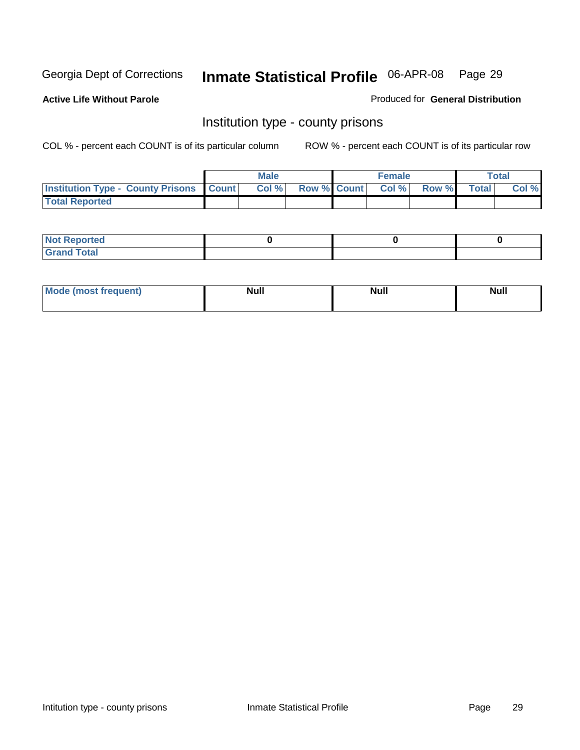Georgia Dept of Corrections **Inmate Statistical Profile** 06-APR-08

**Active Life Without Parole**

Produced for **General Distribution**

## Institution type - county prisons

COL % - percent each COUNT is of its particular column

ROW % - percent each COUNT is of its particular row

| | Male | | | Female | | | Total | |
|---|---|---|---|---|---|---|---|---|
| **Institution Type - County Prisons** | **Count** | **Col %** | **Row %** | **Count** | **Col %** | **Row %** | **Total** | **Col %** |
| **Total Reported** | | | | | | | | |

| | Male | Female | Total |
|---|---|---|---|
| **Not Reported** | **0** | **0** | **0** |
| **Grand Total** | | | |

| | Male | Female | Total |
|---|---|---|---|
| **Mode (most frequent)** | **Null** | **Null** | **Null** |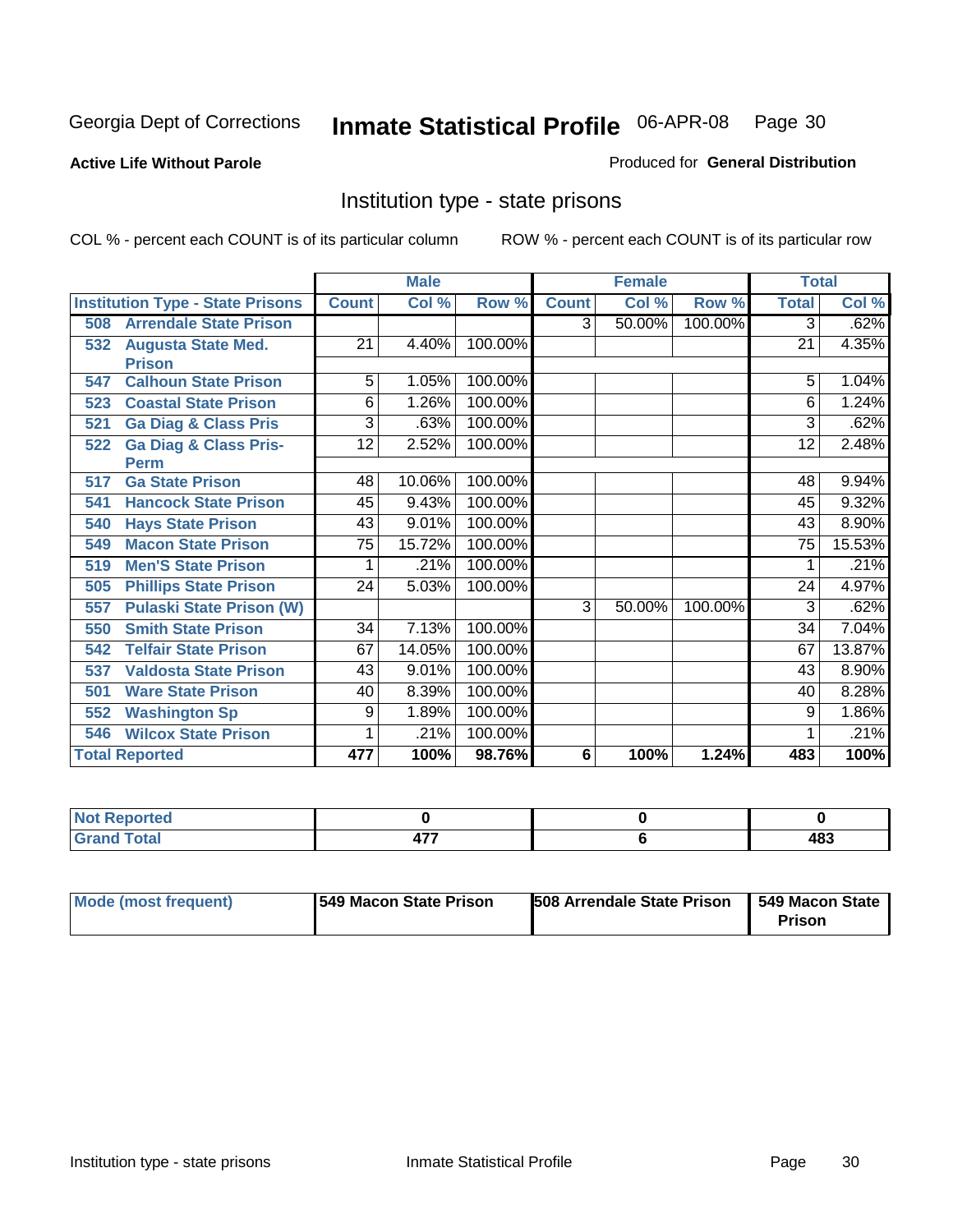Georgia Dept of Corrections **Inmate Statistical Profile** 06-APR-08

**Active Life Without Parole**

Produced for **General Distribution**

## Institution type - state prisons

COL % - percent each COUNT is of its particular column ROW % - percent each COUNT is of its particular row

| | Male | | | Female | | | Total | |
|---|---|---|---|---|---|---|---|---|
| **Institution Type - State Prisons** | **Count** | **Col %** | **Row %** | **Count** | **Col %** | **Row %** | **Total** | **Col %** |
| **508 Arrendale State Prison** | | | | 3 | 50.00% | 100.00% | 3 | .62% |
| **532 Augusta State Med. Prison** | 21 | 4.40% | 100.00% | | | | 21 | 4.35% |
| **547 Calhoun State Prison** | 5 | 1.05% | 100.00% | | | | 5 | 1.04% |
| **523 Coastal State Prison** | 6 | 1.26% | 100.00% | | | | 6 | 1.24% |
| **521 Ga Diag & Class Pris** | 3 | .63% | 100.00% | | | | 3 | .62% |
| **522 Ga Diag & Class Pris-Perm** | 12 | 2.52% | 100.00% | | | | 12 | 2.48% |
| **517 Ga State Prison** | 48 | 10.06% | 100.00% | | | | 48 | 9.94% |
| **541 Hancock State Prison** | 45 | 9.43% | 100.00% | | | | 45 | 9.32% |
| **540 Hays State Prison** | 43 | 9.01% | 100.00% | | | | 43 | 8.90% |
| **549 Macon State Prison** | 75 | 15.72% | 100.00% | | | | 75 | 15.53% |
| **519 Men'S State Prison** | 1 | .21% | 100.00% | | | | 1 | .21% |
| **505 Phillips State Prison** | 24 | 5.03% | 100.00% | | | | 24 | 4.97% |
| **557 Pulaski State Prison (W)** | | | | 3 | 50.00% | 100.00% | 3 | .62% |
| **550 Smith State Prison** | 34 | 7.13% | 100.00% | | | | 34 | 7.04% |
| **542 Telfair State Prison** | 67 | 14.05% | 100.00% | | | | 67 | 13.87% |
| **537 Valdosta State Prison** | 43 | 9.01% | 100.00% | | | | 43 | 8.90% |
| **501 Ware State Prison** | 40 | 8.39% | 100.00% | | | | 40 | 8.28% |
| **552 Washington Sp** | 9 | 1.89% | 100.00% | | | | 9 | 1.86% |
| **546 Wilcox State Prison** | 1 | .21% | 100.00% | | | | 1 | .21% |
| **Total Reported** | **477** | **100%** | **98.76%** | **6** | **100%** | **1.24%** | **483** | **100%** |

| | Male | Female | Total |
|---|---|---|---|
| **Not Reported** | **0** | **0** | **0** |
| **Grand Total** | **477** | **6** | **483** |

| | Male | Female | Total |
|---|---|---|---|
| **Mode (most frequent)** | **549 Macon State Prison** | **508 Arrendale State Prison** | **549 Macon State Prison** |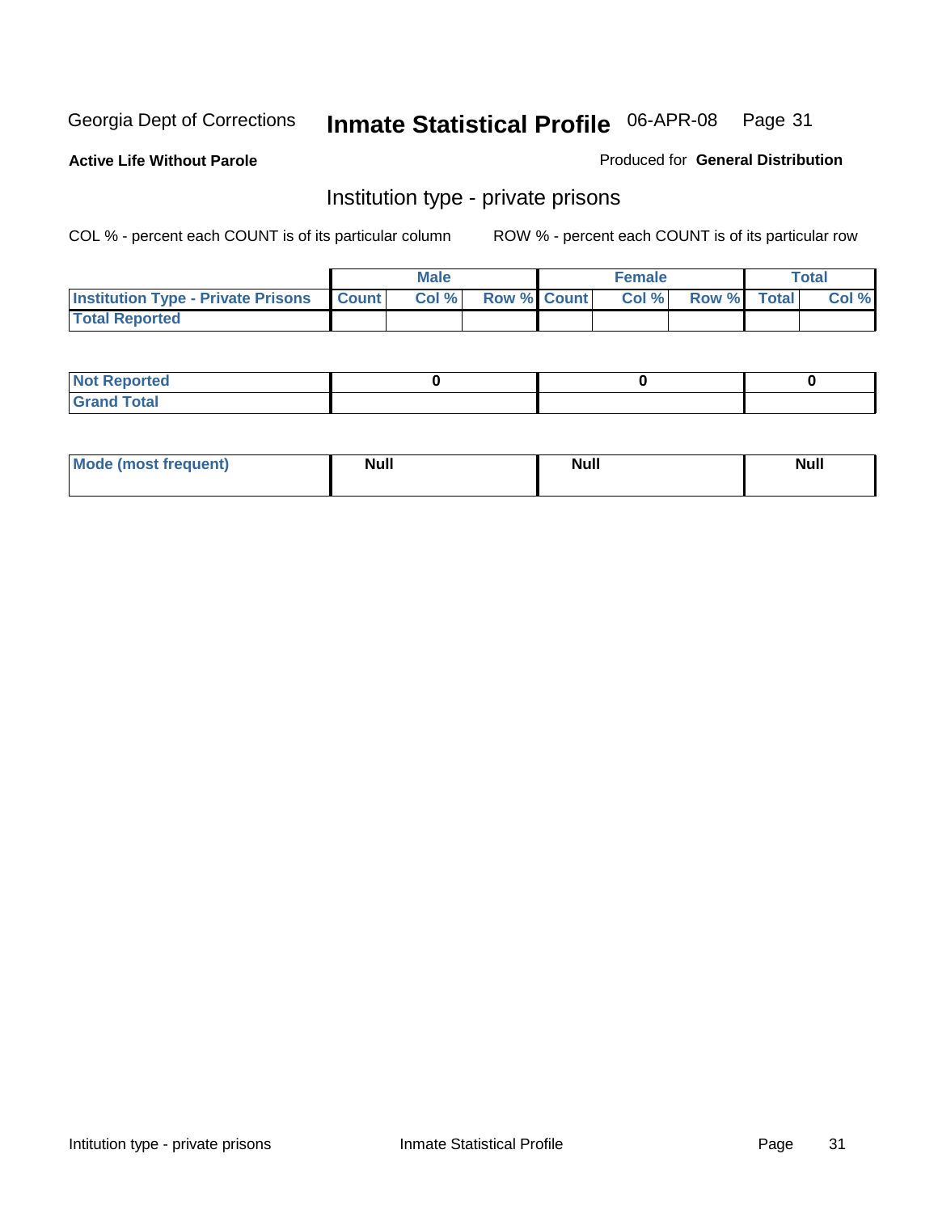Georgia Dept of Corrections **Inmate Statistical Profile** 06-APR-08

**Active Life Without Parole**

Produced for **General Distribution**

## Institution type - private prisons

COL % - percent each COUNT is of its particular column

ROW % - percent each COUNT is of its particular row

| | Male | | | Female | | | Total | |
|---|---|---|---|---|---|---|---|---|
| **Institution Type - Private Prisons** | **Count** | **Col %** | **Row %** | **Count** | **Col %** | **Row %** | **Total** | **Col %** |
| **Total Reported** | | | | | | | | |

| | Male | Female | Total |
|---|---|---|---|
| **Not Reported** | 0 | 0 | 0 |
| **Grand Total** | | | |

| | Male | Female | Total |
|---|---|---|---|
| **Mode (most frequent)** | Null | Null | Null |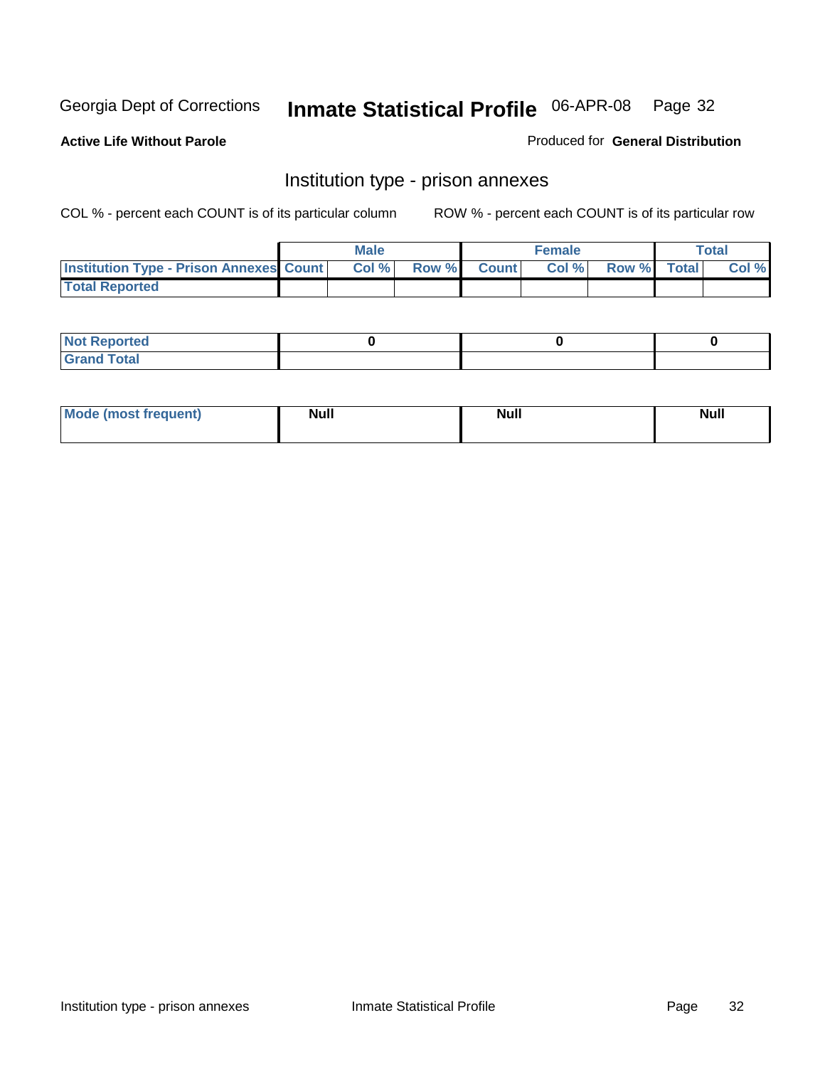Georgia Dept of Corrections **Inmate Statistical Profile** 06-APR-08

**Active Life Without Parole**

Produced for **General Distribution**

## Institution type - prison annexes

COL % - percent each COUNT is of its particular column ROW % - percent each COUNT is of its particular row

| | Male | | | Female | | | Total | |
|---|---|---|---|---|---|---|---|---|
| **Institution Type - Prison Annexes** | **Count** | **Col %** | **Row %** | **Count** | **Col %** | **Row %** | **Total** | **Col %** |
| **Total Reported** | | | | | | | | |

| | Male | Female | Total |
|---|---|---|---|
| **Not Reported** | 0 | 0 | 0 |
| **Grand Total** | | | |

| | Male | Female | Total |
|---|---|---|---|
| **Mode (most frequent)** | **Null** | **Null** | **Null** |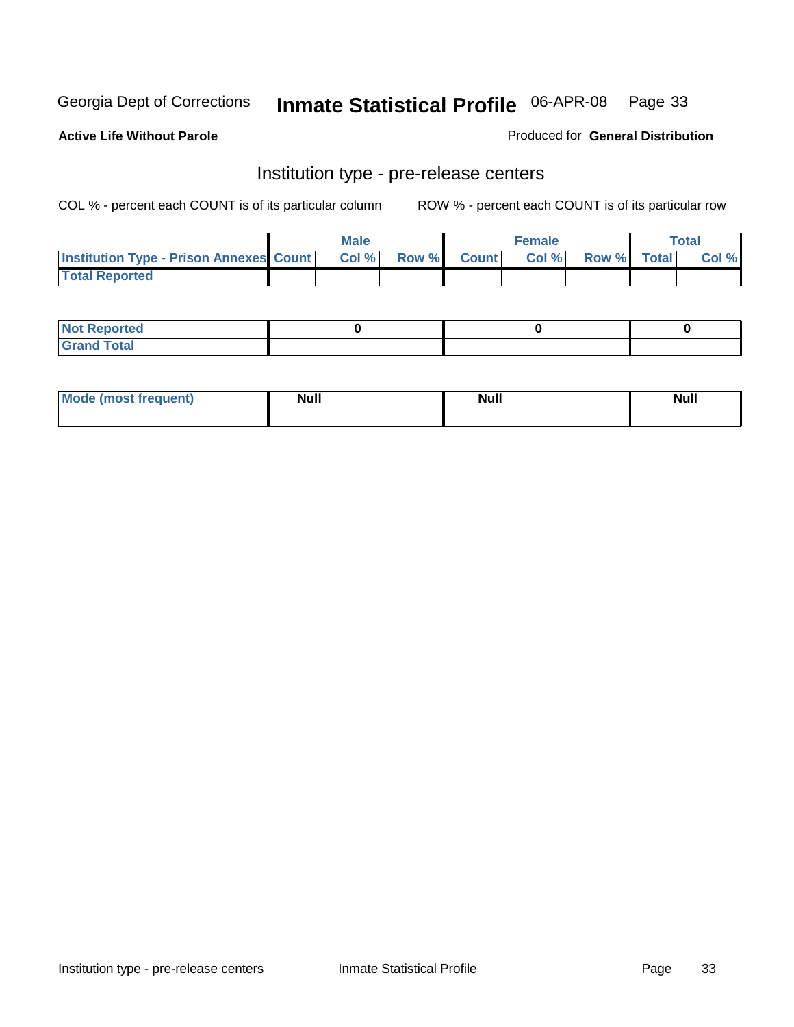Georgia Dept of Corrections **Inmate Statistical Profile** 06-APR-08

**Active Life Without Parole**

Produced for **General Distribution**

## Institution type - pre-release centers

COL % - percent each COUNT is of its particular column ROW % - percent each COUNT is of its particular row

| | Male | | | Female | | | Total | |
|---|---|---|---|---|---|---|---|---|
| **Institution Type - Prison Annexes** | **Count** | **Col %** | **Row %** | **Count** | **Col %** | **Row %** | **Total** | **Col %** |
| **Total Reported** | | | | | | | | |
| **Not Reported** | 0 | | | 0 | | | 0 | |
| **Grand Total** | | | | | | | | |
| **Mode (most frequent)** | Null | | | Null | | | Null | |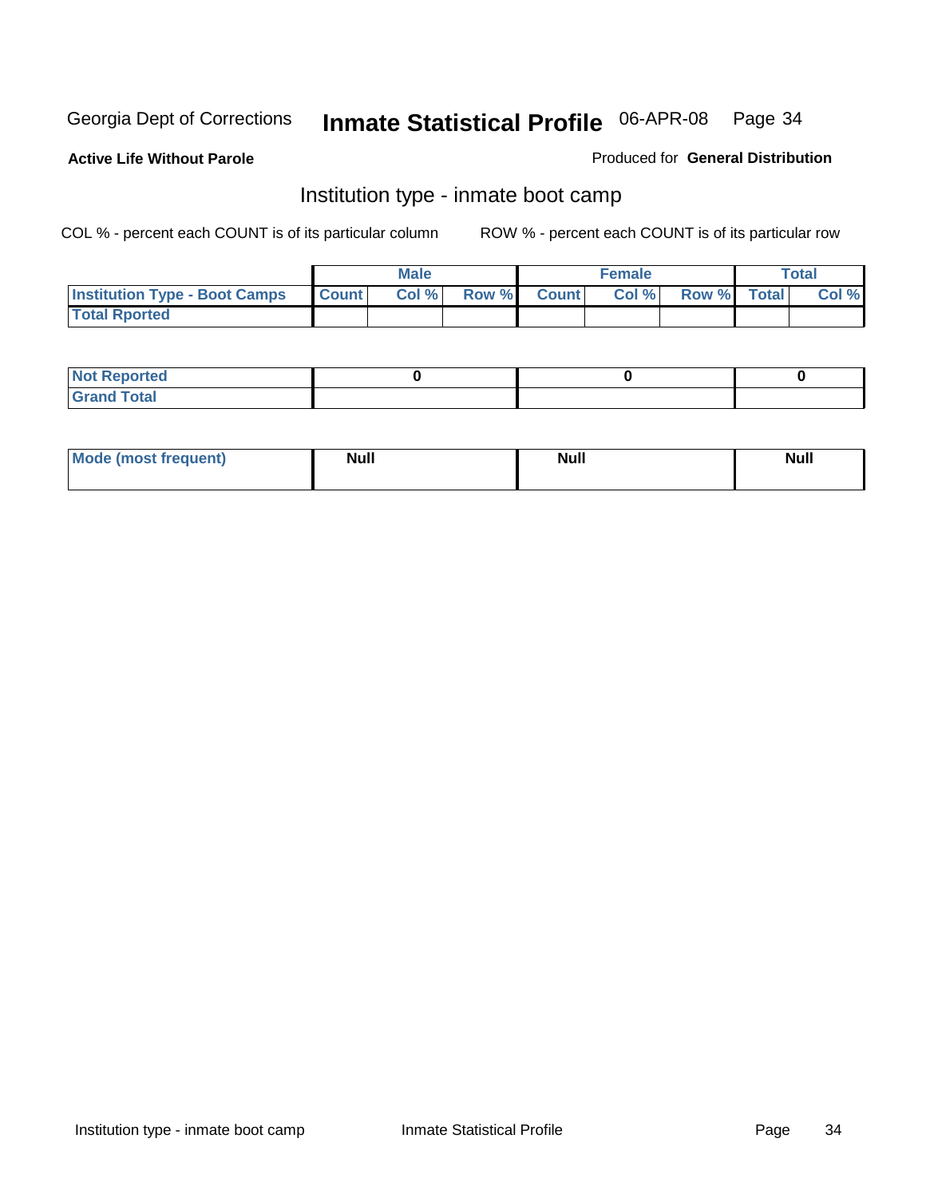Georgia Dept of Corrections **Inmate Statistical Profile** 06-APR-08 Page 34

**Active Life Without Parole**

Produced for **General Distribution**

## Institution type - inmate boot camp

COL % - percent each COUNT is of its particular column

ROW % - percent each COUNT is of its particular row

| | Male | | | Female | | | Total | |
|---|---|---|---|---|---|---|---|---|
| **Institution Type - Boot Camps** | **Count** | **Col %** | **Row %** | **Count** | **Col %** | **Row %** | **Total** | **Col %** |
| **Total Rported** | | | | | | | | |

| | Male | Female | Total |
|---|---|---|---|
| **Not Reported** | 0 | 0 | 0 |
| **Grand Total** | | | |

| | Male | Female | Total |
|---|---|---|---|
| **Mode (most frequent)** | Null | Null | Null |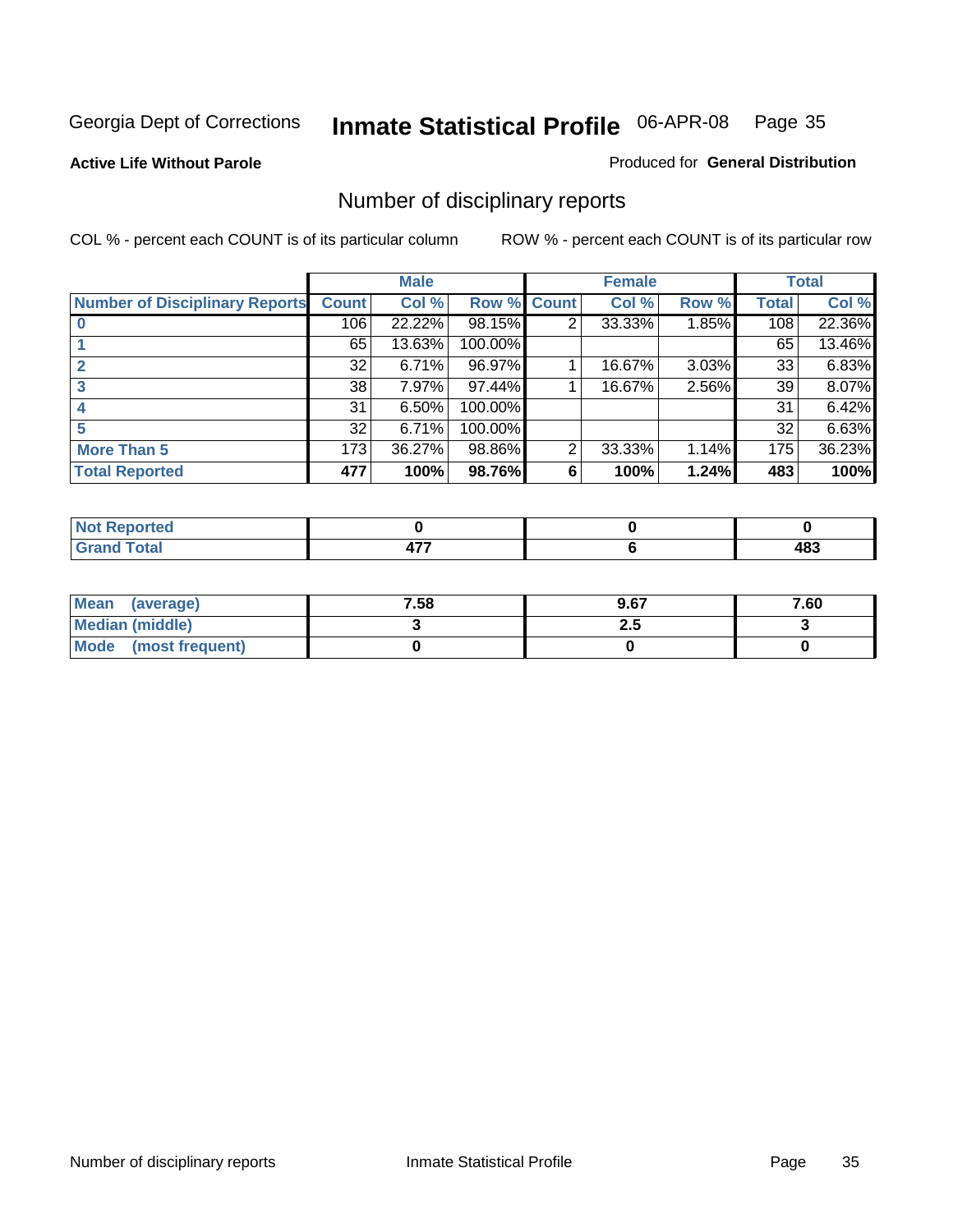Georgia Dept of Corrections **Inmate Statistical Profile** 06-APR-08

**Active Life Without Parole**

Produced for **General Distribution**

## Number of disciplinary reports

COL % - percent each COUNT is of its particular column ROW % - percent each COUNT is of its particular row

| | Male | | | Female | | | Total | |
|---|---|---|---|---|---|---|---|---|
| **Number of Disciplinary Reports** | **Count** | **Col %** | **Row %** | **Count** | **Col %** | **Row %** | **Total** | **Col %** |
| **0** | 106 | 22.22% | 98.15% | 2 | 33.33% | 1.85% | 108 | 22.36% |
| **1** | 65 | 13.63% | 100.00% | | | | 65 | 13.46% |
| **2** | 32 | 6.71% | 96.97% | 1 | 16.67% | 3.03% | 33 | 6.83% |
| **3** | 38 | 7.97% | 97.44% | 1 | 16.67% | 2.56% | 39 | 8.07% |
| **4** | 31 | 6.50% | 100.00% | | | | 31 | 6.42% |
| **5** | 32 | 6.71% | 100.00% | | | | 32 | 6.63% |
| **More Than 5** | 173 | 36.27% | 98.86% | 2 | 33.33% | 1.14% | 175 | 36.23% |
| **Total Reported** | **477** | **100%** | **98.76%** | **6** | **100%** | **1.24%** | **483** | **100%** |

| | Male | Female | Total |
|---|---|---|---|
| **Not Reported** | **0** | **0** | **0** |
| **Grand Total** | **477** | **6** | **483** |

| | Male | Female | Total |
|---|---|---|---|
| **Mean (average)** | **7.58** | **9.67** | **7.60** |
| **Median (middle)** | **3** | **2.5** | **3** |
| **Mode (most frequent)** | **0** | **0** | **0** |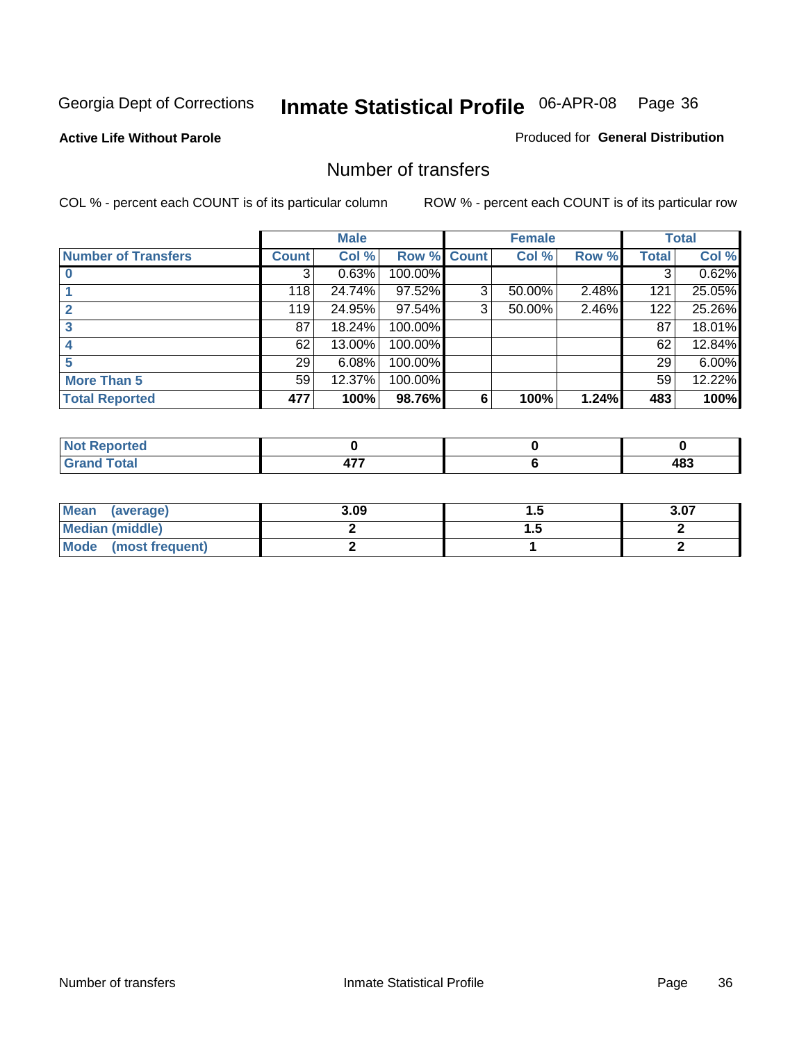Georgia Dept of Corrections **Inmate Statistical Profile** 06-APR-08

**Active Life Without Parole**

Produced for **General Distribution**

## Number of transfers

COL % - percent each COUNT is of its particular column

ROW % - percent each COUNT is of its particular row

| | Male | | | Female | | | Total | |
|---|---|---|---|---|---|---|---|---|
| **Number of Transfers** | **Count** | **Col %** | **Row %** | **Count** | **Col %** | **Row %** | **Total** | **Col %** |
| **0** | 3 | 0.63% | 100.00% | | | | 3 | 0.62% |
| **1** | 118 | 24.74% | 97.52% | 3 | 50.00% | 2.48% | 121 | 25.05% |
| **2** | 119 | 24.95% | 97.54% | 3 | 50.00% | 2.46% | 122 | 25.26% |
| **3** | 87 | 18.24% | 100.00% | | | | 87 | 18.01% |
| **4** | 62 | 13.00% | 100.00% | | | | 62 | 12.84% |
| **5** | 29 | 6.08% | 100.00% | | | | 29 | 6.00% |
| **More Than 5** | 59 | 12.37% | 100.00% | | | | 59 | 12.22% |
| **Total Reported** | **477** | **100%** | **98.76%** | **6** | **100%** | **1.24%** | **483** | **100%** |

| | Male | Female | Total |
|---|---|---|---|
| **Not Reported** | **0** | **0** | **0** |
| **Grand Total** | **477** | **6** | **483** |

| | Male | Female | Total |
|---|---|---|---|
| **Mean (average)** | **3.09** | **1.5** | **3.07** |
| **Median (middle)** | **2** | **1.5** | **2** |
| **Mode (most frequent)** | **2** | **1** | **2** |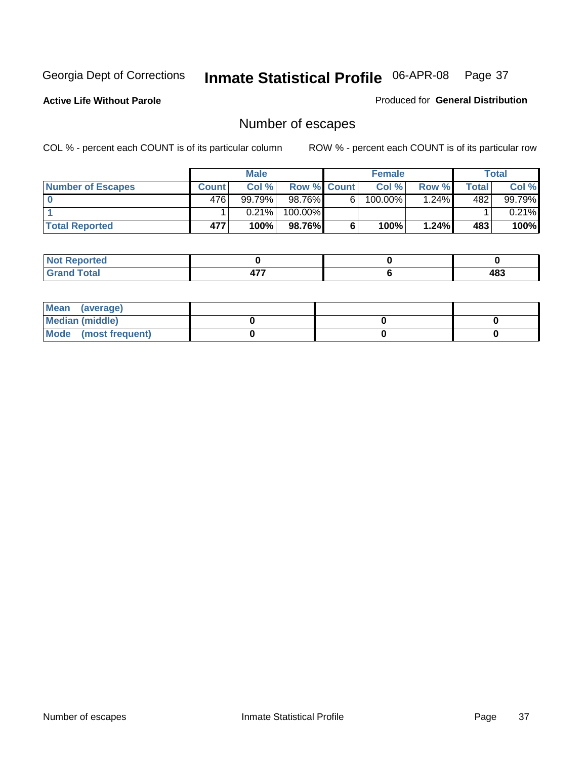Georgia Dept of Corrections **Inmate Statistical Profile** 06-APR-08

**Active Life Without Parole**

Produced for **General Distribution**

## Number of escapes

COL % - percent each COUNT is of its particular column ROW % - percent each COUNT is of its particular row

| | Male | | | Female | | | Total | |
|---|---|---|---|---|---|---|---|---|
| **Number of Escapes** | **Count** | **Col %** | **Row %** | **Count** | **Col %** | **Row %** | **Total** | **Col %** |
| **0** | 476 | 99.79% | 98.76% | 6 | 100.00% | 1.24% | 482 | 99.79% |
| **1** | 1 | 0.21% | 100.00% | | | | 1 | 0.21% |
| **Total Reported** | **477** | **100%** | **98.76%** | **6** | **100%** | **1.24%** | **483** | **100%** |

| | Male | Female | Total |
|---|---|---|---|
| **Not Reported** | **0** | **0** | **0** |
| **Grand Total** | **477** | **6** | **483** |

| | Male | Female | Total |
|---|---|---|---|
| **Mean (average)** | | | |
| **Median (middle)** | **0** | **0** | **0** |
| **Mode (most frequent)** | **0** | **0** | **0** |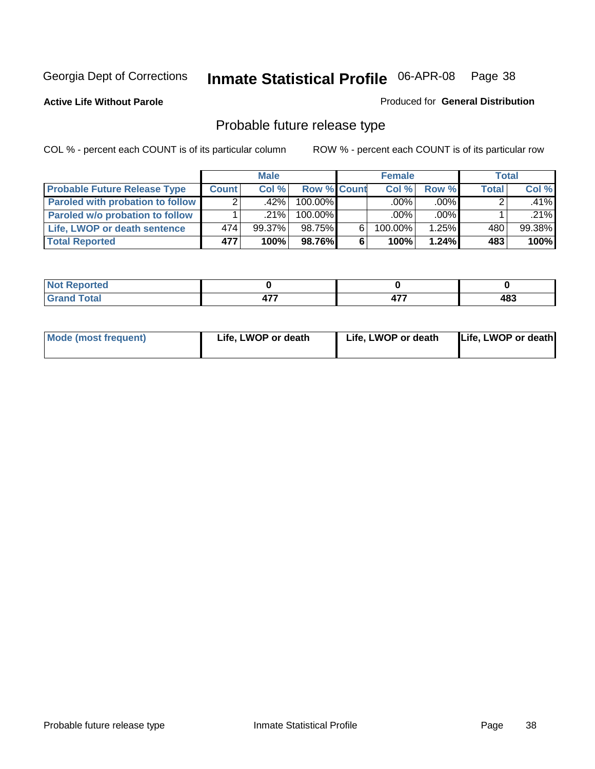Georgia Dept of Corrections **Inmate Statistical Profile** 06-APR-08

**Active Life Without Parole**

Produced for **General Distribution**

## Probable future release type

COL % - percent each COUNT is of its particular column

ROW % - percent each COUNT is of its particular row

| | Male | | | Female | | | Total | |
|---|---|---|---|---|---|---|---|---|
| **Probable Future Release Type** | **Count** | **Col %** | **Row %** | **Count** | **Col %** | **Row %** | **Total** | **Col %** |
| **Paroled with probation to follow** | 2 | .42% | 100.00% | | .00% | .00% | 2 | .41% |
| **Paroled w/o probation to follow** | 1 | .21% | 100.00% | | .00% | .00% | 1 | .21% |
| **Life, LWOP or death sentence** | 474 | 99.37% | 98.75% | 6 | 100.00% | 1.25% | 480 | 99.38% |
| **Total Reported** | **477** | **100%** | **98.76%** | **6** | **100%** | **1.24%** | **483** | **100%** |

| | Male | Female | Total |
|---|---|---|---|
| **Not Reported** | **0** | **0** | **0** |
| **Grand Total** | **477** | **477** | **483** |

| | Male | Female | Total |
|---|---|---|---|
| **Mode (most frequent)** | **Life, LWOP or death** | **Life, LWOP or death** | **Life, LWOP or death** |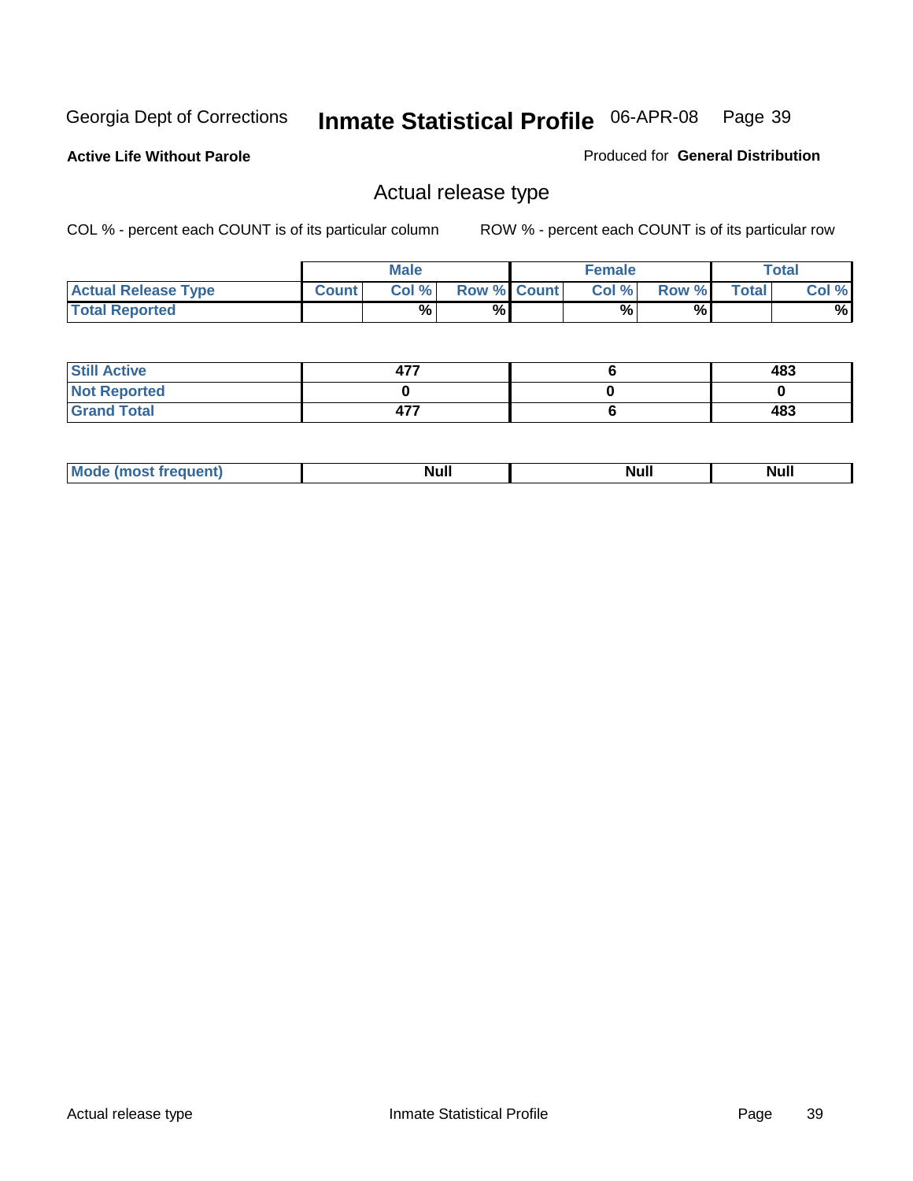Georgia Dept of Corrections **Inmate Statistical Profile** 06-APR-08

**Active Life Without Parole**

Produced for **General Distribution**

## Actual release type

COL % - percent each COUNT is of its particular column ROW % - percent each COUNT is of its particular row

| | Male | | | Female | | | Total | |
|---|---|---|---|---|---|---|---|---|
| **Actual Release Type** | **Count** | **Col %** | **Row %** | **Count** | **Col %** | **Row %** | **Total** | **Col %** |
| **Total Reported** | | % | % | | % | % | | % |

| | Male | Female | Total |
|---|---|---|---|
| **Still Active** | 477 | 6 | 483 |
| **Not Reported** | 0 | 0 | 0 |
| **Grand Total** | 477 | 6 | 483 |

| | Male | Female | Total |
|---|---|---|---|
| **Mode (most frequent)** | Null | Null | Null |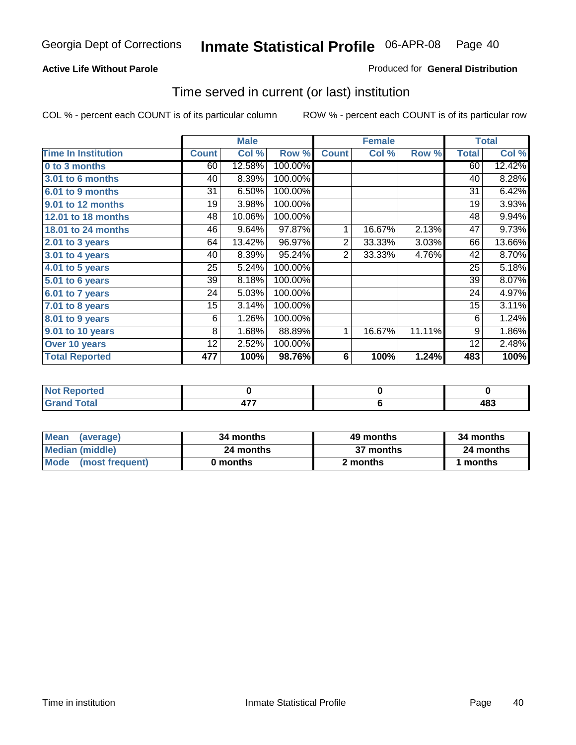Georgia Dept of Corrections **Inmate Statistical Profile** 06-APR-08

**Active Life Without Parole**

Produced for **General Distribution**

## Time served in current (or last) institution

COL % - percent each COUNT is of its particular column     ROW % - percent each COUNT is of its particular row

| Time In Institution | Male | | | Female | | | Total | |
|---|---|---|---|---|---|---|---|---|
| | Count | Col % | Row % | Count | Col % | Row % | Total | Col % |
| 0 to 3 months | 60 | 12.58% | 100.00% | | | | 60 | 12.42% |
| 3.01 to 6 months | 40 | 8.39% | 100.00% | | | | 40 | 8.28% |
| 6.01 to 9 months | 31 | 6.50% | 100.00% | | | | 31 | 6.42% |
| 9.01 to 12 months | 19 | 3.98% | 100.00% | | | | 19 | 3.93% |
| 12.01 to 18 months | 48 | 10.06% | 100.00% | | | | 48 | 9.94% |
| 18.01 to 24 months | 46 | 9.64% | 97.87% | 1 | 16.67% | 2.13% | 47 | 9.73% |
| 2.01 to 3 years | 64 | 13.42% | 96.97% | 2 | 33.33% | 3.03% | 66 | 13.66% |
| 3.01 to 4 years | 40 | 8.39% | 95.24% | 2 | 33.33% | 4.76% | 42 | 8.70% |
| 4.01 to 5 years | 25 | 5.24% | 100.00% | | | | 25 | 5.18% |
| 5.01 to 6 years | 39 | 8.18% | 100.00% | | | | 39 | 8.07% |
| 6.01 to 7 years | 24 | 5.03% | 100.00% | | | | 24 | 4.97% |
| 7.01 to 8 years | 15 | 3.14% | 100.00% | | | | 15 | 3.11% |
| 8.01 to 9 years | 6 | 1.26% | 100.00% | | | | 6 | 1.24% |
| 9.01 to 10 years | 8 | 1.68% | 88.89% | 1 | 16.67% | 11.11% | 9 | 1.86% |
| Over 10 years | 12 | 2.52% | 100.00% | | | | 12 | 2.48% |
| **Total Reported** | **477** | **100%** | **98.76%** | **6** | **100%** | **1.24%** | **483** | **100%** |

| | Male | Female | Total |
|---|---|---|---|
| Not Reported | 0 | 0 | 0 |
| Grand Total | 477 | 6 | 483 |

| | Male | Female | Total |
|---|---|---|---|
| Mean (average) | 34 months | 49 months | 34 months |
| Median (middle) | 24 months | 37 months | 24 months |
| Mode (most frequent) | 0 months | 2 months | 1 months |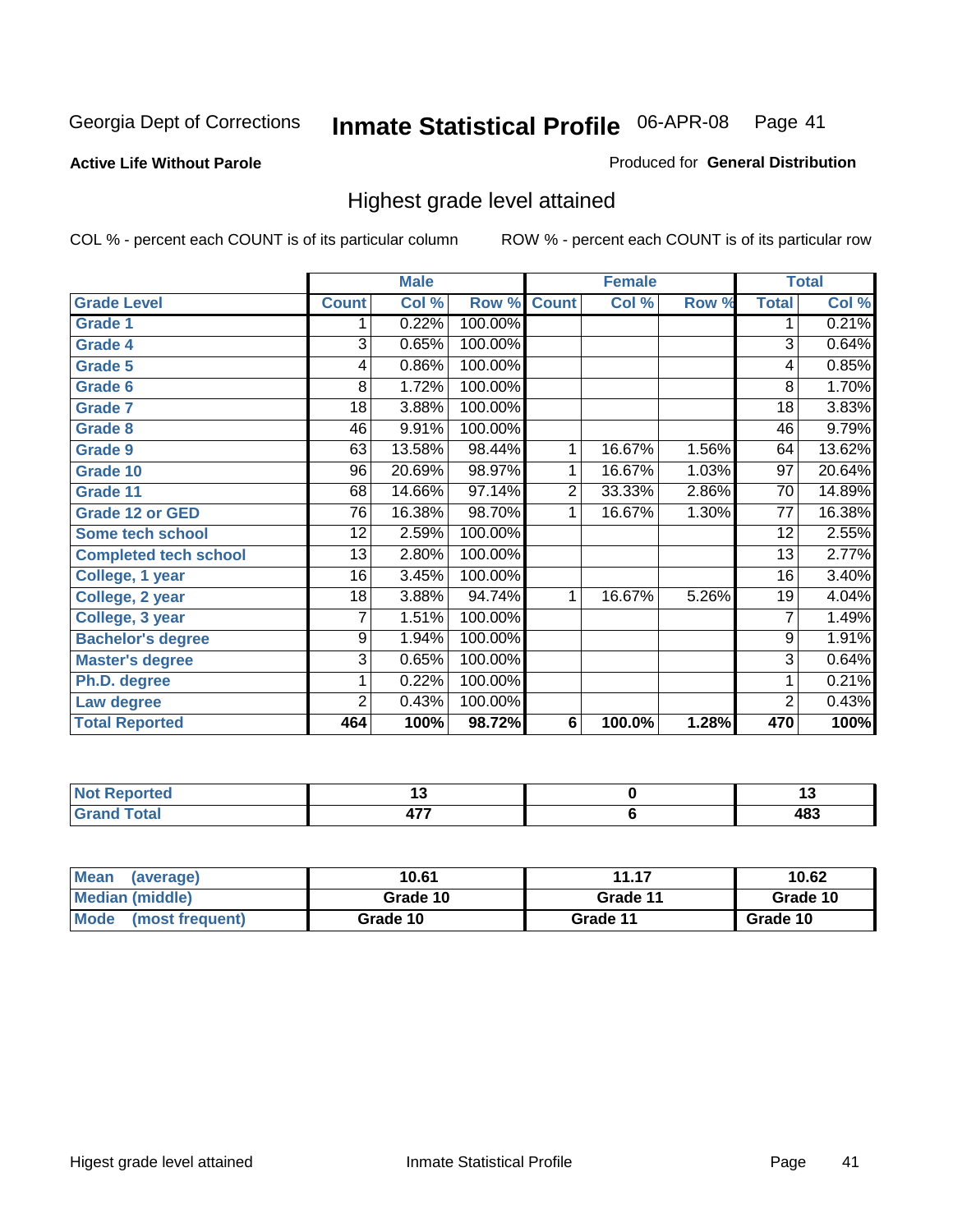Georgia Dept of Corrections

# Inmate Statistical Profile 06-APR-08

**Active Life Without Parole**

Produced for **General Distribution**

## Highest grade level attained

COL % - percent each COUNT is of its particular column

ROW % - percent each COUNT is of its particular row

| | Male | | | Female | | | Total | |
|---|---|---|---|---|---|---|---|---|
| **Grade Level** | **Count** | **Col %** | **Row %** | **Count** | **Col %** | **Row %** | **Total** | **Col %** |
| Grade 1 | 1 | 0.22% | 100.00% | | | | 1 | 0.21% |
| Grade 4 | 3 | 0.65% | 100.00% | | | | 3 | 0.64% |
| Grade 5 | 4 | 0.86% | 100.00% | | | | 4 | 0.85% |
| Grade 6 | 8 | 1.72% | 100.00% | | | | 8 | 1.70% |
| Grade 7 | 18 | 3.88% | 100.00% | | | | 18 | 3.83% |
| Grade 8 | 46 | 9.91% | 100.00% | | | | 46 | 9.79% |
| Grade 9 | 63 | 13.58% | 98.44% | 1 | 16.67% | 1.56% | 64 | 13.62% |
| Grade 10 | 96 | 20.69% | 98.97% | 1 | 16.67% | 1.03% | 97 | 20.64% |
| Grade 11 | 68 | 14.66% | 97.14% | 2 | 33.33% | 2.86% | 70 | 14.89% |
| Grade 12 or GED | 76 | 16.38% | 98.70% | 1 | 16.67% | 1.30% | 77 | 16.38% |
| Some tech school | 12 | 2.59% | 100.00% | | | | 12 | 2.55% |
| Completed tech school | 13 | 2.80% | 100.00% | | | | 13 | 2.77% |
| College, 1 year | 16 | 3.45% | 100.00% | | | | 16 | 3.40% |
| College, 2 year | 18 | 3.88% | 94.74% | 1 | 16.67% | 5.26% | 19 | 4.04% |
| College, 3 year | 7 | 1.51% | 100.00% | | | | 7 | 1.49% |
| Bachelor's degree | 9 | 1.94% | 100.00% | | | | 9 | 1.91% |
| Master's degree | 3 | 0.65% | 100.00% | | | | 3 | 0.64% |
| Ph.D. degree | 1 | 0.22% | 100.00% | | | | 1 | 0.21% |
| Law degree | 2 | 0.43% | 100.00% | | | | 2 | 0.43% |
| **Total Reported** | **464** | **100%** | **98.72%** | **6** | **100.0%** | **1.28%** | **470** | **100%** |

| | Male | Female | Total |
|---|---|---|---|
| Not Reported | 13 | 0 | 13 |
| Grand Total | 477 | 6 | 483 |

| | Male | Female | Total |
|---|---|---|---|
| Mean (average) | 10.61 | 11.17 | 10.62 |
| Median (middle) | Grade 10 | Grade 11 | Grade 10 |
| Mode (most frequent) | Grade 10 | Grade 11 | Grade 10 |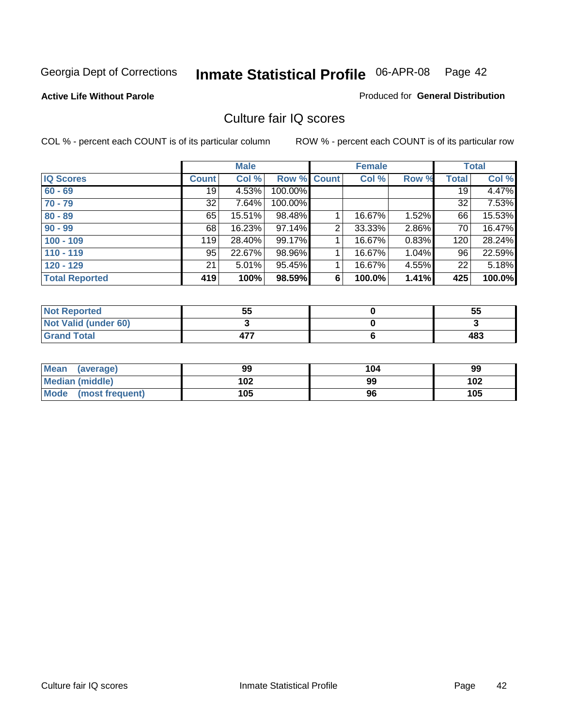Georgia Dept of Corrections **Inmate Statistical Profile** 06-APR-08

**Active Life Without Parole**

Produced for **General Distribution**

## Culture fair IQ scores

COL % - percent each COUNT is of its particular column ROW % - percent each COUNT is of its particular row

| | Male | | | Female | | | Total | |
|---|---|---|---|---|---|---|---|---|
| **IQ Scores** | **Count** | **Col %** | **Row %** | **Count** | **Col %** | **Row %** | **Total** | **Col %** |
| **60 - 69** | 19 | 4.53% | 100.00% | | | | 19 | 4.47% |
| **70 - 79** | 32 | 7.64% | 100.00% | | | | 32 | 7.53% |
| **80 - 89** | 65 | 15.51% | 98.48% | 1 | 16.67% | 1.52% | 66 | 15.53% |
| **90 - 99** | 68 | 16.23% | 97.14% | 2 | 33.33% | 2.86% | 70 | 16.47% |
| **100 - 109** | 119 | 28.40% | 99.17% | 1 | 16.67% | 0.83% | 120 | 28.24% |
| **110 - 119** | 95 | 22.67% | 98.96% | 1 | 16.67% | 1.04% | 96 | 22.59% |
| **120 - 129** | 21 | 5.01% | 95.45% | 1 | 16.67% | 4.55% | 22 | 5.18% |
| **Total Reported** | **419** | **100%** | **98.59%** | **6** | **100.0%** | **1.41%** | **425** | **100.0%** |

| | Male | Female | Total |
|---|---|---|---|
| **Not Reported** | **55** | **0** | **55** |
| **Not Valid (under 60)** | **3** | **0** | **3** |
| **Grand Total** | **477** | **6** | **483** |

| | Male | Female | Total |
|---|---|---|---|
| **Mean (average)** | **99** | **104** | **99** |
| **Median (middle)** | **102** | **99** | **102** |
| **Mode (most frequent)** | **105** | **96** | **105** |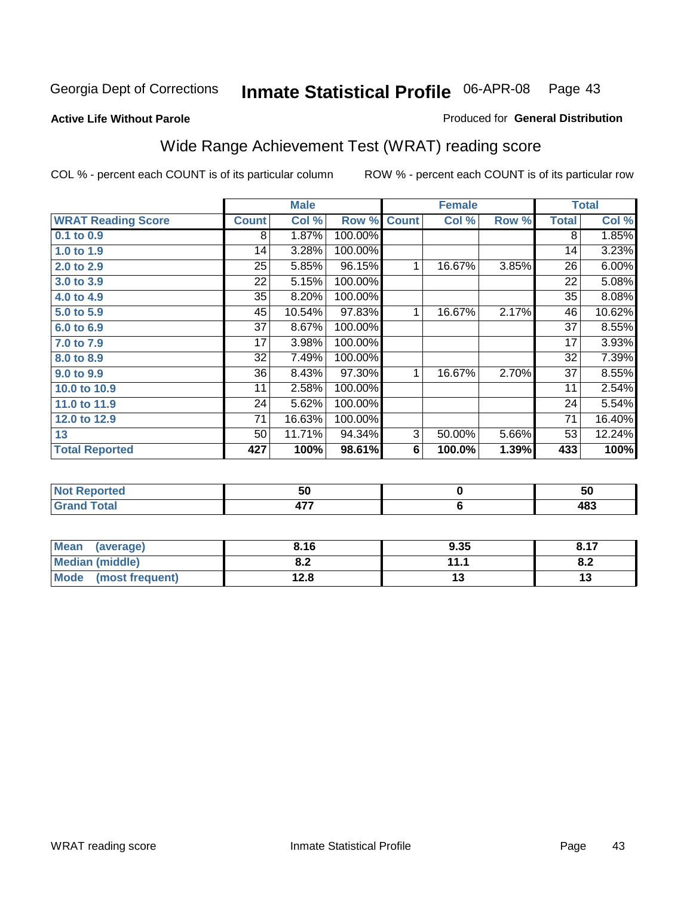Georgia Dept of Corrections **Inmate Statistical Profile** 06-APR-08 Page 43

**Active Life Without Parole**

Produced for **General Distribution**

## Wide Range Achievement Test (WRAT) reading score

COL % - percent each COUNT is of its particular column

ROW % - percent each COUNT is of its particular row

| | Male | | | Female | | | Total | |
|---|---|---|---|---|---|---|---|---|
| **WRAT Reading Score** | **Count** | **Col %** | **Row %** | **Count** | **Col %** | **Row %** | **Total** | **Col %** |
| 0.1 to 0.9 | 8 | 1.87% | 100.00% | | | | 8 | 1.85% |
| 1.0 to 1.9 | 14 | 3.28% | 100.00% | | | | 14 | 3.23% |
| 2.0 to 2.9 | 25 | 5.85% | 96.15% | 1 | 16.67% | 3.85% | 26 | 6.00% |
| 3.0 to 3.9 | 22 | 5.15% | 100.00% | | | | 22 | 5.08% |
| 4.0 to 4.9 | 35 | 8.20% | 100.00% | | | | 35 | 8.08% |
| 5.0 to 5.9 | 45 | 10.54% | 97.83% | 1 | 16.67% | 2.17% | 46 | 10.62% |
| 6.0 to 6.9 | 37 | 8.67% | 100.00% | | | | 37 | 8.55% |
| 7.0 to 7.9 | 17 | 3.98% | 100.00% | | | | 17 | 3.93% |
| 8.0 to 8.9 | 32 | 7.49% | 100.00% | | | | 32 | 7.39% |
| 9.0 to 9.9 | 36 | 8.43% | 97.30% | 1 | 16.67% | 2.70% | 37 | 8.55% |
| 10.0 to 10.9 | 11 | 2.58% | 100.00% | | | | 11 | 2.54% |
| 11.0 to 11.9 | 24 | 5.62% | 100.00% | | | | 24 | 5.54% |
| 12.0 to 12.9 | 71 | 16.63% | 100.00% | | | | 71 | 16.40% |
| 13 | 50 | 11.71% | 94.34% | 3 | 50.00% | 5.66% | 53 | 12.24% |
| **Total Reported** | **427** | **100%** | **98.61%** | **6** | **100.0%** | **1.39%** | **433** | **100%** |

| | Male | Female | Total |
|---|---|---|---|
| Not Reported | 50 | 0 | 50 |
| Grand Total | 477 | 6 | 483 |

| | Male | Female | Total |
|---|---|---|---|
| Mean (average) | 8.16 | 9.35 | 8.17 |
| Median (middle) | 8.2 | 11.1 | 8.2 |
| Mode (most frequent) | 12.8 | 13 | 13 |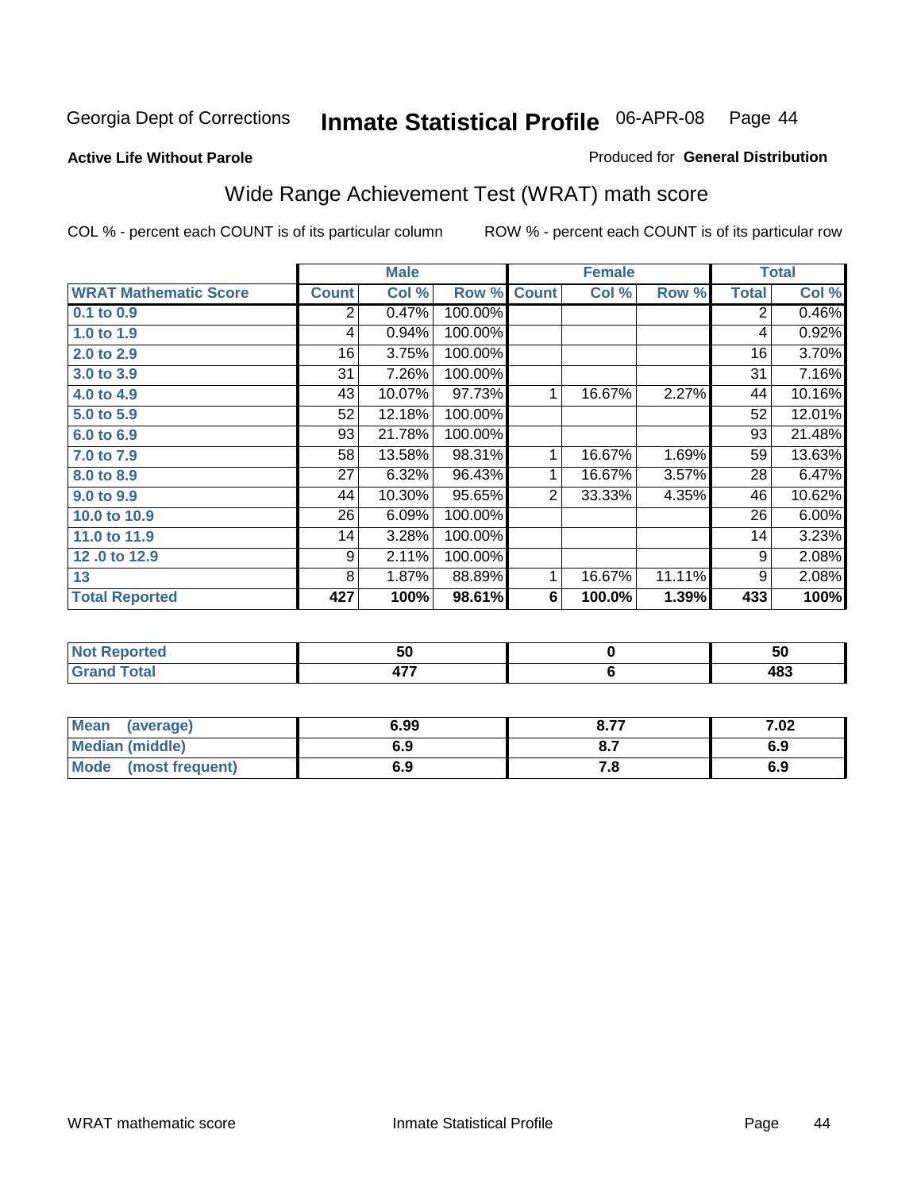Georgia Dept of Corrections **Inmate Statistical Profile** 06-APR-08

**Active Life Without Parole**

Produced for **General Distribution**

## Wide Range Achievement Test (WRAT) math score

COL % - percent each COUNT is of its particular column

ROW % - percent each COUNT is of its particular row

| | Male | | | Female | | | Total | |
|---|---|---|---|---|---|---|---|---|
| **WRAT Mathematic Score** | **Count** | **Col %** | **Row %** | **Count** | **Col %** | **Row %** | **Total** | **Col %** |
| **0.1 to 0.9** | 2 | 0.47% | 100.00% | | | | 2 | 0.46% |
| **1.0 to 1.9** | 4 | 0.94% | 100.00% | | | | 4 | 0.92% |
| **2.0 to 2.9** | 16 | 3.75% | 100.00% | | | | 16 | 3.70% |
| **3.0 to 3.9** | 31 | 7.26% | 100.00% | | | | 31 | 7.16% |
| **4.0 to 4.9** | 43 | 10.07% | 97.73% | 1 | 16.67% | 2.27% | 44 | 10.16% |
| **5.0 to 5.9** | 52 | 12.18% | 100.00% | | | | 52 | 12.01% |
| **6.0 to 6.9** | 93 | 21.78% | 100.00% | | | | 93 | 21.48% |
| **7.0 to 7.9** | 58 | 13.58% | 98.31% | 1 | 16.67% | 1.69% | 59 | 13.63% |
| **8.0 to 8.9** | 27 | 6.32% | 96.43% | 1 | 16.67% | 3.57% | 28 | 6.47% |
| **9.0 to 9.9** | 44 | 10.30% | 95.65% | 2 | 33.33% | 4.35% | 46 | 10.62% |
| **10.0 to 10.9** | 26 | 6.09% | 100.00% | | | | 26 | 6.00% |
| **11.0 to 11.9** | 14 | 3.28% | 100.00% | | | | 14 | 3.23% |
| **12 .0 to 12.9** | 9 | 2.11% | 100.00% | | | | 9 | 2.08% |
| **13** | 8 | 1.87% | 88.89% | 1 | 16.67% | 11.11% | 9 | 2.08% |
| **Total Reported** | **427** | **100%** | **98.61%** | **6** | **100.0%** | **1.39%** | **433** | **100%** |

| | Male | Female | Total |
|---|---|---|---|
| **Not Reported** | **50** | **0** | **50** |
| **Grand Total** | **477** | **6** | **483** |

| | Male | Female | Total |
|---|---|---|---|
| **Mean (average)** | **6.99** | **8.77** | **7.02** |
| **Median (middle)** | **6.9** | **8.7** | **6.9** |
| **Mode (most frequent)** | **6.9** | **7.8** | **6.9** |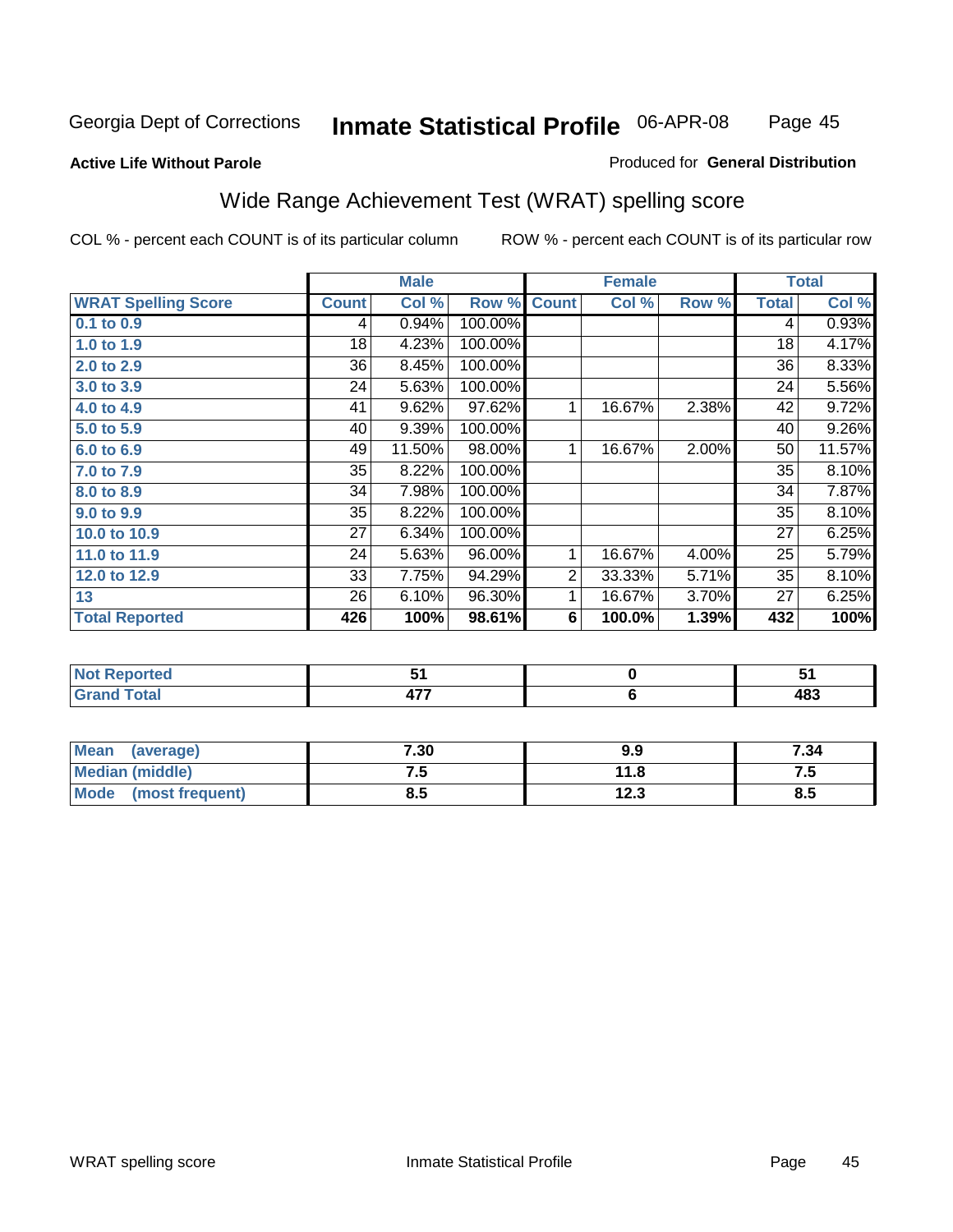Georgia Dept of Corrections **Inmate Statistical Profile** 06-APR-08

**Active Life Without Parole**

Produced for **General Distribution**

## Wide Range Achievement Test (WRAT) spelling score

COL % - percent each COUNT is of its particular column ROW % - percent each COUNT is of its particular row

| | Male | | | Female | | | Total | |
|---|---|---|---|---|---|---|---|---|
| **WRAT Spelling Score** | **Count** | **Col %** | **Row %** | **Count** | **Col %** | **Row %** | **Total** | **Col %** |
| **0.1 to 0.9** | 4 | 0.94% | 100.00% | | | | 4 | 0.93% |
| **1.0 to 1.9** | 18 | 4.23% | 100.00% | | | | 18 | 4.17% |
| **2.0 to 2.9** | 36 | 8.45% | 100.00% | | | | 36 | 8.33% |
| **3.0 to 3.9** | 24 | 5.63% | 100.00% | | | | 24 | 5.56% |
| **4.0 to 4.9** | 41 | 9.62% | 97.62% | 1 | 16.67% | 2.38% | 42 | 9.72% |
| **5.0 to 5.9** | 40 | 9.39% | 100.00% | | | | 40 | 9.26% |
| **6.0 to 6.9** | 49 | 11.50% | 98.00% | 1 | 16.67% | 2.00% | 50 | 11.57% |
| **7.0 to 7.9** | 35 | 8.22% | 100.00% | | | | 35 | 8.10% |
| **8.0 to 8.9** | 34 | 7.98% | 100.00% | | | | 34 | 7.87% |
| **9.0 to 9.9** | 35 | 8.22% | 100.00% | | | | 35 | 8.10% |
| **10.0 to 10.9** | 27 | 6.34% | 100.00% | | | | 27 | 6.25% |
| **11.0 to 11.9** | 24 | 5.63% | 96.00% | 1 | 16.67% | 4.00% | 25 | 5.79% |
| **12.0 to 12.9** | 33 | 7.75% | 94.29% | 2 | 33.33% | 5.71% | 35 | 8.10% |
| **13** | 26 | 6.10% | 96.30% | 1 | 16.67% | 3.70% | 27 | 6.25% |
| **Total Reported** | **426** | **100%** | **98.61%** | **6** | **100.0%** | **1.39%** | **432** | **100%** |

| | Male | Female | Total |
|---|---|---|---|
| **Not Reported** | **51** | **0** | **51** |
| **Grand Total** | **477** | **6** | **483** |

| | Male | Female | Total |
|---|---|---|---|
| **Mean (average)** | **7.30** | **9.9** | **7.34** |
| **Median (middle)** | **7.5** | **11.8** | **7.5** |
| **Mode (most frequent)** | **8.5** | **12.3** | **8.5** |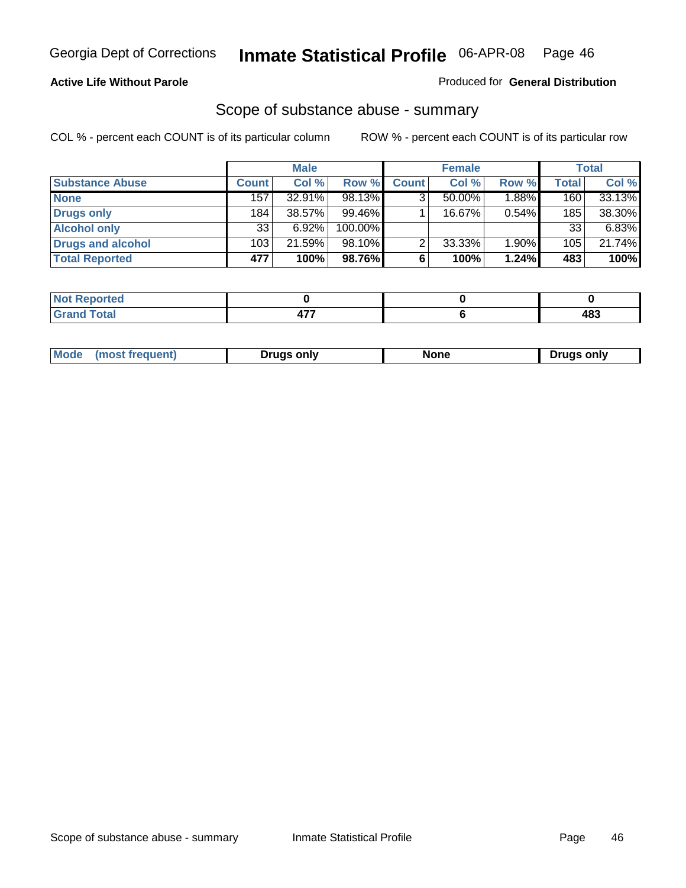Georgia Dept of Corrections **Inmate Statistical Profile** 06-APR-08

**Active Life Without Parole**

Produced for **General Distribution**

## Scope of substance abuse - summary

COL % - percent each COUNT is of its particular column

ROW % - percent each COUNT is of its particular row

| | Male | | | Female | | | Total | |
|---|---|---|---|---|---|---|---|---|
| **Substance Abuse** | **Count** | **Col %** | **Row %** | **Count** | **Col %** | **Row %** | **Total** | **Col %** |
| **None** | 157 | 32.91% | 98.13% | 3 | 50.00% | 1.88% | 160 | 33.13% |
| **Drugs only** | 184 | 38.57% | 99.46% | 1 | 16.67% | 0.54% | 185 | 38.30% |
| **Alcohol only** | 33 | 6.92% | 100.00% | | | | 33 | 6.83% |
| **Drugs and alcohol** | 103 | 21.59% | 98.10% | 2 | 33.33% | 1.90% | 105 | 21.74% |
| **Total Reported** | **477** | **100%** | **98.76%** | **6** | **100%** | **1.24%** | **483** | **100%** |

| | Male | Female | Total |
|---|---|---|---|
| **Not Reported** | **0** | **0** | **0** |
| **Grand Total** | **477** | **6** | **483** |

| | Male | Female | Total |
|---|---|---|---|
| **Mode (most frequent)** | **Drugs only** | **None** | **Drugs only** |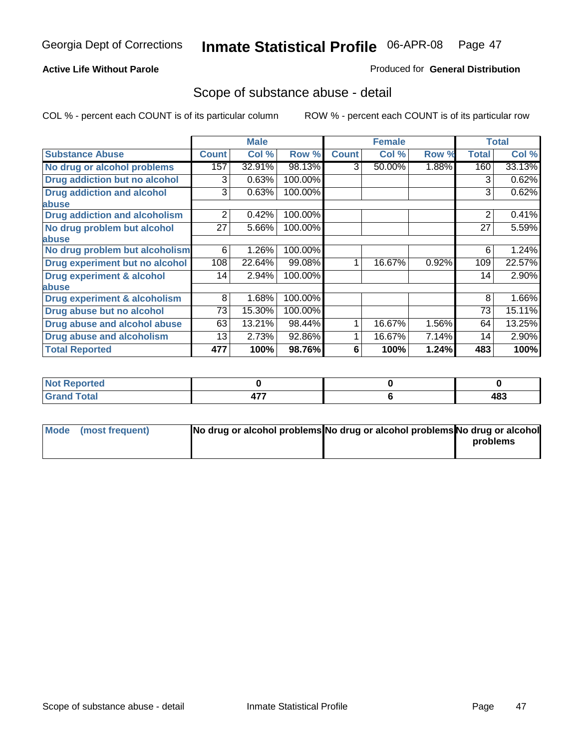Georgia Dept of Corrections **Inmate Statistical Profile** 06-APR-08

**Active Life Without Parole**

Produced for **General Distribution**

## Scope of substance abuse - detail

COL % - percent each COUNT is of its particular column ROW % - percent each COUNT is of its particular row

| | Male | | | Female | | | Total | |
|---|---|---|---|---|---|---|---|---|
| **Substance Abuse** | **Count** | **Col %** | **Row %** | **Count** | **Col %** | **Row %** | **Total** | **Col %** |
| **No drug or alcohol problems** | 157 | 32.91% | 98.13% | 3 | 50.00% | 1.88% | 160 | 33.13% |
| **Drug addiction but no alcohol** | 3 | 0.63% | 100.00% | | | | 3 | 0.62% |
| **Drug addiction and alcohol abuse** | 3 | 0.63% | 100.00% | | | | 3 | 0.62% |
| **Drug addiction and alcoholism** | 2 | 0.42% | 100.00% | | | | 2 | 0.41% |
| **No drug problem but alcohol abuse** | 27 | 5.66% | 100.00% | | | | 27 | 5.59% |
| **No drug problem but alcoholism** | 6 | 1.26% | 100.00% | | | | 6 | 1.24% |
| **Drug experiment but no alcohol** | 108 | 22.64% | 99.08% | 1 | 16.67% | 0.92% | 109 | 22.57% |
| **Drug experiment & alcohol abuse** | 14 | 2.94% | 100.00% | | | | 14 | 2.90% |
| **Drug experiment & alcoholism** | 8 | 1.68% | 100.00% | | | | 8 | 1.66% |
| **Drug abuse but no alcohol** | 73 | 15.30% | 100.00% | | | | 73 | 15.11% |
| **Drug abuse and alcohol abuse** | 63 | 13.21% | 98.44% | 1 | 16.67% | 1.56% | 64 | 13.25% |
| **Drug abuse and alcoholism** | 13 | 2.73% | 92.86% | 1 | 16.67% | 7.14% | 14 | 2.90% |
| **Total Reported** | **477** | **100%** | **98.76%** | **6** | **100%** | **1.24%** | **483** | **100%** |

| | Male | Female | Total |
|---|---|---|---|
| **Not Reported** | **0** | **0** | **0** |
| **Grand Total** | **477** | **6** | **483** |

| | Male | Female | Total |
|---|---|---|---|
| **Mode (most frequent)** | **No drug or alcohol problems** | **No drug or alcohol problems** | **No drug or alcohol problems** |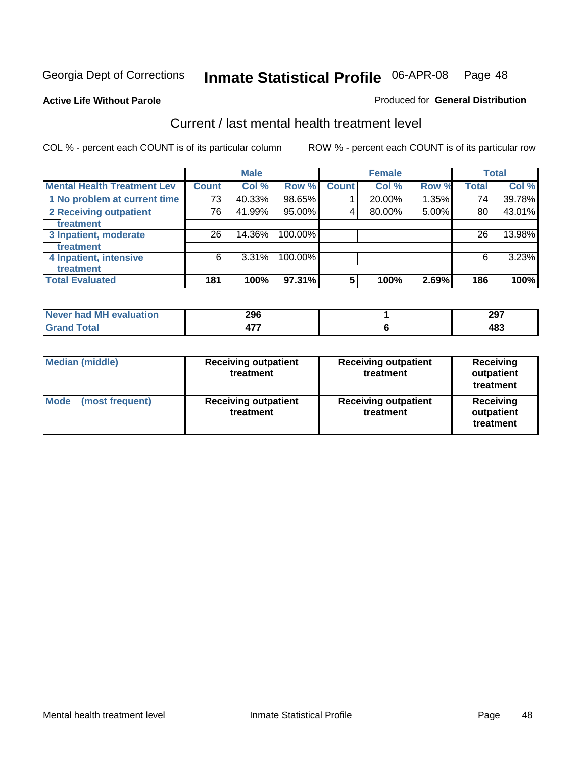Georgia Dept of Corrections **Inmate Statistical Profile** 06-APR-08

**Active Life Without Parole**

Produced for **General Distribution**

## Current / last mental health treatment level

COL % - percent each COUNT is of its particular column

ROW % - percent each COUNT is of its particular row

| | Male | | | Female | | | Total | |
|---|---|---|---|---|---|---|---|---|
| **Mental Health Treatment Lev** | **Count** | **Col %** | **Row %** | **Count** | **Col %** | **Row %** | **Total** | **Col %** |
| 1 No problem at current time | 73 | 40.33% | 98.65% | 1 | 20.00% | 1.35% | 74 | 39.78% |
| 2 Receiving outpatient treatment | 76 | 41.99% | 95.00% | 4 | 80.00% | 5.00% | 80 | 43.01% |
| 3 Inpatient, moderate treatment | 26 | 14.36% | 100.00% | | | | 26 | 13.98% |
| 4 Inpatient, intensive treatment | 6 | 3.31% | 100.00% | | | | 6 | 3.23% |
| **Total Evaluated** | **181** | **100%** | **97.31%** | **5** | **100%** | **2.69%** | **186** | **100%** |

| | Male | Female | Total |
|---|---|---|---|
| Never had MH evaluation | 296 | 1 | 297 |
| Grand Total | 477 | 6 | 483 |

| | Male | Female | Total |
|---|---|---|---|
| Median (middle) | Receiving outpatient treatment | Receiving outpatient treatment | Receiving outpatient treatment |
| Mode (most frequent) | Receiving outpatient treatment | Receiving outpatient treatment | Receiving outpatient treatment |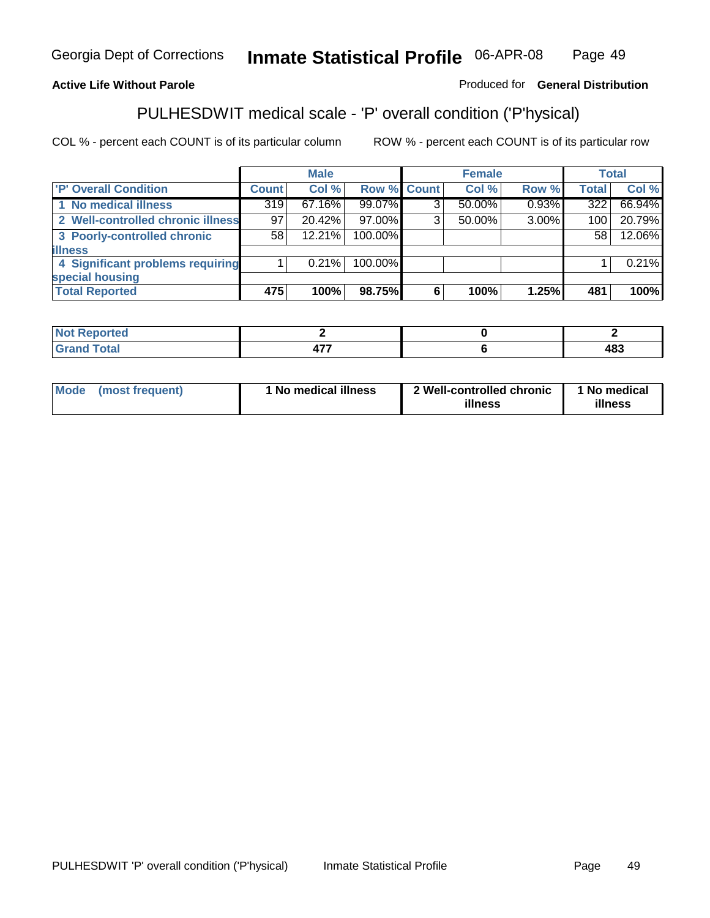Georgia Dept of Corrections **Inmate Statistical Profile** 06-APR-08

**Active Life Without Parole**

Produced for **General Distribution**

## PULHESDWIT medical scale - 'P' overall condition ('P'hysical)

COL % - percent each COUNT is of its particular column ROW % - percent each COUNT is of its particular row

| | Male | | | Female | | | Total | |
|---|---|---|---|---|---|---|---|---|
| 'P' Overall Condition | Count | Col % | Row % | Count | Col % | Row % | Total | Col % |
| 1 No medical illness | 319 | 67.16% | 99.07% | 3 | 50.00% | 0.93% | 322 | 66.94% |
| 2 Well-controlled chronic illness | 97 | 20.42% | 97.00% | 3 | 50.00% | 3.00% | 100 | 20.79% |
| 3 Poorly-controlled chronic illness | 58 | 12.21% | 100.00% | | | | 58 | 12.06% |
| 4 Significant problems requiring special housing | 1 | 0.21% | 100.00% | | | | 1 | 0.21% |
| **Total Reported** | **475** | **100%** | **98.75%** | **6** | **100%** | **1.25%** | **481** | **100%** |

| | Male | Female | Total |
|---|---|---|---|
| Not Reported | 2 | 0 | 2 |
| Grand Total | 477 | 6 | 483 |

| | Male | Female | Total |
|---|---|---|---|
| Mode (most frequent) | 1 No medical illness | 2 Well-controlled chronic illness | 1 No medical illness |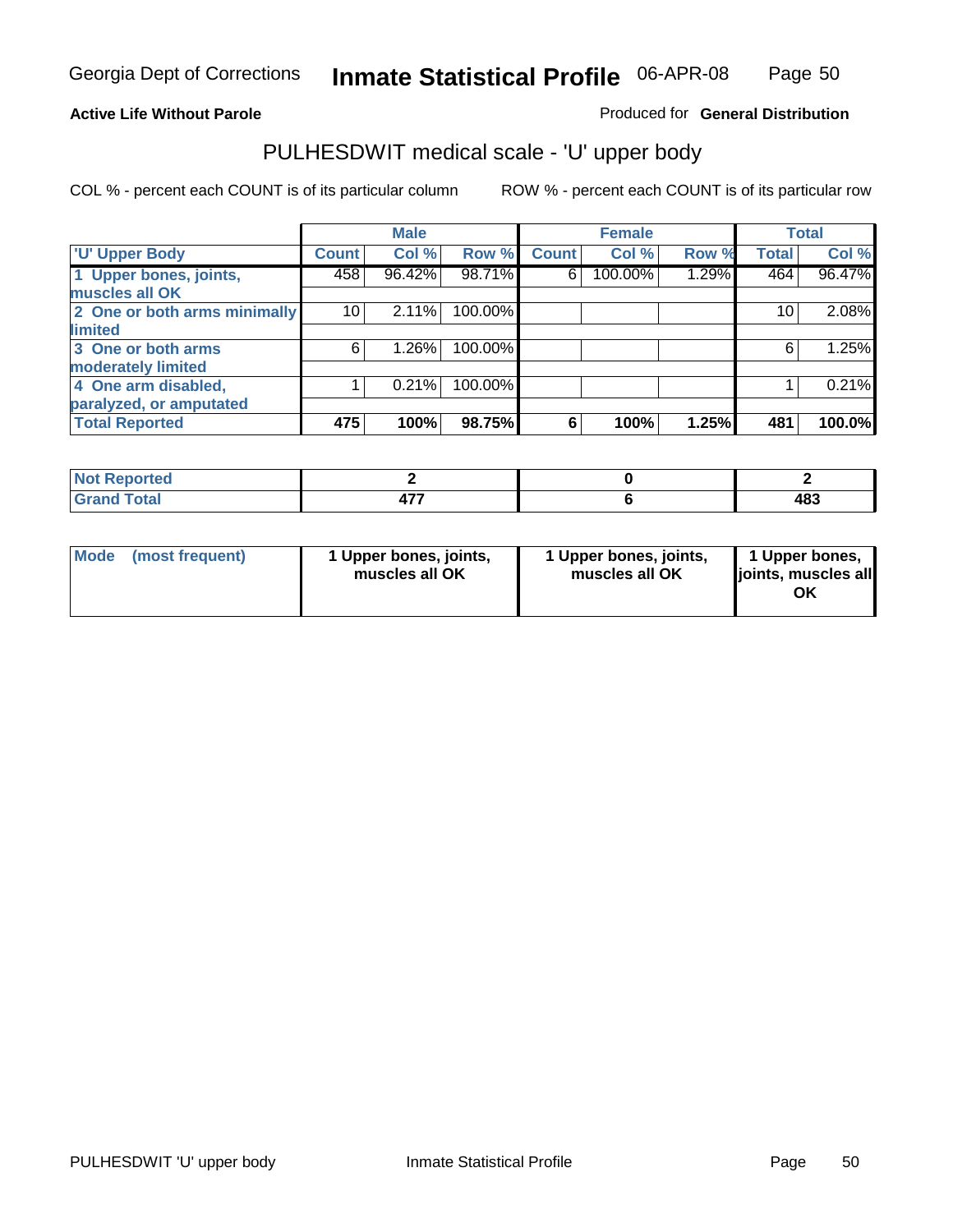Georgia Dept of Corrections **Inmate Statistical Profile** 06-APR-08

**Active Life Without Parole**

Produced for **General Distribution**

## PULHESDWIT medical scale - 'U' upper body

COL % - percent each COUNT is of its particular column

ROW % - percent each COUNT is of its particular row

| | Male | | | Female | | | Total | |
|---|---|---|---|---|---|---|---|---|
| 'U' Upper Body | Count | Col % | Row % | Count | Col % | Row % | Total | Col % |
| 1 Upper bones, joints, muscles all OK | 458 | 96.42% | 98.71% | 6 | 100.00% | 1.29% | 464 | 96.47% |
| 2 One or both arms minimally limited | 10 | 2.11% | 100.00% | | | | 10 | 2.08% |
| 3 One or both arms moderately limited | 6 | 1.26% | 100.00% | | | | 6 | 1.25% |
| 4 One arm disabled, paralyzed, or amputated | 1 | 0.21% | 100.00% | | | | 1 | 0.21% |
| **Total Reported** | **475** | **100%** | **98.75%** | **6** | **100%** | **1.25%** | **481** | **100.0%** |

| | Male | Female | Total |
|---|---|---|---|
| Not Reported | 2 | 0 | 2 |
| Grand Total | 477 | 6 | 483 |

| | Male | Female | Total |
|---|---|---|---|
| Mode (most frequent) | 1 Upper bones, joints, muscles all OK | 1 Upper bones, joints, muscles all OK | 1 Upper bones, joints, muscles all OK |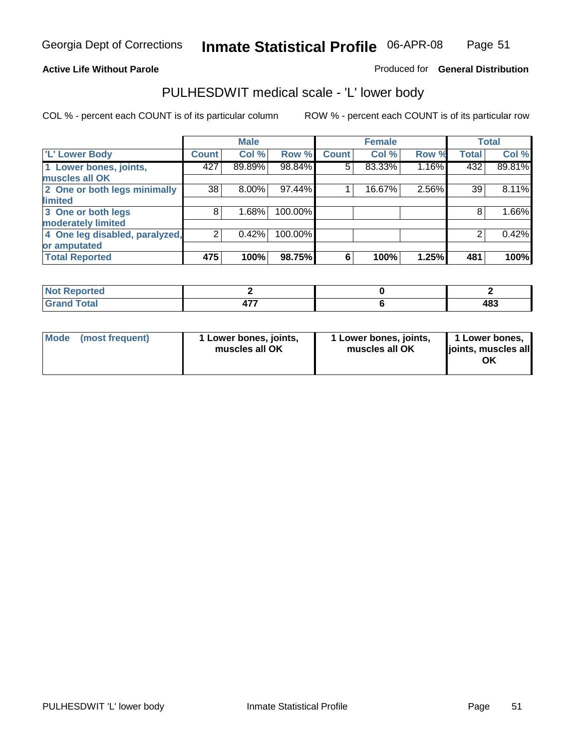Georgia Dept of Corrections **Inmate Statistical Profile** 06-APR-08

**Active Life Without Parole**

Produced for **General Distribution**

## PULHESDWIT medical scale - 'L' lower body

COL % - percent each COUNT is of its particular column

ROW % - percent each COUNT is of its particular row

| | Male | | | Female | | | Total | |
|---|---|---|---|---|---|---|---|---|
| 'L' Lower Body | Count | Col % | Row % | Count | Col % | Row % | Total | Col % |
| 1 Lower bones, joints, muscles all OK | 427 | 89.89% | 98.84% | 5 | 83.33% | 1.16% | 432 | 89.81% |
| 2 One or both legs minimally limited | 38 | 8.00% | 97.44% | 1 | 16.67% | 2.56% | 39 | 8.11% |
| 3 One or both legs moderately limited | 8 | 1.68% | 100.00% | | | | 8 | 1.66% |
| 4 One leg disabled, paralyzed, or amputated | 2 | 0.42% | 100.00% | | | | 2 | 0.42% |
| **Total Reported** | **475** | **100%** | **98.75%** | **6** | **100%** | **1.25%** | **481** | **100%** |

| | Male | Female | Total |
|---|---|---|---|
| Not Reported | 2 | 0 | 2 |
| Grand Total | 477 | 6 | 483 |

| | Male | Female | Total |
|---|---|---|---|
| Mode (most frequent) | 1 Lower bones, joints, muscles all OK | 1 Lower bones, joints, muscles all OK | 1 Lower bones, joints, muscles all OK |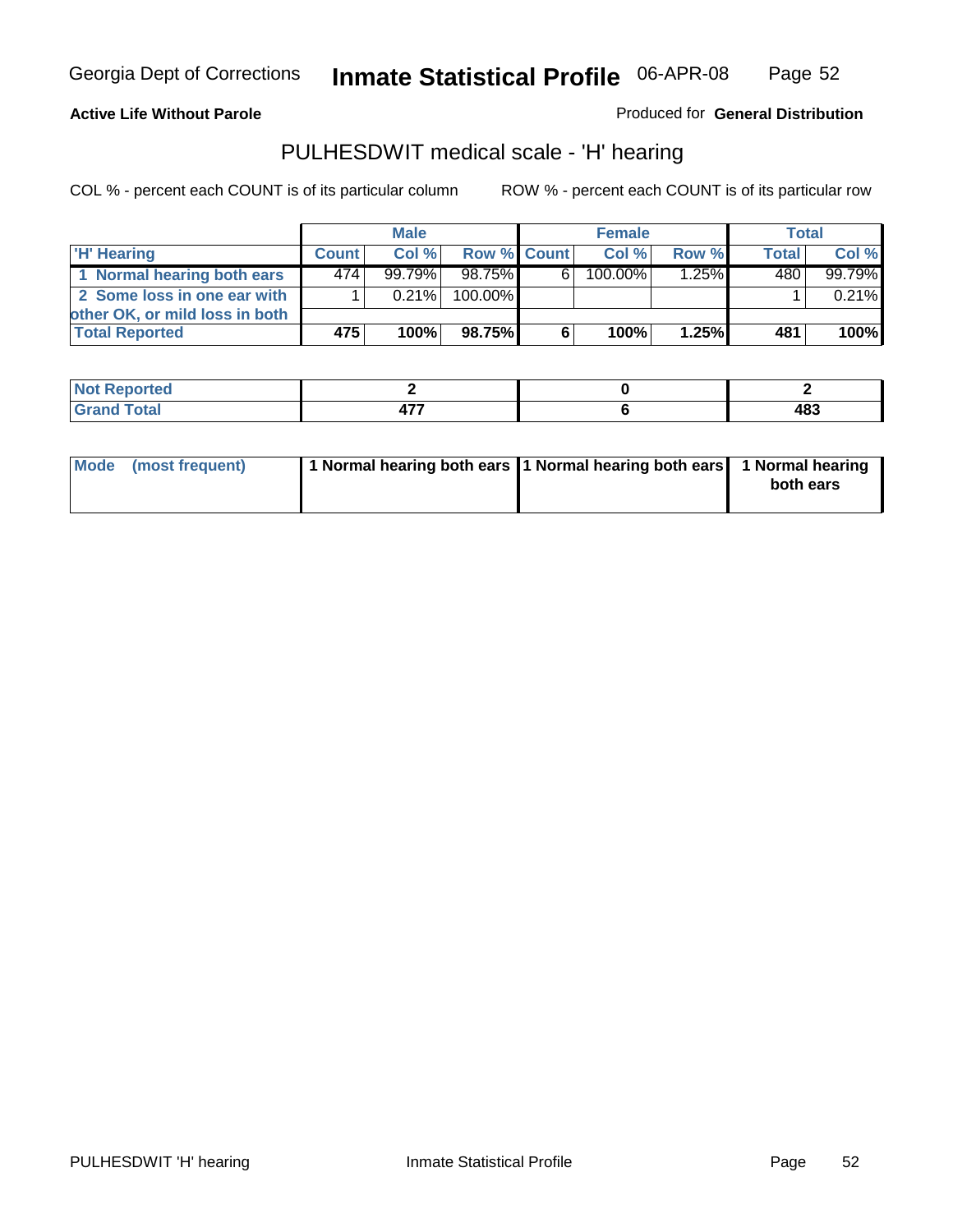Georgia Dept of Corrections **Inmate Statistical Profile** 06-APR-08

**Active Life Without Parole**

Produced for **General Distribution**

## PULHESDWIT medical scale - 'H' hearing

COL % - percent each COUNT is of its particular column ROW % - percent each COUNT is of its particular row

| | Male | | | Female | | | Total | |
|---|---|---|---|---|---|---|---|---|
| 'H' Hearing | Count | Col % | Row % | Count | Col % | Row % | Total | Col % |
| 1 Normal hearing both ears | 474 | 99.79% | 98.75% | 6 | 100.00% | 1.25% | 480 | 99.79% |
| 2 Some loss in one ear with other OK, or mild loss in both | 1 | 0.21% | 100.00% | | | | 1 | 0.21% |
| **Total Reported** | **475** | **100%** | **98.75%** | **6** | **100%** | **1.25%** | **481** | **100%** |

| | Male | Female | Total |
|---|---|---|---|
| Not Reported | 2 | 0 | 2 |
| Grand Total | 477 | 6 | 483 |

| | Male | Female | Total |
|---|---|---|---|
| Mode (most frequent) | 1 Normal hearing both ears | 1 Normal hearing both ears | 1 Normal hearing both ears |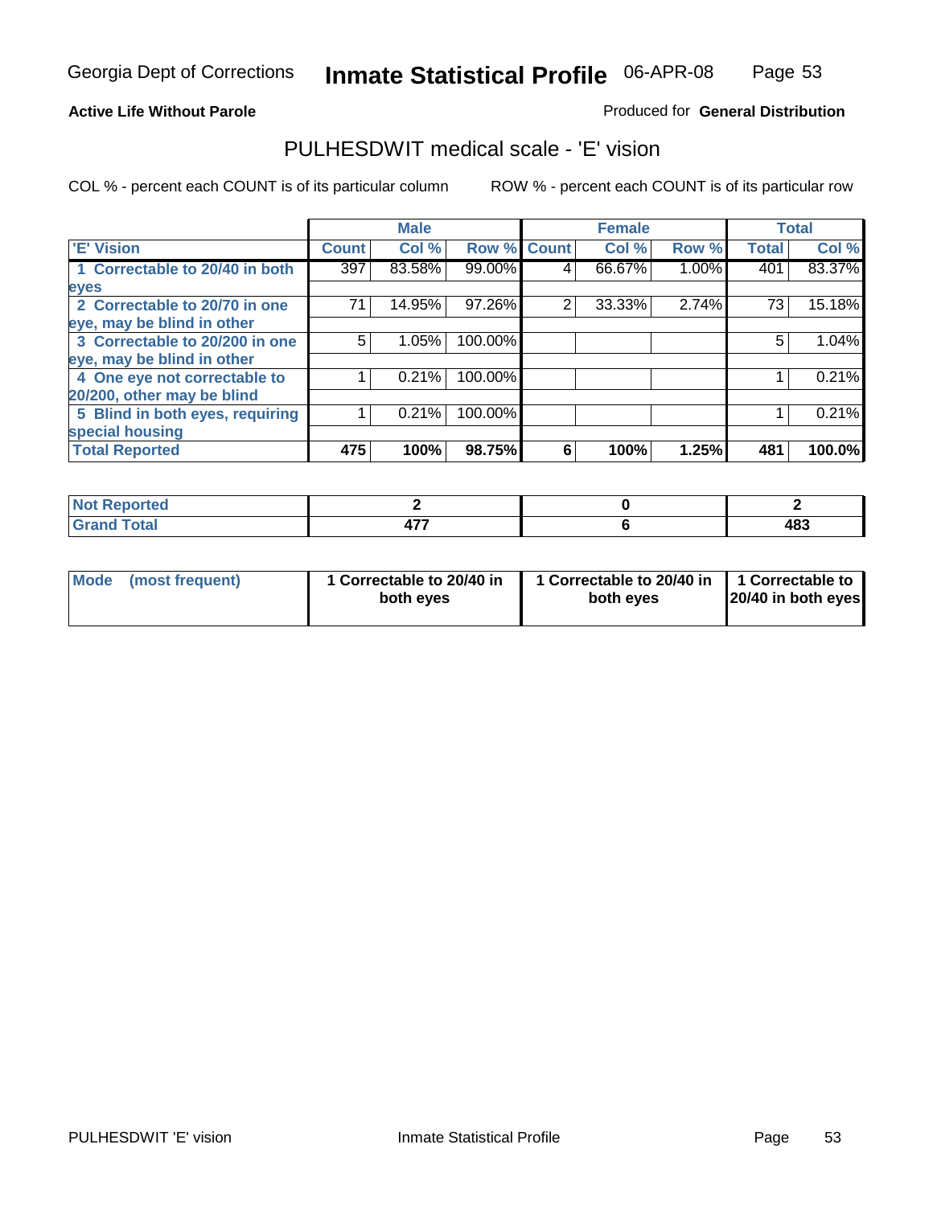Georgia Dept of Corrections **Inmate Statistical Profile** 06-APR-08

**Active Life Without Parole** Produced for **General Distribution**

## PULHESDWIT medical scale - 'E' vision

COL % - percent each COUNT is of its particular column ROW % - percent each COUNT is of its particular row

| | Male | | | Female | | | Total | |
|---|---|---|---|---|---|---|---|---|
| 'E' Vision | Count | Col % | Row % | Count | Col % | Row % | Total | Col % |
| 1 Correctable to 20/40 in both eyes | 397 | 83.58% | 99.00% | 4 | 66.67% | 1.00% | 401 | 83.37% |
| 2 Correctable to 20/70 in one eye, may be blind in other | 71 | 14.95% | 97.26% | 2 | 33.33% | 2.74% | 73 | 15.18% |
| 3 Correctable to 20/200 in one eye, may be blind in other | 5 | 1.05% | 100.00% | | | | 5 | 1.04% |
| 4 One eye not correctable to 20/200, other may be blind | 1 | 0.21% | 100.00% | | | | 1 | 0.21% |
| 5 Blind in both eyes, requiring special housing | 1 | 0.21% | 100.00% | | | | 1 | 0.21% |
| **Total Reported** | **475** | **100%** | **98.75%** | **6** | **100%** | **1.25%** | **481** | **100.0%** |

| | Male | Female | Total |
|---|---|---|---|
| Not Reported | 2 | 0 | 2 |
| Grand Total | 477 | 6 | 483 |

| | Male | Female | Total |
|---|---|---|---|
| Mode (most frequent) | 1 Correctable to 20/40 in both eyes | 1 Correctable to 20/40 in both eyes | 1 Correctable to 20/40 in both eyes |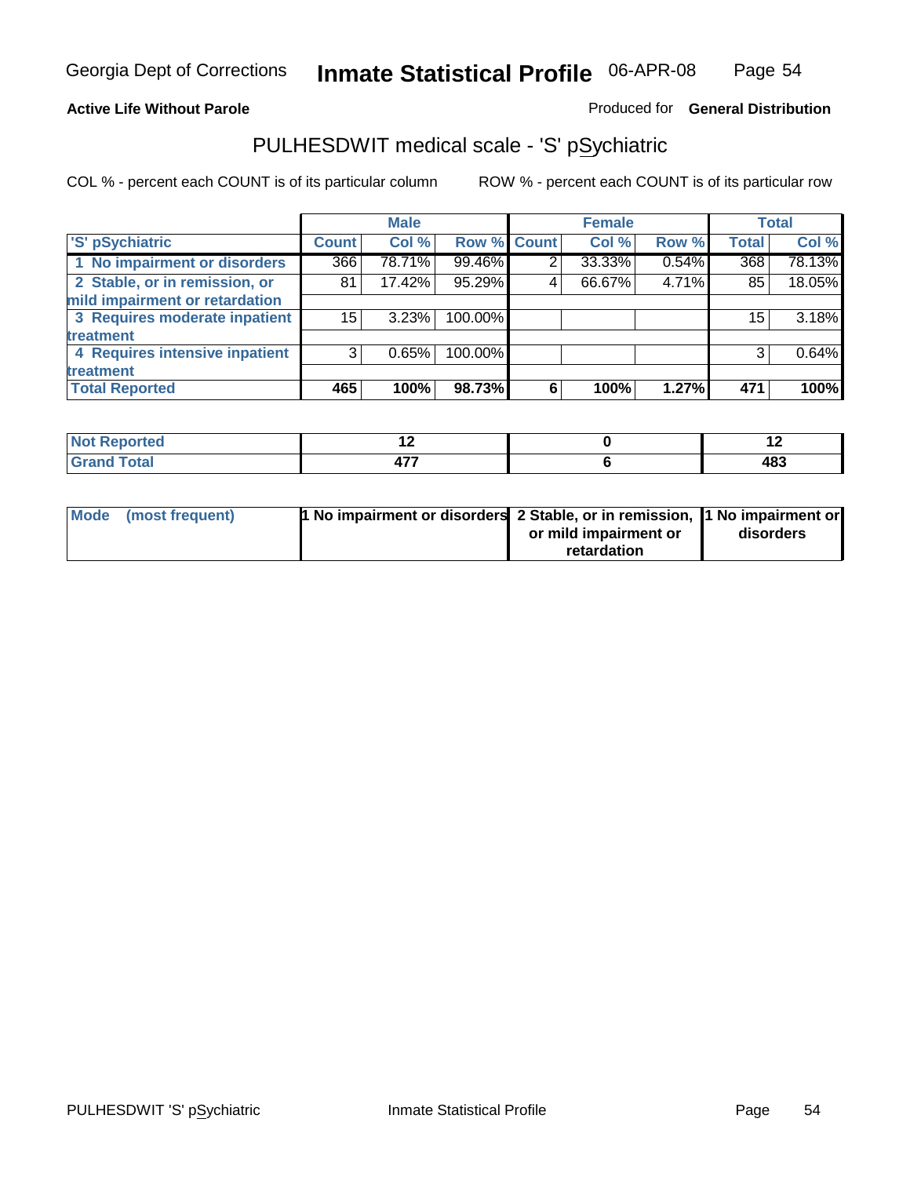**Active Life Without Parole**

Produced for **General Distribution**

## PULHESDWIT medical scale - 'S' pSychiatric

COL % - percent each COUNT is of its particular column

ROW % - percent each COUNT is of its particular row

| | Male | | | Female | | | Total | |
|---|---|---|---|---|---|---|---|---|
| 'S' pSychiatric | Count | Col % | Row % | Count | Col % | Row % | Total | Col % |
| 1 No impairment or disorders | 366 | 78.71% | 99.46% | 2 | 33.33% | 0.54% | 368 | 78.13% |
| 2 Stable, or in remission, or mild impairment or retardation | 81 | 17.42% | 95.29% | 4 | 66.67% | 4.71% | 85 | 18.05% |
| 3 Requires moderate inpatient treatment | 15 | 3.23% | 100.00% | | | | 15 | 3.18% |
| 4 Requires intensive inpatient treatment | 3 | 0.65% | 100.00% | | | | 3 | 0.64% |
| **Total Reported** | **465** | **100%** | **98.73%** | **6** | **100%** | **1.27%** | **471** | **100%** |

| | Male | Female | Total |
|---|---|---|---|
| Not Reported | 12 | 0 | 12 |
| Grand Total | 477 | 6 | 483 |

| | Male | Female | Total |
|---|---|---|---|
| Mode (most frequent) | 1 No impairment or disorders | 2 Stable, or in remission, or mild impairment or retardation | 1 No impairment or disorders |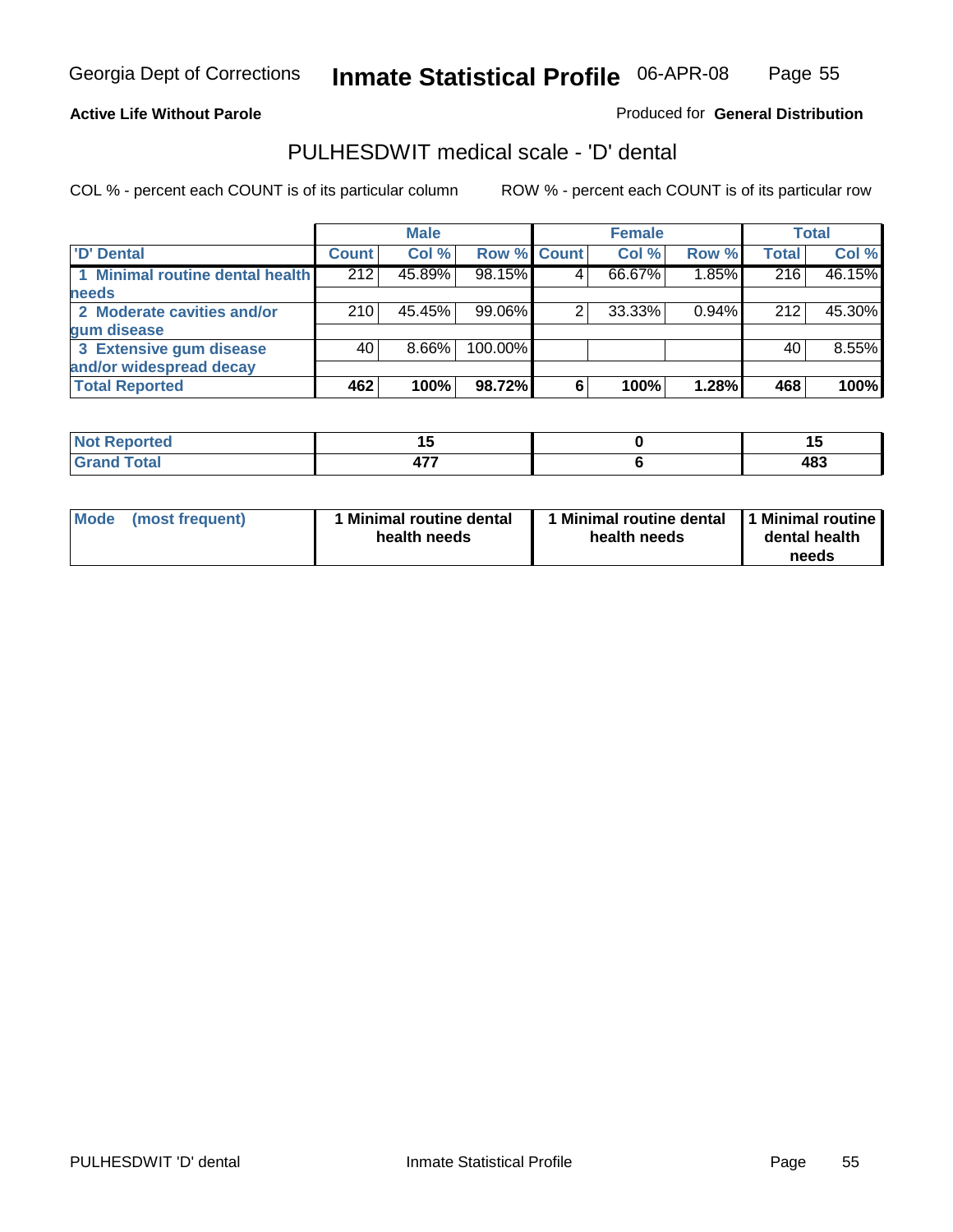**Active Life Without Parole**

Produced for **General Distribution**

## PULHESDWIT medical scale - 'D' dental

COL % - percent each COUNT is of its particular column

ROW % - percent each COUNT is of its particular row

| | Male | | | Female | | | Total | |
|---|---|---|---|---|---|---|---|---|
| 'D' Dental | Count | Col % | Row % | Count | Col % | Row % | Total | Col % |
| 1 Minimal routine dental health needs | 212 | 45.89% | 98.15% | 4 | 66.67% | 1.85% | 216 | 46.15% |
| 2 Moderate cavities and/or gum disease | 210 | 45.45% | 99.06% | 2 | 33.33% | 0.94% | 212 | 45.30% |
| 3 Extensive gum disease and/or widespread decay | 40 | 8.66% | 100.00% | | | | 40 | 8.55% |
| **Total Reported** | **462** | **100%** | **98.72%** | **6** | **100%** | **1.28%** | **468** | **100%** |

| | Male | Female | Total |
|---|---|---|---|
| Not Reported | 15 | 0 | 15 |
| Grand Total | 477 | 6 | 483 |

| | Male | Female | Total |
|---|---|---|---|
| Mode (most frequent) | 1 Minimal routine dental health needs | 1 Minimal routine dental health needs | 1 Minimal routine dental health needs |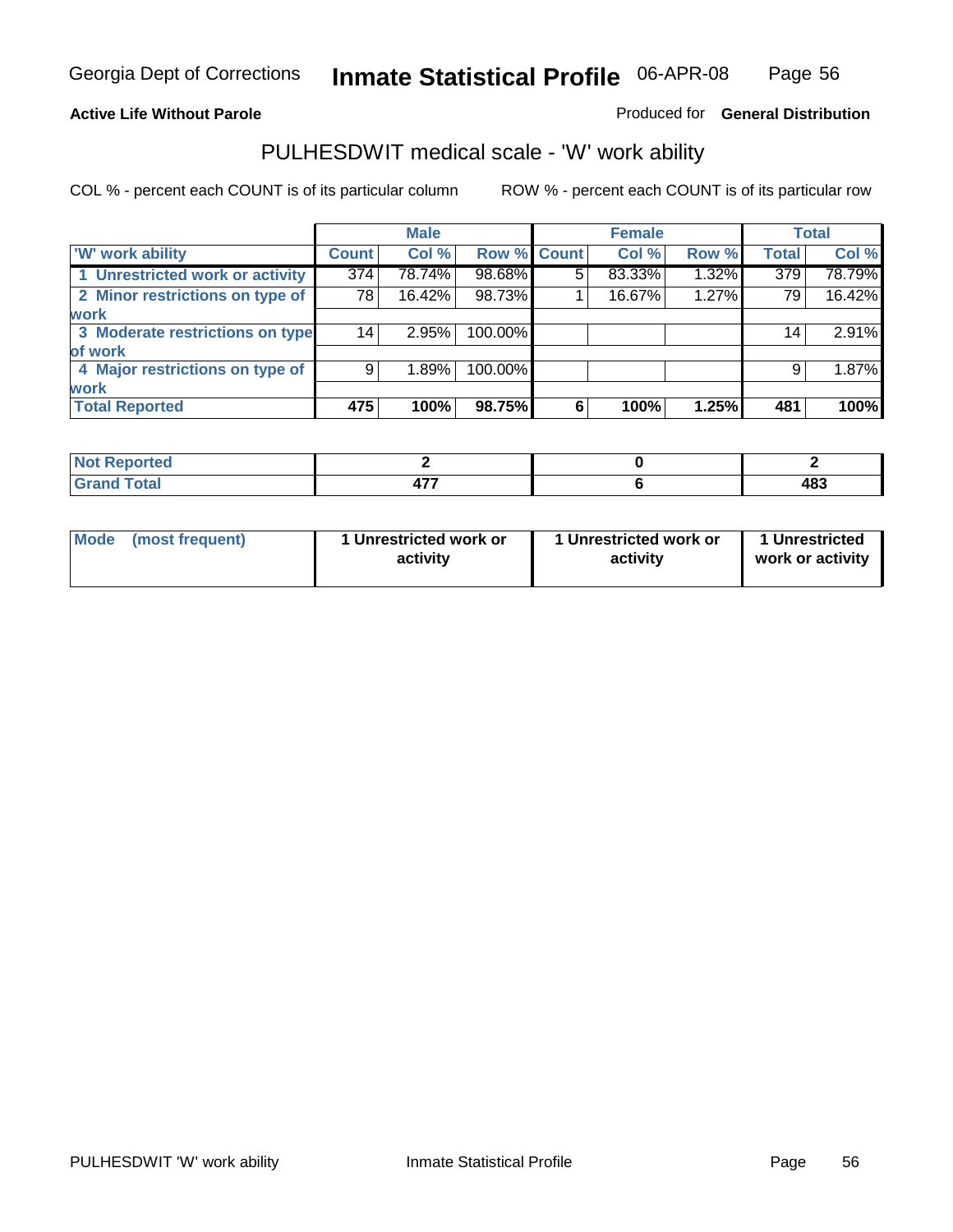Georgia Dept of Corrections **Inmate Statistical Profile** 06-APR-08

**Active Life Without Parole**

Produced for **General Distribution**

## PULHESDWIT medical scale - 'W' work ability

COL % - percent each COUNT is of its particular column ROW % - percent each COUNT is of its particular row

| | Male | | | Female | | | Total | |
|---|---|---|---|---|---|---|---|---|
| 'W' work ability | Count | Col % | Row % | Count | Col % | Row % | Total | Col % |
| 1 Unrestricted work or activity | 374 | 78.74% | 98.68% | 5 | 83.33% | 1.32% | 379 | 78.79% |
| 2 Minor restrictions on type of work | 78 | 16.42% | 98.73% | 1 | 16.67% | 1.27% | 79 | 16.42% |
| 3 Moderate restrictions on type of work | 14 | 2.95% | 100.00% | | | | 14 | 2.91% |
| 4 Major restrictions on type of work | 9 | 1.89% | 100.00% | | | | 9 | 1.87% |
| **Total Reported** | **475** | **100%** | **98.75%** | **6** | **100%** | **1.25%** | **481** | **100%** |

| | Male | Female | Total |
|---|---|---|---|
| Not Reported | 2 | 0 | 2 |
| Grand Total | 477 | 6 | 483 |

| | Male | Female | Total |
|---|---|---|---|
| Mode (most frequent) | 1 Unrestricted work or activity | 1 Unrestricted work or activity | 1 Unrestricted work or activity |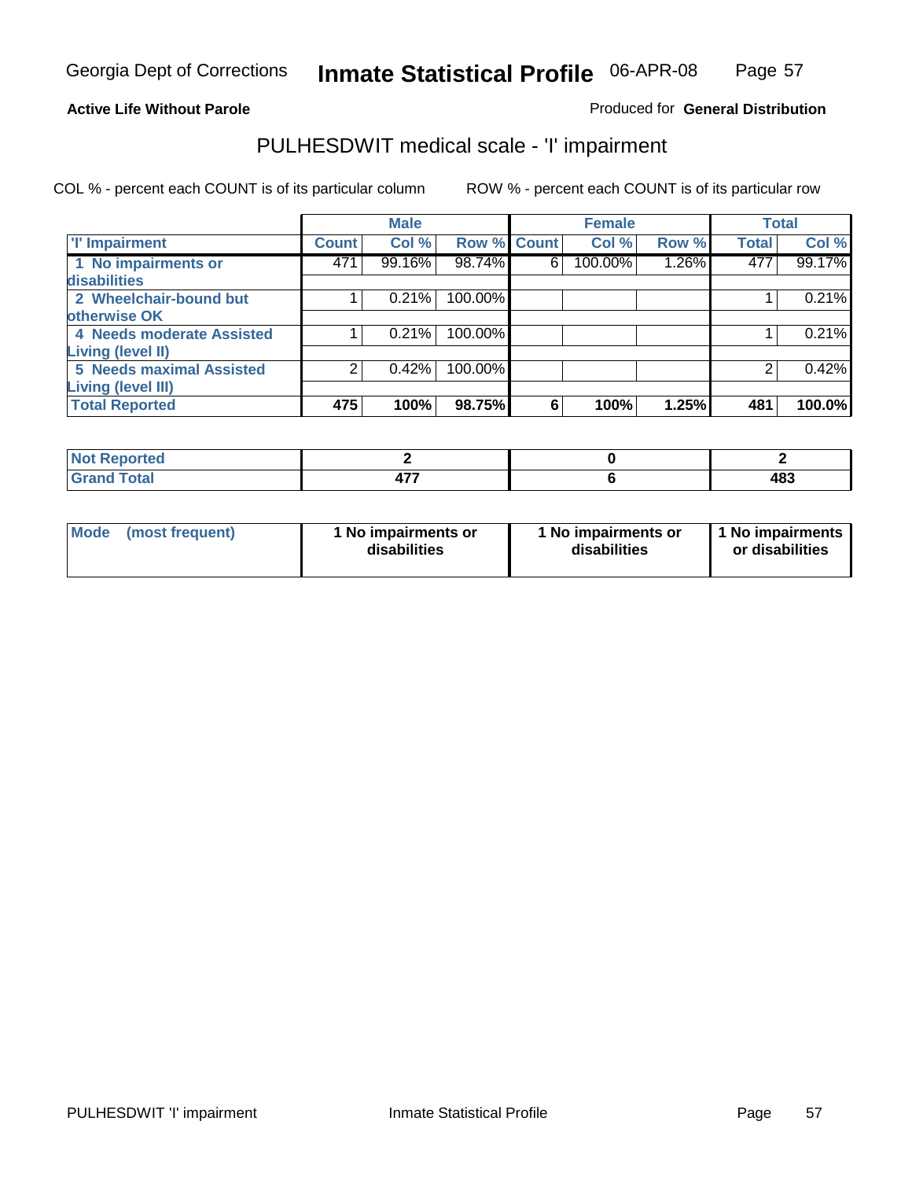**Active Life Without Parole**

Produced for **General Distribution**

## PULHESDWIT medical scale - 'I' impairment

COL % - percent each COUNT is of its particular column    ROW % - percent each COUNT is of its particular row

| | Male | | | Female | | | Total | |
|---|---|---|---|---|---|---|---|---|
| 'I' Impairment | Count | Col % | Row % | Count | Col % | Row % | Total | Col % |
| 1 No impairments or disabilities | 471 | 99.16% | 98.74% | 6 | 100.00% | 1.26% | 477 | 99.17% |
| 2 Wheelchair-bound but otherwise OK | 1 | 0.21% | 100.00% | | | | 1 | 0.21% |
| 4 Needs moderate Assisted Living (level II) | 1 | 0.21% | 100.00% | | | | 1 | 0.21% |
| 5 Needs maximal Assisted Living (level III) | 2 | 0.42% | 100.00% | | | | 2 | 0.42% |
| **Total Reported** | **475** | **100%** | **98.75%** | **6** | **100%** | **1.25%** | **481** | **100.0%** |

| | Male | Female | Total |
|---|---|---|---|
| Not Reported | 2 | 0 | 2 |
| Grand Total | 477 | 6 | 483 |

| | Male | Female | Total |
|---|---|---|---|
| Mode (most frequent) | 1 No impairments or disabilities | 1 No impairments or disabilities | 1 No impairments or disabilities |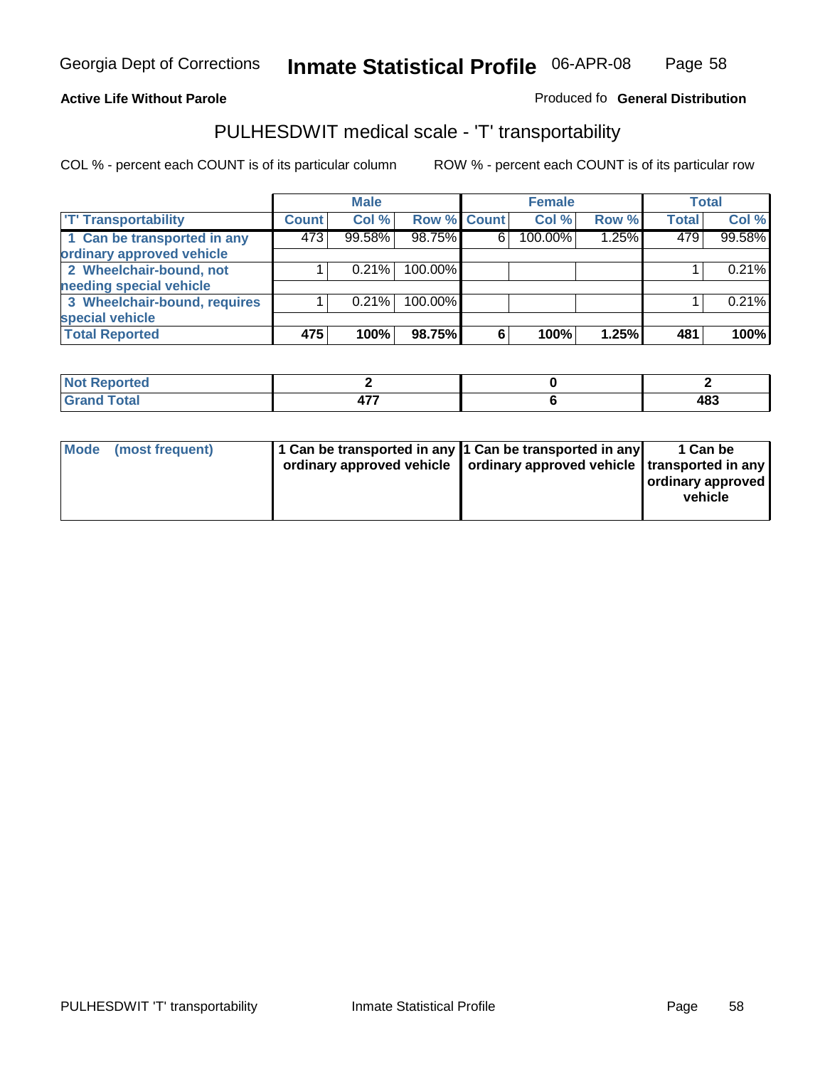Georgia Dept of Corrections **Inmate Statistical Profile** 06-APR-08

**Active Life Without Parole**

Produced fo **General Distribution**

## PULHESDWIT medical scale - 'T' transportability

COL % - percent each COUNT is of its particular column ROW % - percent each COUNT is of its particular row

| | Male | | | Female | | | Total | |
|---|---|---|---|---|---|---|---|---|
| 'T' Transportability | Count | Col % | Row % | Count | Col % | Row % | Total | Col % |
| 1 Can be transported in any ordinary approved vehicle | 473 | 99.58% | 98.75% | 6 | 100.00% | 1.25% | 479 | 99.58% |
| 2 Wheelchair-bound, not needing special vehicle | 1 | 0.21% | 100.00% | | | | 1 | 0.21% |
| 3 Wheelchair-bound, requires special vehicle | 1 | 0.21% | 100.00% | | | | 1 | 0.21% |
| **Total Reported** | **475** | **100%** | **98.75%** | **6** | **100%** | **1.25%** | **481** | **100%** |

| | Male | Female | Total |
|---|---|---|---|
| Not Reported | 2 | 0 | 2 |
| Grand Total | 477 | 6 | 483 |

| | Male | Female | Total |
|---|---|---|---|
| Mode (most frequent) | 1 Can be transported in any ordinary approved vehicle | 1 Can be transported in any ordinary approved vehicle | 1 Can be transported in any ordinary approved vehicle |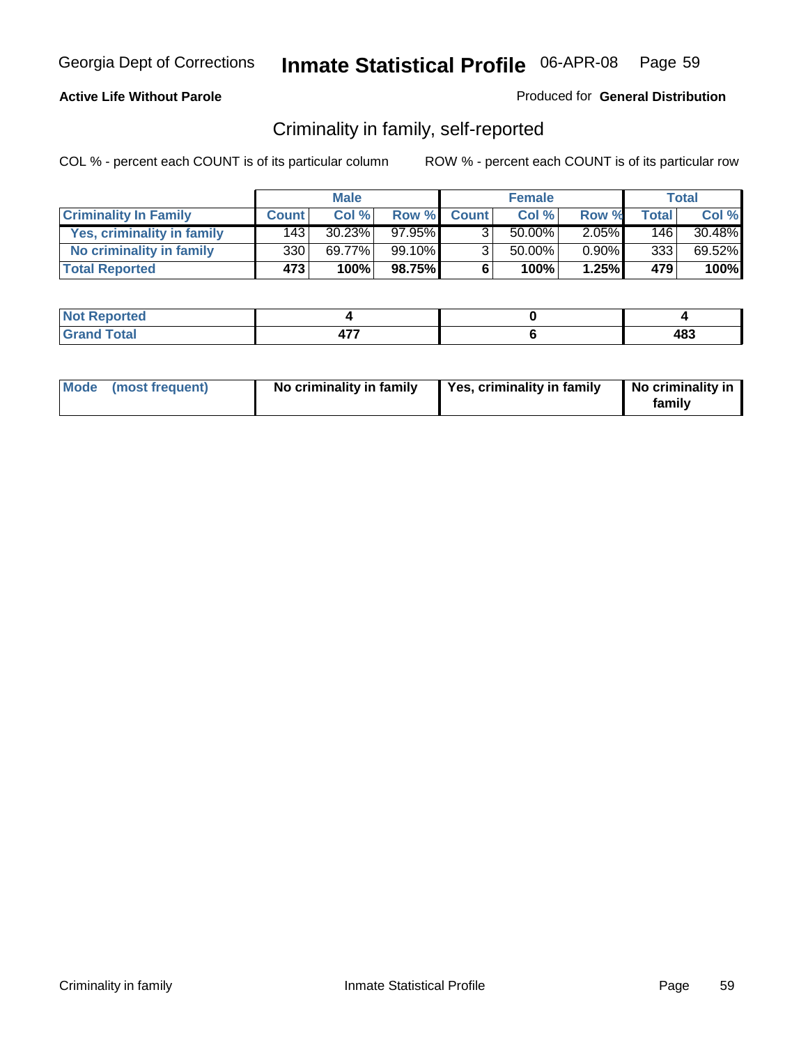**Active Life Without Parole**

Produced for **General Distribution**

## Criminality in family, self-reported

COL % - percent each COUNT is of its particular column        ROW % - percent each COUNT is of its particular row

| | Male | | | Female | | | Total | |
|---|---|---|---|---|---|---|---|---|
| **Criminality In Family** | **Count** | **Col %** | **Row %** | **Count** | **Col %** | **Row %** | **Total** | **Col %** |
| Yes, criminality in family | 143 | 30.23% | 97.95% | 3 | 50.00% | 2.05% | 146 | 30.48% |
| No criminality in family | 330 | 69.77% | 99.10% | 3 | 50.00% | 0.90% | 333 | 69.52% |
| **Total Reported** | **473** | **100%** | **98.75%** | **6** | **100%** | **1.25%** | **479** | **100%** |

| | Male | Female | Total |
|---|---|---|---|
| **Not Reported** | 4 | 0 | 4 |
| **Grand Total** | 477 | 6 | 483 |

| | Male | Female | Total |
|---|---|---|---|
| **Mode (most frequent)** | No criminality in family | Yes, criminality in family | No criminality in family |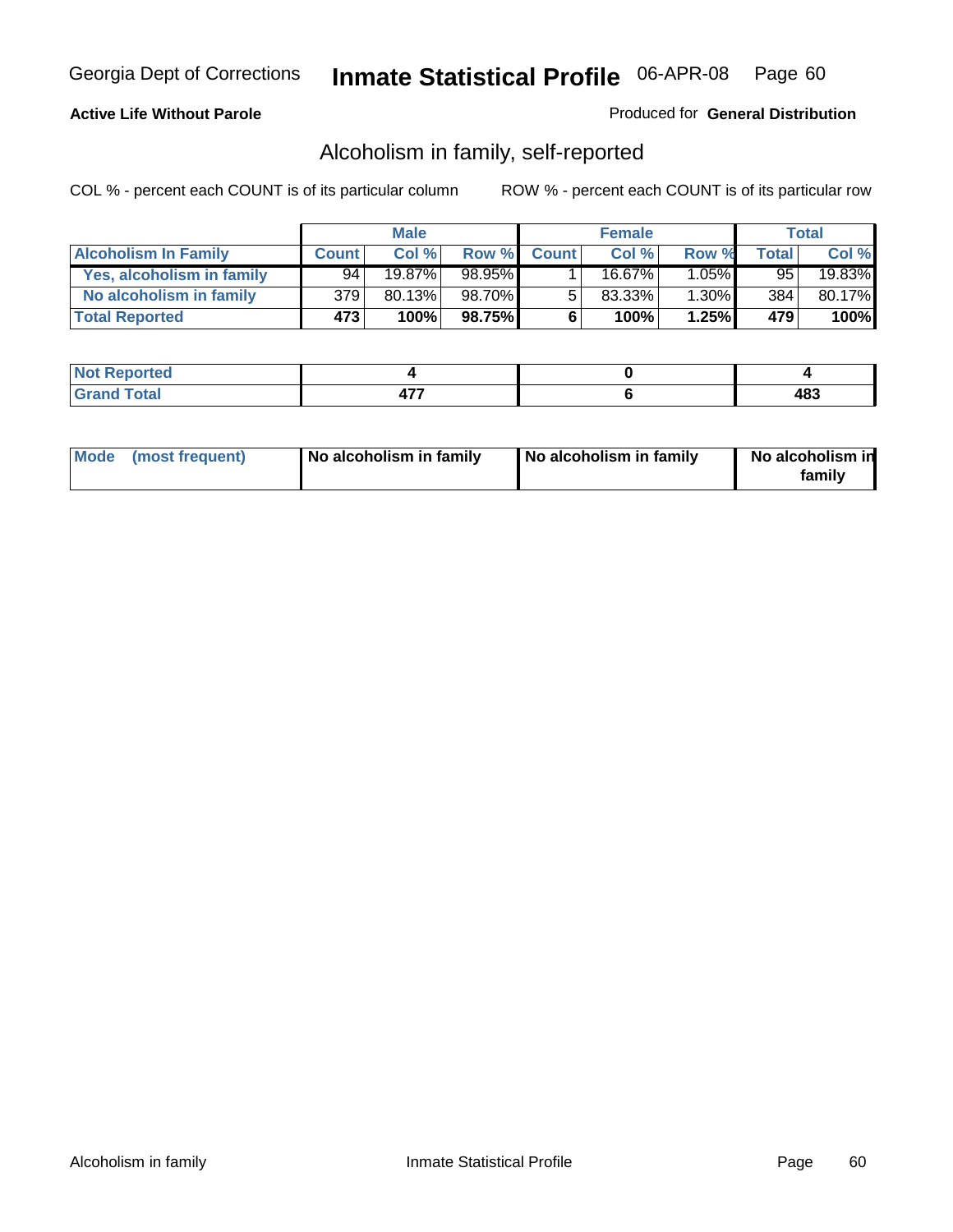**Active Life Without Parole**

Produced for **General Distribution**

## Alcoholism in family, self-reported

COL % - percent each COUNT is of its particular column

ROW % - percent each COUNT is of its particular row

| | Male | | | Female | | | Total | |
|---|---|---|---|---|---|---|---|---|
| **Alcoholism In Family** | **Count** | **Col %** | **Row %** | **Count** | **Col %** | **Row %** | **Total** | **Col %** |
| **Yes, alcoholism in family** | 94 | 19.87% | 98.95% | 1 | 16.67% | 1.05% | 95 | 19.83% |
| **No alcoholism in family** | 379 | 80.13% | 98.70% | 5 | 83.33% | 1.30% | 384 | 80.17% |
| **Total Reported** | **473** | **100%** | **98.75%** | **6** | **100%** | **1.25%** | **479** | **100%** |

| | Male | Female | Total |
|---|---|---|---|
| **Not Reported** | **4** | **0** | **4** |
| **Grand Total** | **477** | **6** | **483** |

| | Male | Female | Total |
|---|---|---|---|
| **Mode (most frequent)** | **No alcoholism in family** | **No alcoholism in family** | **No alcoholism in family** |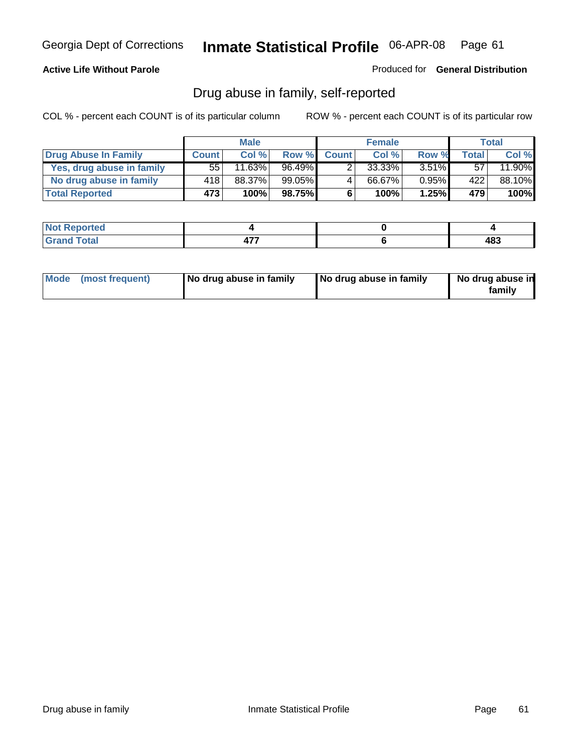Georgia Dept of Corrections **Inmate Statistical Profile** 06-APR-08

**Active Life Without Parole**

Produced for **General Distribution**

## Drug abuse in family, self-reported

COL % - percent each COUNT is of its particular column    ROW % - percent each COUNT is of its particular row

| | Male | | | Female | | | Total | |
|---|---|---|---|---|---|---|---|---|
| **Drug Abuse In Family** | **Count** | **Col %** | **Row %** | **Count** | **Col %** | **Row %** | **Total** | **Col %** |
| **Yes, drug abuse in family** | 55 | 11.63% | 96.49% | 2 | 33.33% | 3.51% | 57 | 11.90% |
| **No drug abuse in family** | 418 | 88.37% | 99.05% | 4 | 66.67% | 0.95% | 422 | 88.10% |
| **Total Reported** | **473** | **100%** | **98.75%** | **6** | **100%** | **1.25%** | **479** | **100%** |

| | Male | Female | Total |
|---|---|---|---|
| **Not Reported** | **4** | **0** | **4** |
| **Grand Total** | **477** | **6** | **483** |

| | Male | Female | Total |
|---|---|---|---|
| **Mode (most frequent)** | **No drug abuse in family** | **No drug abuse in family** | **No drug abuse in family** |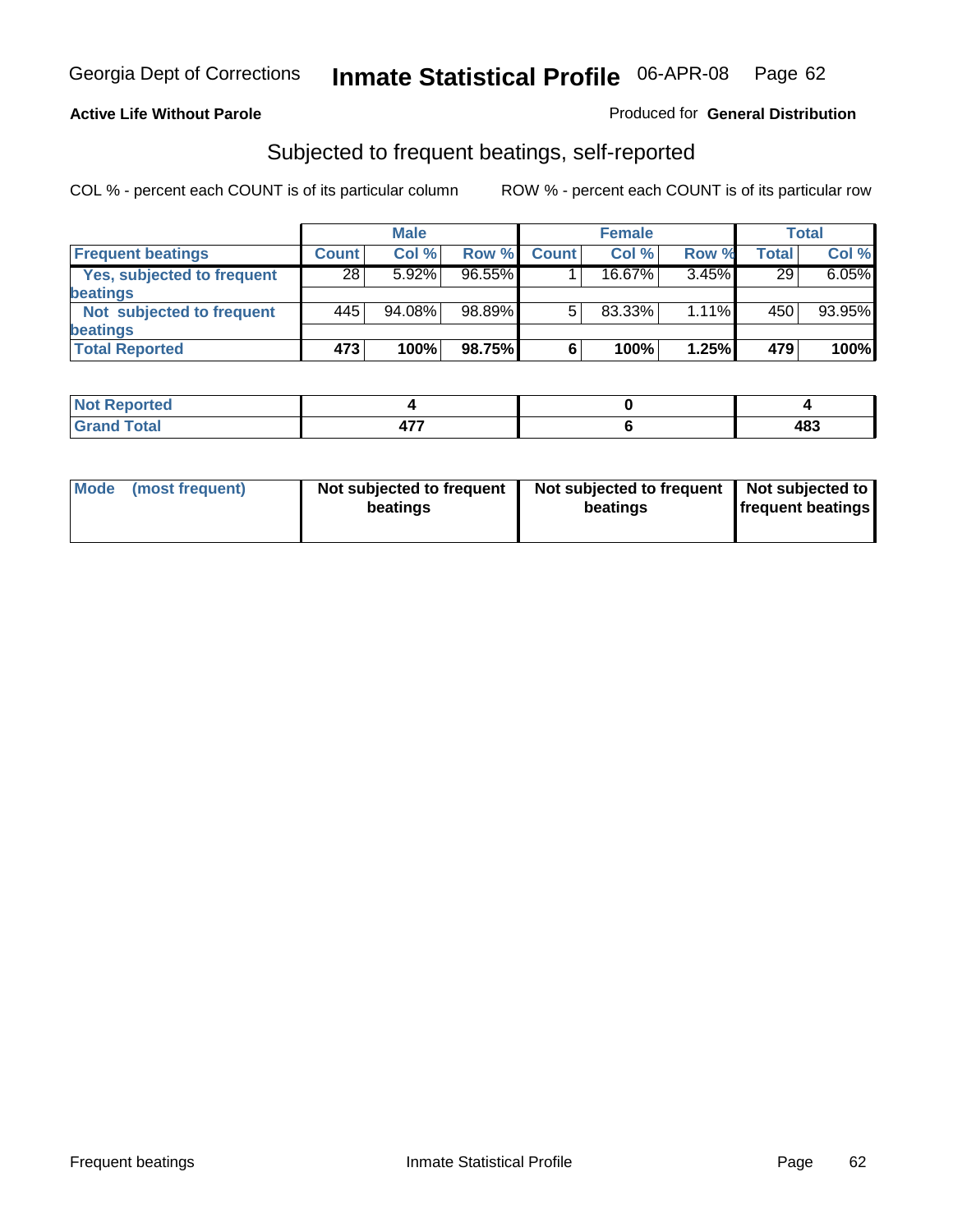Georgia Dept of Corrections **Inmate Statistical Profile** 06-APR-08

**Active Life Without Parole**

Produced for **General Distribution**

## Subjected to frequent beatings, self-reported

COL % - percent each COUNT is of its particular column

ROW % - percent each COUNT is of its particular row

| | Male | | | Female | | | Total | |
|---|---|---|---|---|---|---|---|---|
| Frequent beatings | Count | Col % | Row % | Count | Col % | Row % | Total | Col % |
| Yes, subjected to frequent beatings | 28 | 5.92% | 96.55% | 1 | 16.67% | 3.45% | 29 | 6.05% |
| Not subjected to frequent beatings | 445 | 94.08% | 98.89% | 5 | 83.33% | 1.11% | 450 | 93.95% |
| **Total Reported** | **473** | **100%** | **98.75%** | **6** | **100%** | **1.25%** | **479** | **100%** |

| | Male | Female | Total |
|---|---|---|---|
| Not Reported | 4 | 0 | 4 |
| Grand Total | 477 | 6 | 483 |

| | Male | Female | Total |
|---|---|---|---|
| Mode (most frequent) | Not subjected to frequent beatings | Not subjected to frequent beatings | Not subjected to frequent beatings |

Frequent beatings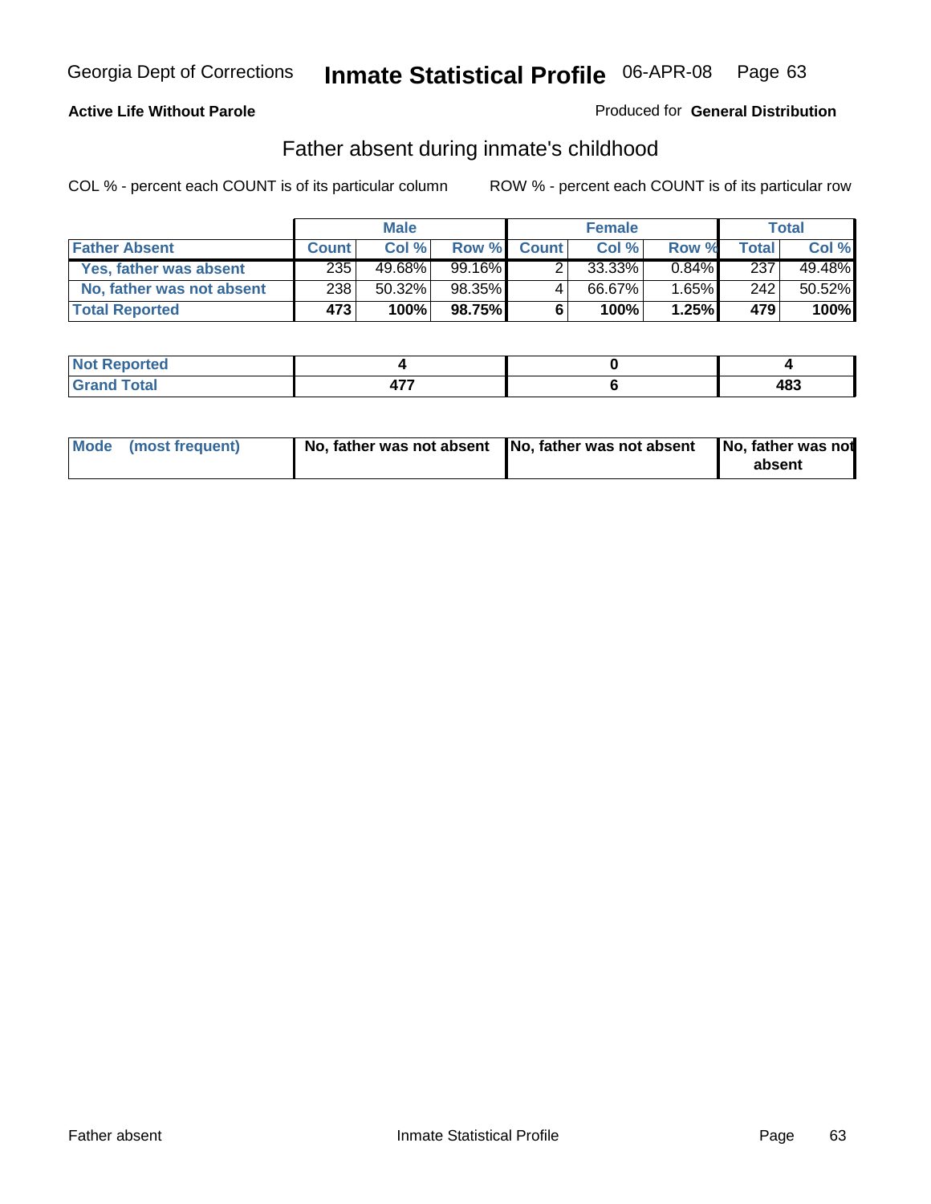Georgia Dept of Corrections **Inmate Statistical Profile** 06-APR-08

**Active Life Without Parole**

Produced for **General Distribution**

## Father absent during inmate's childhood

COL % - percent each COUNT is of its particular column        ROW % - percent each COUNT is of its particular row

| | Male | | | Female | | | Total | |
|---|---|---|---|---|---|---|---|---|
| **Father Absent** | **Count** | **Col %** | **Row %** | **Count** | **Col %** | **Row %** | **Total** | **Col %** |
| **Yes, father was absent** | 235 | 49.68% | 99.16% | 2 | 33.33% | 0.84% | 237 | 49.48% |
| **No, father was not absent** | 238 | 50.32% | 98.35% | 4 | 66.67% | 1.65% | 242 | 50.52% |
| **Total Reported** | **473** | **100%** | **98.75%** | **6** | **100%** | **1.25%** | **479** | **100%** |

| | Male | Female | Total |
|---|---|---|---|
| **Not Reported** | **4** | **0** | **4** |
| **Grand Total** | **477** | **6** | **483** |

| | Male | Female | Total |
|---|---|---|---|
| **Mode (most frequent)** | **No, father was not absent** | **No, father was not absent** | **No, father was not absent** |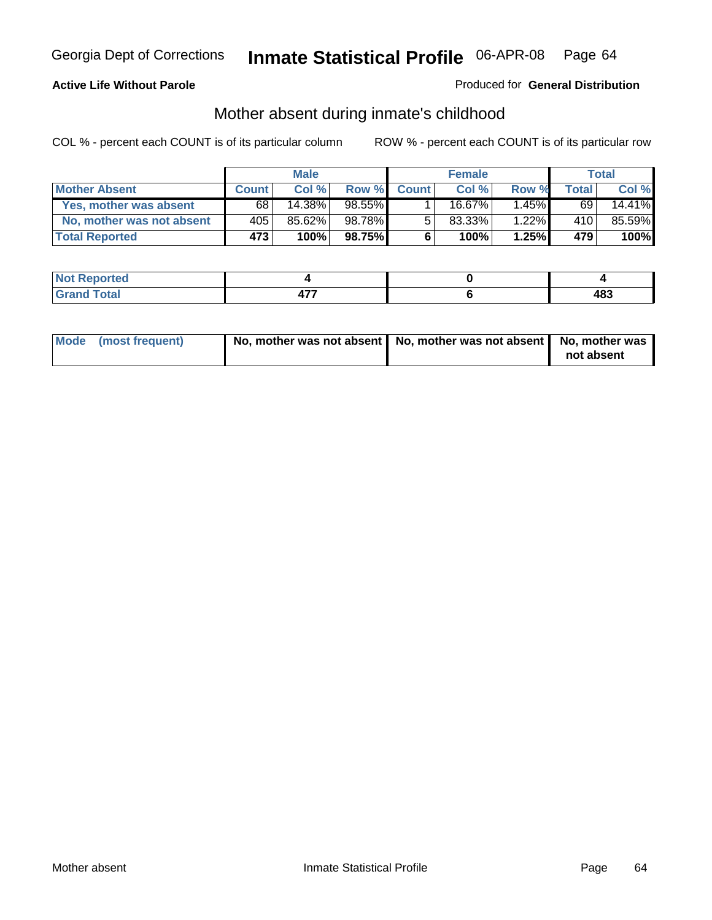Georgia Dept of Corrections **Inmate Statistical Profile** 06-APR-08 Page 64

**Active Life Without Parole**

Produced for **General Distribution**

## Mother absent during inmate's childhood

COL % - percent each COUNT is of its particular column

ROW % - percent each COUNT is of its particular row

| | Male | | | Female | | | Total | |
|---|---|---|---|---|---|---|---|---|
| **Mother Absent** | **Count** | **Col %** | **Row %** | **Count** | **Col %** | **Row %** | **Total** | **Col %** |
| **Yes, mother was absent** | 68 | 14.38% | 98.55% | 1 | 16.67% | 1.45% | 69 | 14.41% |
| **No, mother was not absent** | 405 | 85.62% | 98.78% | 5 | 83.33% | 1.22% | 410 | 85.59% |
| **Total Reported** | **473** | **100%** | **98.75%** | **6** | **100%** | **1.25%** | **479** | **100%** |

| | Male | Female | Total |
|---|---|---|---|
| **Not Reported** | **4** | **0** | **4** |
| **Grand Total** | **477** | **6** | **483** |

| | Male | Female | Total |
|---|---|---|---|
| **Mode (most frequent)** | **No, mother was not absent** | **No, mother was not absent** | **No, mother was not absent** |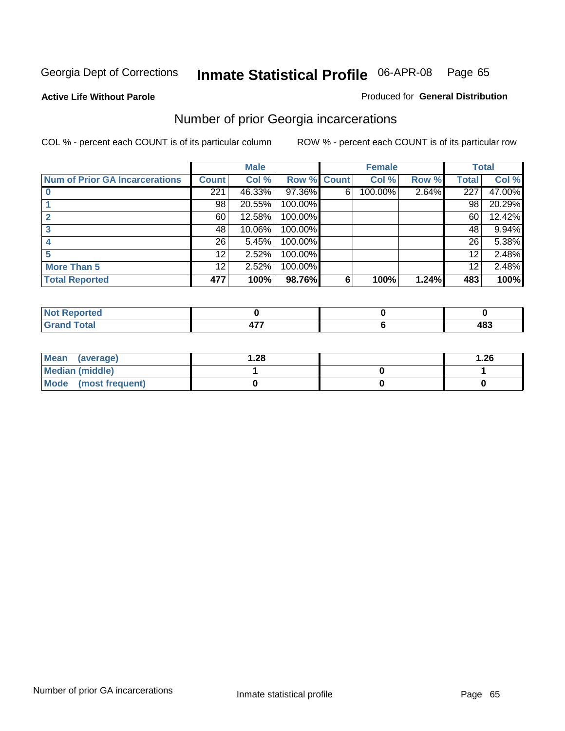Georgia Dept of Corrections **Inmate Statistical Profile** 06-APR-08

**Active Life Without Parole**

Produced for **General Distribution**

## Number of prior Georgia incarcerations

COL % - percent each COUNT is of its particular column

ROW % - percent each COUNT is of its particular row

| | Male | | | Female | | | Total | |
|---|---|---|---|---|---|---|---|---|
| **Num of Prior GA Incarcerations** | **Count** | **Col %** | **Row %** | **Count** | **Col %** | **Row %** | **Total** | **Col %** |
| **0** | 221 | 46.33% | 97.36% | 6 | 100.00% | 2.64% | 227 | 47.00% |
| **1** | 98 | 20.55% | 100.00% | | | | 98 | 20.29% |
| **2** | 60 | 12.58% | 100.00% | | | | 60 | 12.42% |
| **3** | 48 | 10.06% | 100.00% | | | | 48 | 9.94% |
| **4** | 26 | 5.45% | 100.00% | | | | 26 | 5.38% |
| **5** | 12 | 2.52% | 100.00% | | | | 12 | 2.48% |
| **More Than 5** | 12 | 2.52% | 100.00% | | | | 12 | 2.48% |
| **Total Reported** | **477** | **100%** | **98.76%** | **6** | **100%** | **1.24%** | **483** | **100%** |

| | Male | Female | Total |
|---|---|---|---|
| **Not Reported** | **0** | **0** | **0** |
| **Grand Total** | **477** | **6** | **483** |

| | Male | Female | Total |
|---|---|---|---|
| **Mean (average)** | **1.28** | | **1.26** |
| **Median (middle)** | **1** | **0** | **1** |
| **Mode (most frequent)** | **0** | **0** | **0** |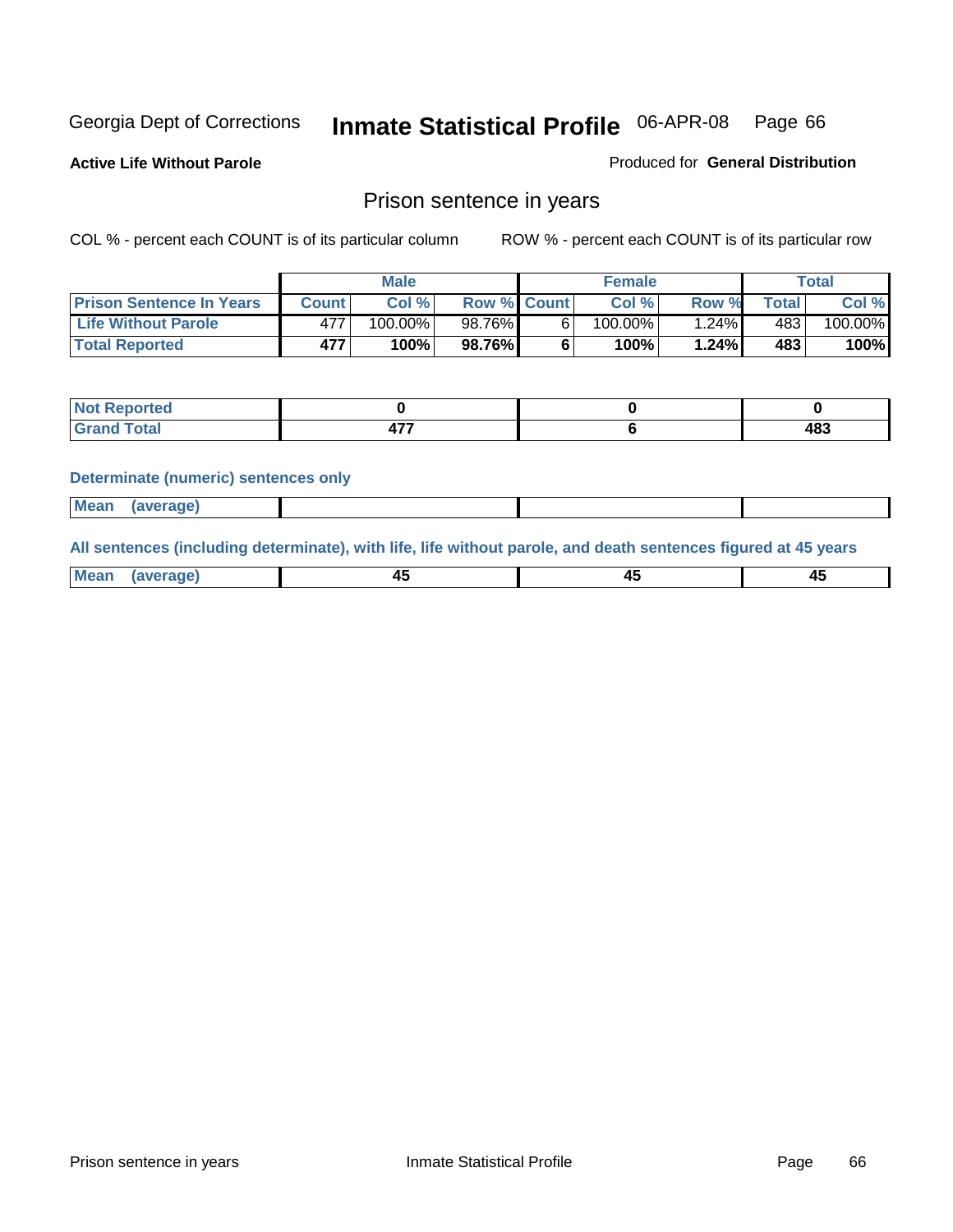Georgia Dept of Corrections **Inmate Statistical Profile** 06-APR-08 Page 66

**Active Life Without Parole**

Produced for **General Distribution**

## Prison sentence in years

COL % - percent each COUNT is of its particular column

ROW % - percent each COUNT is of its particular row

| | Male | | | Female | | | Total | |
|---|---|---|---|---|---|---|---|---|
| **Prison Sentence In Years** | **Count** | **Col %** | **Row %** | **Count** | **Col %** | **Row %** | **Total** | **Col %** |
| **Life Without Parole** | 477 | 100.00% | 98.76% | 6 | 100.00% | 1.24% | 483 | 100.00% |
| **Total Reported** | **477** | **100%** | **98.76%** | **6** | **100%** | **1.24%** | **483** | **100%** |

| | Male | Female | Total |
|---|---|---|---|
| **Not Reported** | **0** | **0** | **0** |
| **Grand Total** | **477** | **6** | **483** |

**Determinate (numeric) sentences only**

| | Male | Female | Total |
|---|---|---|---|
| **Mean (average)** | | | |

**All sentences (including determinate), with life, life without parole, and death sentences figured at 45 years**

| | Male | Female | Total |
|---|---|---|---|
| **Mean (average)** | **45** | **45** | **45** |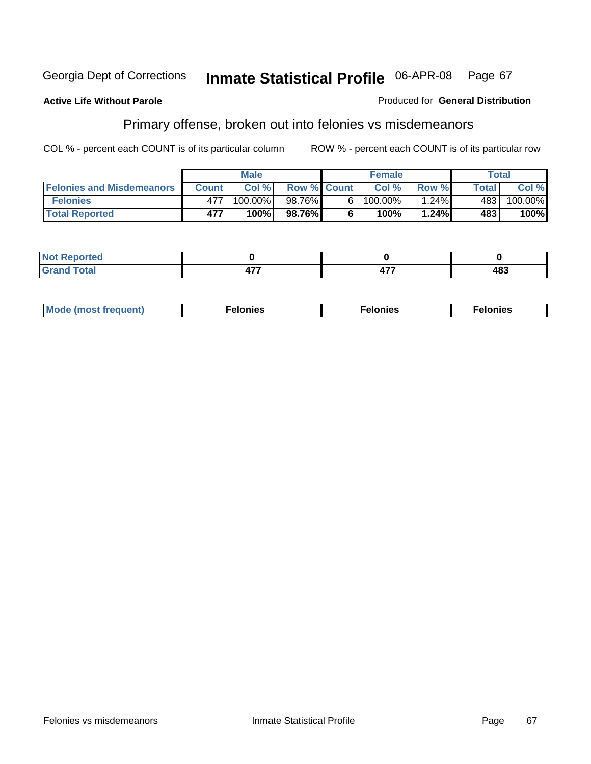Georgia Dept of Corrections **Inmate Statistical Profile** 06-APR-08

**Active Life Without Parole**

Produced for **General Distribution**

## Primary offense, broken out into felonies vs misdemeanors

COL % - percent each COUNT is of its particular column

ROW % - percent each COUNT is of its particular row

| | Male | | | Female | | | Total | |
|---|---|---|---|---|---|---|---|---|
| **Felonies and Misdemeanors** | **Count** | **Col %** | **Row %** | **Count** | **Col %** | **Row %** | **Total** | **Col %** |
| **Felonies** | 477 | 100.00% | 98.76% | 6 | 100.00% | 1.24% | 483 | 100.00% |
| **Total Reported** | **477** | **100%** | **98.76%** | **6** | **100%** | **1.24%** | **483** | **100%** |

| | | | |
|---|---|---|---|
| **Not Reported** | **0** | **0** | **0** |
| **Grand Total** | **477** | **477** | **483** |

| | | | |
|---|---|---|---|
| **Mode (most frequent)** | **Felonies** | **Felonies** | **Felonies** |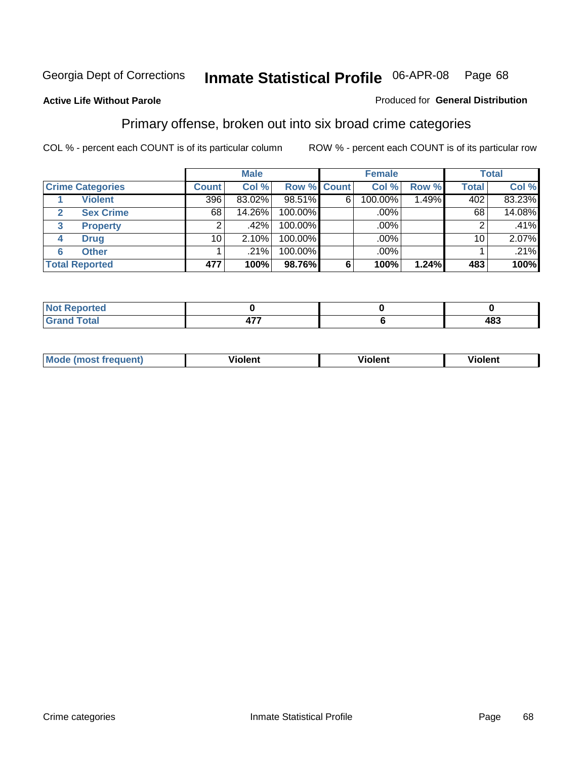Georgia Dept of Corrections **Inmate Statistical Profile** 06-APR-08 Page 68

**Active Life Without Parole**

Produced for **General Distribution**

## Primary offense, broken out into six broad crime categories

COL % - percent each COUNT is of its particular column

ROW % - percent each COUNT is of its particular row

| | | Male | | | Female | | | Total | |
|---|---|---|---|---|---|---|---|---|---|
| **Crime Categories** | | **Count** | **Col %** | **Row %** | **Count** | **Col %** | **Row %** | **Total** | **Col %** |
| 1 | **Violent** | 396 | 83.02% | 98.51% | 6 | 100.00% | 1.49% | 402 | 83.23% |
| 2 | **Sex Crime** | 68 | 14.26% | 100.00% | | .00% | | 68 | 14.08% |
| 3 | **Property** | 2 | .42% | 100.00% | | .00% | | 2 | .41% |
| 4 | **Drug** | 10 | 2.10% | 100.00% | | .00% | | 10 | 2.07% |
| 6 | **Other** | 1 | .21% | 100.00% | | .00% | | 1 | .21% |
| **Total Reported** | | **477** | **100%** | **98.76%** | **6** | **100%** | **1.24%** | **483** | **100%** |

| | Male | Female | Total |
|---|---|---|---|
| **Not Reported** | **0** | **0** | **0** |
| **Grand Total** | **477** | **6** | **483** |

| | Male | Female | Total |
|---|---|---|---|
| **Mode (most frequent)** | **Violent** | **Violent** | **Violent** |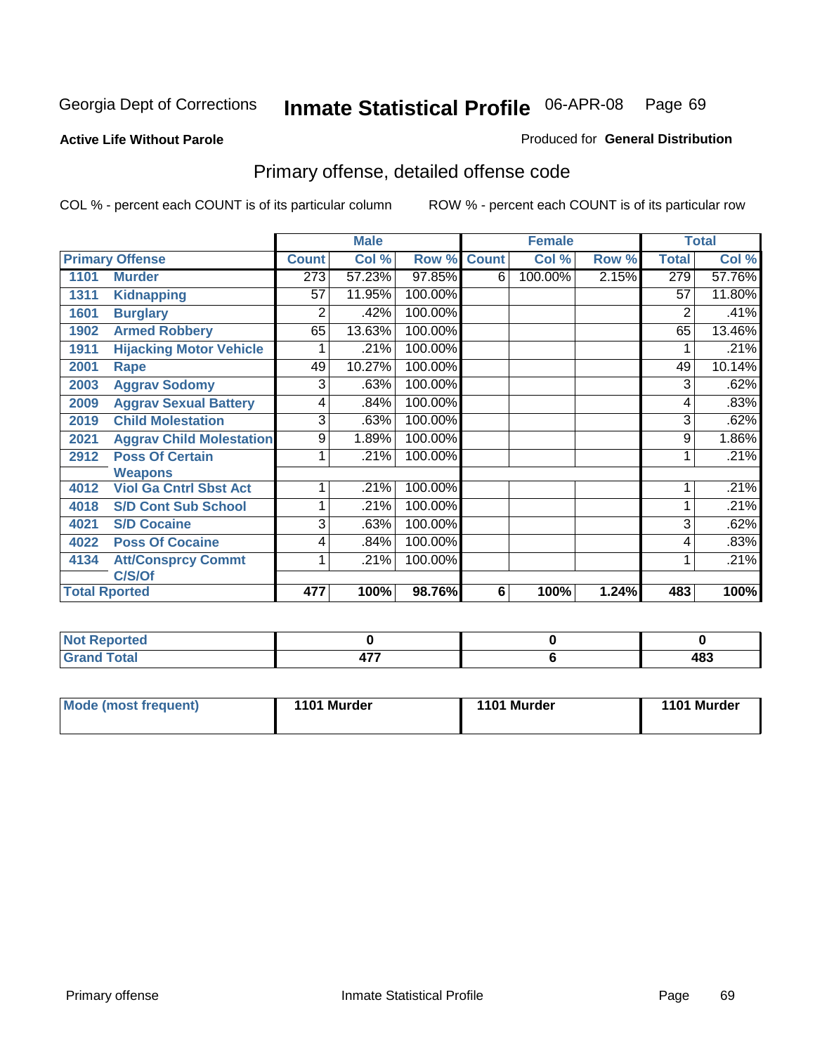Georgia Dept of Corrections

# Inmate Statistical Profile

06-APR-08

**Active Life Without Parole**

Produced for **General Distribution**

## Primary offense, detailed offense code

COL % - percent each COUNT is of its particular column

ROW % - percent each COUNT is of its particular row

| Primary Offense | | Male | | | Female | | | Total | |
|---|---|---|---|---|---|---|---|---|---|
| | | Count | Col % | Row % | Count | Col % | Row % | Total | Col % |
| 1101 | Murder | 273 | 57.23% | 97.85% | 6 | 100.00% | 2.15% | 279 | 57.76% |
| 1311 | Kidnapping | 57 | 11.95% | 100.00% | | | | 57 | 11.80% |
| 1601 | Burglary | 2 | .42% | 100.00% | | | | 2 | .41% |
| 1902 | Armed Robbery | 65 | 13.63% | 100.00% | | | | 65 | 13.46% |
| 1911 | Hijacking Motor Vehicle | 1 | .21% | 100.00% | | | | 1 | .21% |
| 2001 | Rape | 49 | 10.27% | 100.00% | | | | 49 | 10.14% |
| 2003 | Aggrav Sodomy | 3 | .63% | 100.00% | | | | 3 | .62% |
| 2009 | Aggrav Sexual Battery | 4 | .84% | 100.00% | | | | 4 | .83% |
| 2019 | Child Molestation | 3 | .63% | 100.00% | | | | 3 | .62% |
| 2021 | Aggrav Child Molestation | 9 | 1.89% | 100.00% | | | | 9 | 1.86% |
| 2912 | Poss Of Certain Weapons | 1 | .21% | 100.00% | | | | 1 | .21% |
| 4012 | Viol Ga Cntrl Sbst Act | 1 | .21% | 100.00% | | | | 1 | .21% |
| 4018 | S/D Cont Sub School | 1 | .21% | 100.00% | | | | 1 | .21% |
| 4021 | S/D Cocaine | 3 | .63% | 100.00% | | | | 3 | .62% |
| 4022 | Poss Of Cocaine | 4 | .84% | 100.00% | | | | 4 | .83% |
| 4134 | Att/Consprcy Commt C/S/Of | 1 | .21% | 100.00% | | | | 1 | .21% |
| Total Rported | | 477 | 100% | 98.76% | 6 | 100% | 1.24% | 483 | 100% |

| | Male | Female | Total |
|---|---|---|---|
| Not Reported | 0 | 0 | 0 |
| Grand Total | 477 | 6 | 483 |

| | Male | Female | Total |
|---|---|---|---|
| Mode (most frequent) | 1101 Murder | 1101 Murder | 1101 Murder |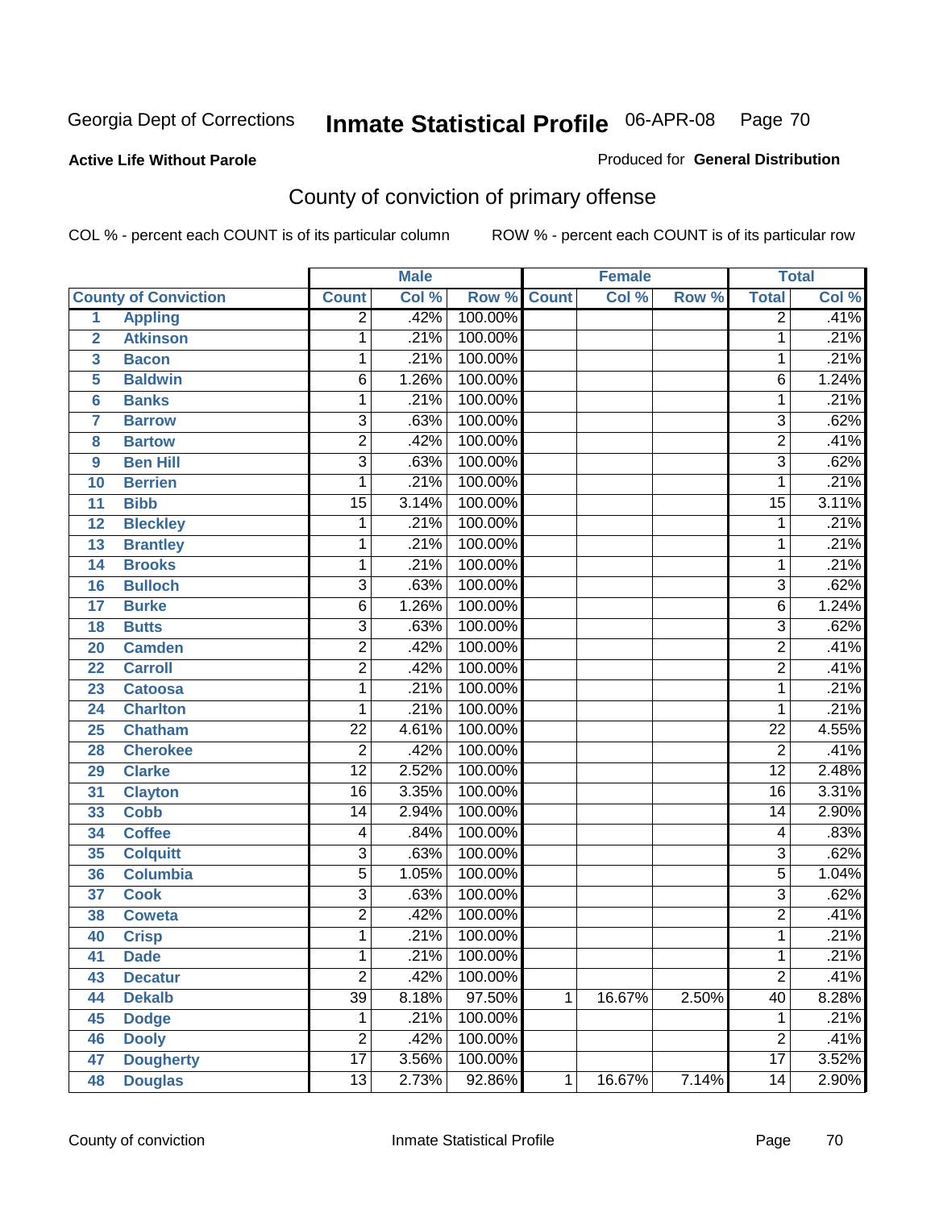Georgia Dept of Corrections **Inmate Statistical Profile** 06-APR-08

**Active Life Without Parole**

Produced for **General Distribution**

## County of conviction of primary offense

COL % - percent each COUNT is of its particular column ROW % - percent each COUNT is of its particular row

| County of Conviction | | Male | | | Female | | | Total | |
|---|---|---|---|---|---|---|---|---|---|
| | | Count | Col % | Row % | Count | Col % | Row % | Total | Col % |
| 1 | Appling | 2 | .42% | 100.00% | | | | 2 | .41% |
| 2 | Atkinson | 1 | .21% | 100.00% | | | | 1 | .21% |
| 3 | Bacon | 1 | .21% | 100.00% | | | | 1 | .21% |
| 5 | Baldwin | 6 | 1.26% | 100.00% | | | | 6 | 1.24% |
| 6 | Banks | 1 | .21% | 100.00% | | | | 1 | .21% |
| 7 | Barrow | 3 | .63% | 100.00% | | | | 3 | .62% |
| 8 | Bartow | 2 | .42% | 100.00% | | | | 2 | .41% |
| 9 | Ben Hill | 3 | .63% | 100.00% | | | | 3 | .62% |
| 10 | Berrien | 1 | .21% | 100.00% | | | | 1 | .21% |
| 11 | Bibb | 15 | 3.14% | 100.00% | | | | 15 | 3.11% |
| 12 | Bleckley | 1 | .21% | 100.00% | | | | 1 | .21% |
| 13 | Brantley | 1 | .21% | 100.00% | | | | 1 | .21% |
| 14 | Brooks | 1 | .21% | 100.00% | | | | 1 | .21% |
| 16 | Bulloch | 3 | .63% | 100.00% | | | | 3 | .62% |
| 17 | Burke | 6 | 1.26% | 100.00% | | | | 6 | 1.24% |
| 18 | Butts | 3 | .63% | 100.00% | | | | 3 | .62% |
| 20 | Camden | 2 | .42% | 100.00% | | | | 2 | .41% |
| 22 | Carroll | 2 | .42% | 100.00% | | | | 2 | .41% |
| 23 | Catoosa | 1 | .21% | 100.00% | | | | 1 | .21% |
| 24 | Charlton | 1 | .21% | 100.00% | | | | 1 | .21% |
| 25 | Chatham | 22 | 4.61% | 100.00% | | | | 22 | 4.55% |
| 28 | Cherokee | 2 | .42% | 100.00% | | | | 2 | .41% |
| 29 | Clarke | 12 | 2.52% | 100.00% | | | | 12 | 2.48% |
| 31 | Clayton | 16 | 3.35% | 100.00% | | | | 16 | 3.31% |
| 33 | Cobb | 14 | 2.94% | 100.00% | | | | 14 | 2.90% |
| 34 | Coffee | 4 | .84% | 100.00% | | | | 4 | .83% |
| 35 | Colquitt | 3 | .63% | 100.00% | | | | 3 | .62% |
| 36 | Columbia | 5 | 1.05% | 100.00% | | | | 5 | 1.04% |
| 37 | Cook | 3 | .63% | 100.00% | | | | 3 | .62% |
| 38 | Coweta | 2 | .42% | 100.00% | | | | 2 | .41% |
| 40 | Crisp | 1 | .21% | 100.00% | | | | 1 | .21% |
| 41 | Dade | 1 | .21% | 100.00% | | | | 1 | .21% |
| 43 | Decatur | 2 | .42% | 100.00% | | | | 2 | .41% |
| 44 | Dekalb | 39 | 8.18% | 97.50% | 1 | 16.67% | 2.50% | 40 | 8.28% |
| 45 | Dodge | 1 | .21% | 100.00% | | | | 1 | .21% |
| 46 | Dooly | 2 | .42% | 100.00% | | | | 2 | .41% |
| 47 | Dougherty | 17 | 3.56% | 100.00% | | | | 17 | 3.52% |
| 48 | Douglas | 13 | 2.73% | 92.86% | 1 | 16.67% | 7.14% | 14 | 2.90% |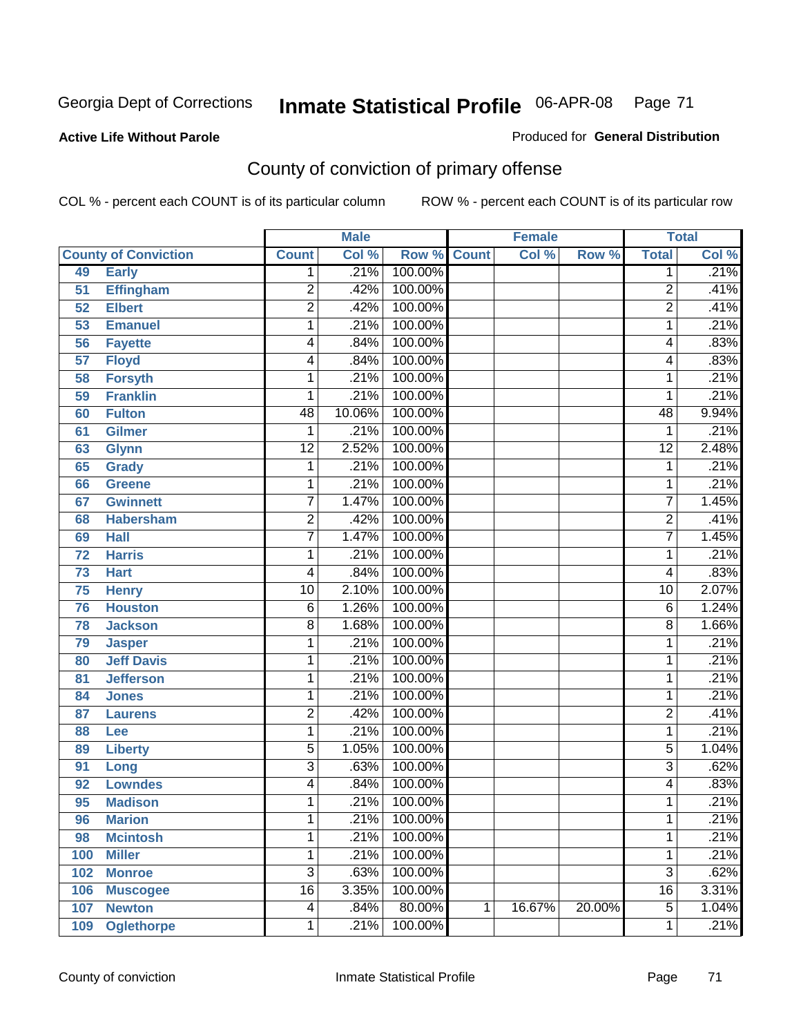Georgia Dept of Corrections **Inmate Statistical Profile** 06-APR-08

**Active Life Without Parole**

Produced for **General Distribution**

## County of conviction of primary offense

COL % - percent each COUNT is of its particular column ROW % - percent each COUNT is of its particular row

| County of Conviction | | Male | | | Female | | | Total | |
|---|---|---|---|---|---|---|---|---|---|
| | | Count | Col % | Row % | Count | Col % | Row % | Total | Col % |
| 49 | Early | 1 | .21% | 100.00% | | | | 1 | .21% |
| 51 | Effingham | 2 | .42% | 100.00% | | | | 2 | .41% |
| 52 | Elbert | 2 | .42% | 100.00% | | | | 2 | .41% |
| 53 | Emanuel | 1 | .21% | 100.00% | | | | 1 | .21% |
| 56 | Fayette | 4 | .84% | 100.00% | | | | 4 | .83% |
| 57 | Floyd | 4 | .84% | 100.00% | | | | 4 | .83% |
| 58 | Forsyth | 1 | .21% | 100.00% | | | | 1 | .21% |
| 59 | Franklin | 1 | .21% | 100.00% | | | | 1 | .21% |
| 60 | Fulton | 48 | 10.06% | 100.00% | | | | 48 | 9.94% |
| 61 | Gilmer | 1 | .21% | 100.00% | | | | 1 | .21% |
| 63 | Glynn | 12 | 2.52% | 100.00% | | | | 12 | 2.48% |
| 65 | Grady | 1 | .21% | 100.00% | | | | 1 | .21% |
| 66 | Greene | 1 | .21% | 100.00% | | | | 1 | .21% |
| 67 | Gwinnett | 7 | 1.47% | 100.00% | | | | 7 | 1.45% |
| 68 | Habersham | 2 | .42% | 100.00% | | | | 2 | .41% |
| 69 | Hall | 7 | 1.47% | 100.00% | | | | 7 | 1.45% |
| 72 | Harris | 1 | .21% | 100.00% | | | | 1 | .21% |
| 73 | Hart | 4 | .84% | 100.00% | | | | 4 | .83% |
| 75 | Henry | 10 | 2.10% | 100.00% | | | | 10 | 2.07% |
| 76 | Houston | 6 | 1.26% | 100.00% | | | | 6 | 1.24% |
| 78 | Jackson | 8 | 1.68% | 100.00% | | | | 8 | 1.66% |
| 79 | Jasper | 1 | .21% | 100.00% | | | | 1 | .21% |
| 80 | Jeff Davis | 1 | .21% | 100.00% | | | | 1 | .21% |
| 81 | Jefferson | 1 | .21% | 100.00% | | | | 1 | .21% |
| 84 | Jones | 1 | .21% | 100.00% | | | | 1 | .21% |
| 87 | Laurens | 2 | .42% | 100.00% | | | | 2 | .41% |
| 88 | Lee | 1 | .21% | 100.00% | | | | 1 | .21% |
| 89 | Liberty | 5 | 1.05% | 100.00% | | | | 5 | 1.04% |
| 91 | Long | 3 | .63% | 100.00% | | | | 3 | .62% |
| 92 | Lowndes | 4 | .84% | 100.00% | | | | 4 | .83% |
| 95 | Madison | 1 | .21% | 100.00% | | | | 1 | .21% |
| 96 | Marion | 1 | .21% | 100.00% | | | | 1 | .21% |
| 98 | Mcintosh | 1 | .21% | 100.00% | | | | 1 | .21% |
| 100 | Miller | 1 | .21% | 100.00% | | | | 1 | .21% |
| 102 | Monroe | 3 | .63% | 100.00% | | | | 3 | .62% |
| 106 | Muscogee | 16 | 3.35% | 100.00% | | | | 16 | 3.31% |
| 107 | Newton | 4 | .84% | 80.00% | 1 | 16.67% | 20.00% | 5 | 1.04% |
| 109 | Oglethorpe | 1 | .21% | 100.00% | | | | 1 | .21% |

County of conviction Inmate Statistical Profile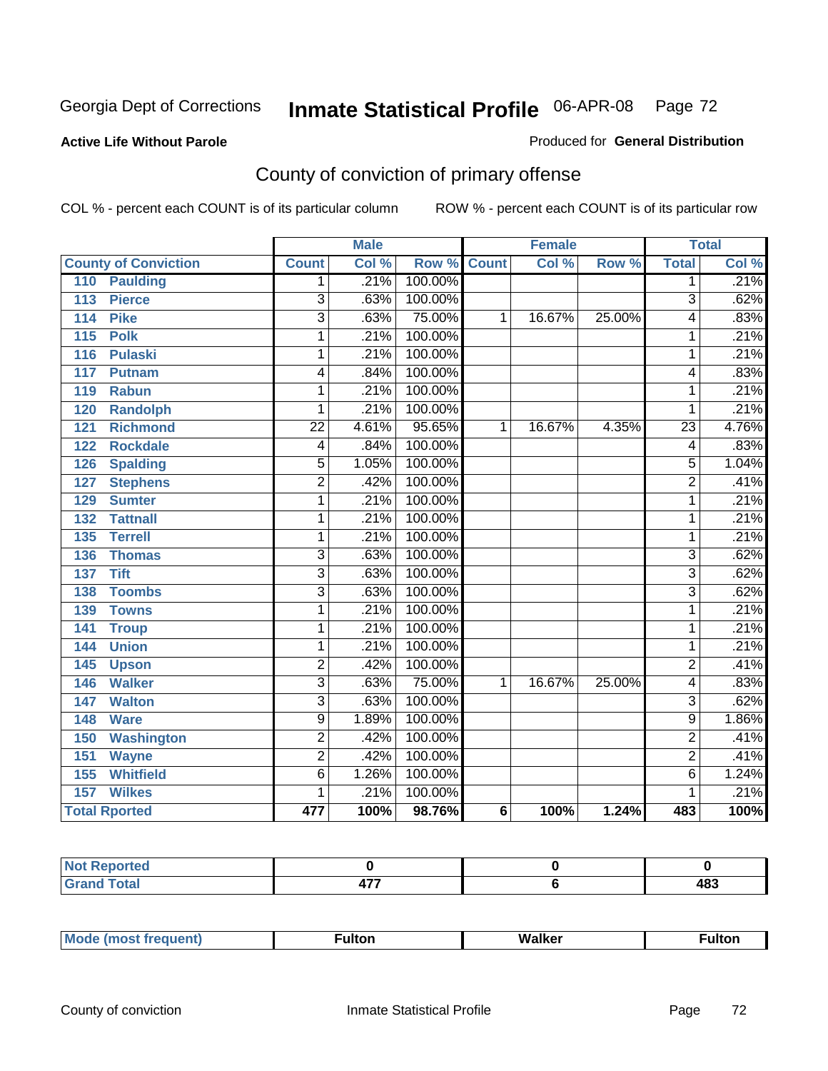Georgia Dept of Corrections **Inmate Statistical Profile** 06-APR-08

**Active Life Without Parole**

Produced for **General Distribution**

## County of conviction of primary offense

COL % - percent each COUNT is of its particular column ROW % - percent each COUNT is of its particular row

| | Male | | | Female | | | Total | |
|---|---|---|---|---|---|---|---|---|
| **County of Conviction** | **Count** | **Col %** | **Row %** | **Count** | **Col %** | **Row %** | **Total** | **Col %** |
| 110 Paulding | 1 | .21% | 100.00% | | | | 1 | .21% |
| 113 Pierce | 3 | .63% | 100.00% | | | | 3 | .62% |
| 114 Pike | 3 | .63% | 75.00% | 1 | 16.67% | 25.00% | 4 | .83% |
| 115 Polk | 1 | .21% | 100.00% | | | | 1 | .21% |
| 116 Pulaski | 1 | .21% | 100.00% | | | | 1 | .21% |
| 117 Putnam | 4 | .84% | 100.00% | | | | 4 | .83% |
| 119 Rabun | 1 | .21% | 100.00% | | | | 1 | .21% |
| 120 Randolph | 1 | .21% | 100.00% | | | | 1 | .21% |
| 121 Richmond | 22 | 4.61% | 95.65% | 1 | 16.67% | 4.35% | 23 | 4.76% |
| 122 Rockdale | 4 | .84% | 100.00% | | | | 4 | .83% |
| 126 Spalding | 5 | 1.05% | 100.00% | | | | 5 | 1.04% |
| 127 Stephens | 2 | .42% | 100.00% | | | | 2 | .41% |
| 129 Sumter | 1 | .21% | 100.00% | | | | 1 | .21% |
| 132 Tattnall | 1 | .21% | 100.00% | | | | 1 | .21% |
| 135 Terrell | 1 | .21% | 100.00% | | | | 1 | .21% |
| 136 Thomas | 3 | .63% | 100.00% | | | | 3 | .62% |
| 137 Tift | 3 | .63% | 100.00% | | | | 3 | .62% |
| 138 Toombs | 3 | .63% | 100.00% | | | | 3 | .62% |
| 139 Towns | 1 | .21% | 100.00% | | | | 1 | .21% |
| 141 Troup | 1 | .21% | 100.00% | | | | 1 | .21% |
| 144 Union | 1 | .21% | 100.00% | | | | 1 | .21% |
| 145 Upson | 2 | .42% | 100.00% | | | | 2 | .41% |
| 146 Walker | 3 | .63% | 75.00% | 1 | 16.67% | 25.00% | 4 | .83% |
| 147 Walton | 3 | .63% | 100.00% | | | | 3 | .62% |
| 148 Ware | 9 | 1.89% | 100.00% | | | | 9 | 1.86% |
| 150 Washington | 2 | .42% | 100.00% | | | | 2 | .41% |
| 151 Wayne | 2 | .42% | 100.00% | | | | 2 | .41% |
| 155 Whitfield | 6 | 1.26% | 100.00% | | | | 6 | 1.24% |
| 157 Wilkes | 1 | .21% | 100.00% | | | | 1 | .21% |
| **Total Rported** | **477** | **100%** | **98.76%** | **6** | **100%** | **1.24%** | **483** | **100%** |

| | Male | Female | Total |
|---|---|---|---|
| **Not Reported** | **0** | **0** | **0** |
| **Grand Total** | **477** | **6** | **483** |

| | Male | Female | Total |
|---|---|---|---|
| **Mode (most frequent)** | **Fulton** | **Walker** | **Fulton** |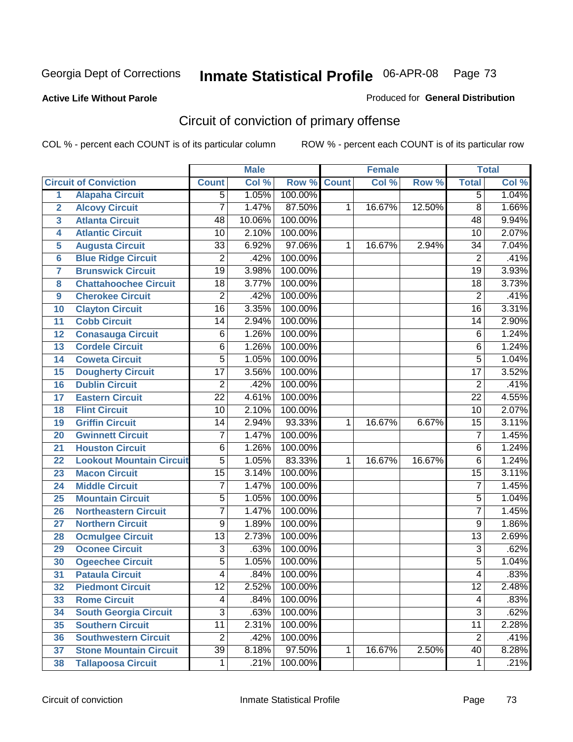Georgia Dept of Corrections **Inmate Statistical Profile** 06-APR-08

**Active Life Without Parole**

Produced for **General Distribution**

## Circuit of conviction of primary offense

COL % - percent each COUNT is of its particular column ROW % - percent each COUNT is of its particular row

| | | Male | | | Female | | | Total | |
|---|---|---|---|---|---|---|---|---|---|
| **Circuit of Conviction** | | **Count** | **Col %** | **Row %** | **Count** | **Col %** | **Row %** | **Total** | **Col %** |
| 1 | Alapaha Circuit | 5 | 1.05% | 100.00% | | | | 5 | 1.04% |
| 2 | Alcovy Circuit | 7 | 1.47% | 87.50% | 1 | 16.67% | 12.50% | 8 | 1.66% |
| 3 | Atlanta Circuit | 48 | 10.06% | 100.00% | | | | 48 | 9.94% |
| 4 | Atlantic Circuit | 10 | 2.10% | 100.00% | | | | 10 | 2.07% |
| 5 | Augusta Circuit | 33 | 6.92% | 97.06% | 1 | 16.67% | 2.94% | 34 | 7.04% |
| 6 | Blue Ridge Circuit | 2 | .42% | 100.00% | | | | 2 | .41% |
| 7 | Brunswick Circuit | 19 | 3.98% | 100.00% | | | | 19 | 3.93% |
| 8 | Chattahoochee Circuit | 18 | 3.77% | 100.00% | | | | 18 | 3.73% |
| 9 | Cherokee Circuit | 2 | .42% | 100.00% | | | | 2 | .41% |
| 10 | Clayton Circuit | 16 | 3.35% | 100.00% | | | | 16 | 3.31% |
| 11 | Cobb Circuit | 14 | 2.94% | 100.00% | | | | 14 | 2.90% |
| 12 | Conasauga Circuit | 6 | 1.26% | 100.00% | | | | 6 | 1.24% |
| 13 | Cordele Circuit | 6 | 1.26% | 100.00% | | | | 6 | 1.24% |
| 14 | Coweta Circuit | 5 | 1.05% | 100.00% | | | | 5 | 1.04% |
| 15 | Dougherty Circuit | 17 | 3.56% | 100.00% | | | | 17 | 3.52% |
| 16 | Dublin Circuit | 2 | .42% | 100.00% | | | | 2 | .41% |
| 17 | Eastern Circuit | 22 | 4.61% | 100.00% | | | | 22 | 4.55% |
| 18 | Flint Circuit | 10 | 2.10% | 100.00% | | | | 10 | 2.07% |
| 19 | Griffin Circuit | 14 | 2.94% | 93.33% | 1 | 16.67% | 6.67% | 15 | 3.11% |
| 20 | Gwinnett Circuit | 7 | 1.47% | 100.00% | | | | 7 | 1.45% |
| 21 | Houston Circuit | 6 | 1.26% | 100.00% | | | | 6 | 1.24% |
| 22 | Lookout Mountain Circuit | 5 | 1.05% | 83.33% | 1 | 16.67% | 16.67% | 6 | 1.24% |
| 23 | Macon Circuit | 15 | 3.14% | 100.00% | | | | 15 | 3.11% |
| 24 | Middle Circuit | 7 | 1.47% | 100.00% | | | | 7 | 1.45% |
| 25 | Mountain Circuit | 5 | 1.05% | 100.00% | | | | 5 | 1.04% |
| 26 | Northeastern Circuit | 7 | 1.47% | 100.00% | | | | 7 | 1.45% |
| 27 | Northern Circuit | 9 | 1.89% | 100.00% | | | | 9 | 1.86% |
| 28 | Ocmulgee Circuit | 13 | 2.73% | 100.00% | | | | 13 | 2.69% |
| 29 | Oconee Circuit | 3 | .63% | 100.00% | | | | 3 | .62% |
| 30 | Ogeechee Circuit | 5 | 1.05% | 100.00% | | | | 5 | 1.04% |
| 31 | Pataula Circuit | 4 | .84% | 100.00% | | | | 4 | .83% |
| 32 | Piedmont Circuit | 12 | 2.52% | 100.00% | | | | 12 | 2.48% |
| 33 | Rome Circuit | 4 | .84% | 100.00% | | | | 4 | .83% |
| 34 | South Georgia Circuit | 3 | .63% | 100.00% | | | | 3 | .62% |
| 35 | Southern Circuit | 11 | 2.31% | 100.00% | | | | 11 | 2.28% |
| 36 | Southwestern Circuit | 2 | .42% | 100.00% | | | | 2 | .41% |
| 37 | Stone Mountain Circuit | 39 | 8.18% | 97.50% | 1 | 16.67% | 2.50% | 40 | 8.28% |
| 38 | Tallapoosa Circuit | 1 | .21% | 100.00% | | | | 1 | .21% |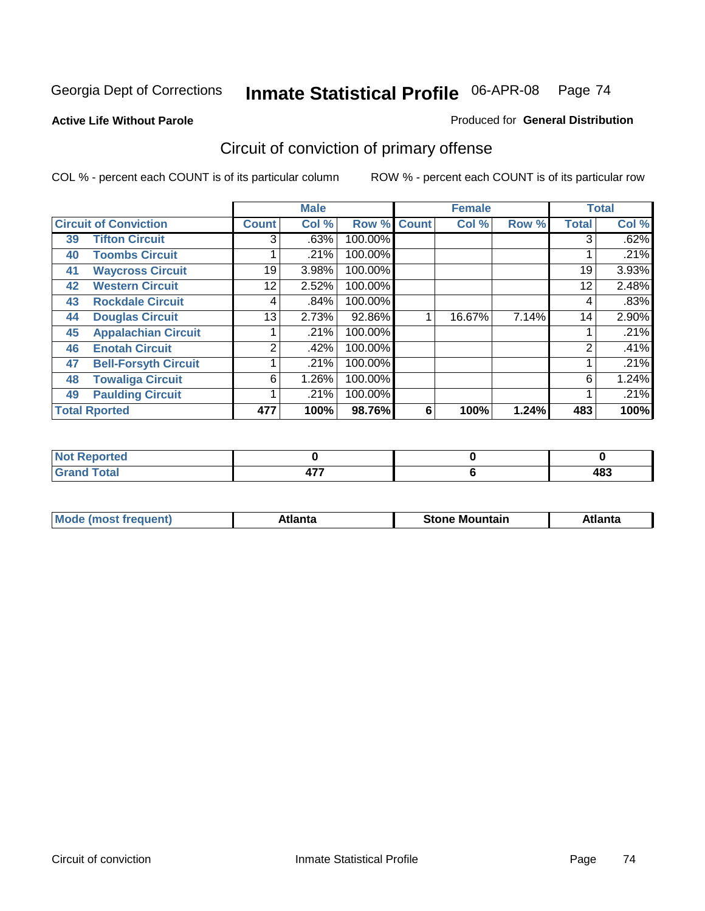Georgia Dept of Corrections **Inmate Statistical Profile** 06-APR-08

**Active Life Without Parole**

Produced for **General Distribution**

## Circuit of conviction of primary offense

COL % - percent each COUNT is of its particular column ROW % - percent each COUNT is of its particular row

| Circuit of Conviction | | Male | | | Female | | | Total | |
|---|---|---|---|---|---|---|---|---|---|
| | | Count | Col % | Row % | Count | Col % | Row % | Total | Col % |
| 39 | Tifton Circuit | 3 | .63% | 100.00% | | | | 3 | .62% |
| 40 | Toombs Circuit | 1 | .21% | 100.00% | | | | 1 | .21% |
| 41 | Waycross Circuit | 19 | 3.98% | 100.00% | | | | 19 | 3.93% |
| 42 | Western Circuit | 12 | 2.52% | 100.00% | | | | 12 | 2.48% |
| 43 | Rockdale Circuit | 4 | .84% | 100.00% | | | | 4 | .83% |
| 44 | Douglas Circuit | 13 | 2.73% | 92.86% | 1 | 16.67% | 7.14% | 14 | 2.90% |
| 45 | Appalachian Circuit | 1 | .21% | 100.00% | | | | 1 | .21% |
| 46 | Enotah Circuit | 2 | .42% | 100.00% | | | | 2 | .41% |
| 47 | Bell-Forsyth Circuit | 1 | .21% | 100.00% | | | | 1 | .21% |
| 48 | Towaliga Circuit | 6 | 1.26% | 100.00% | | | | 6 | 1.24% |
| 49 | Paulding Circuit | 1 | .21% | 100.00% | | | | 1 | .21% |
| **Total Rported** | | **477** | **100%** | **98.76%** | **6** | **100%** | **1.24%** | **483** | **100%** |

| | Male | Female | Total |
|---|---|---|---|
| Not Reported | 0 | 0 | 0 |
| Grand Total | 477 | 6 | 483 |

| | Male | Female | Total |
|---|---|---|---|
| Mode (most frequent) | Atlanta | Stone Mountain | Atlanta |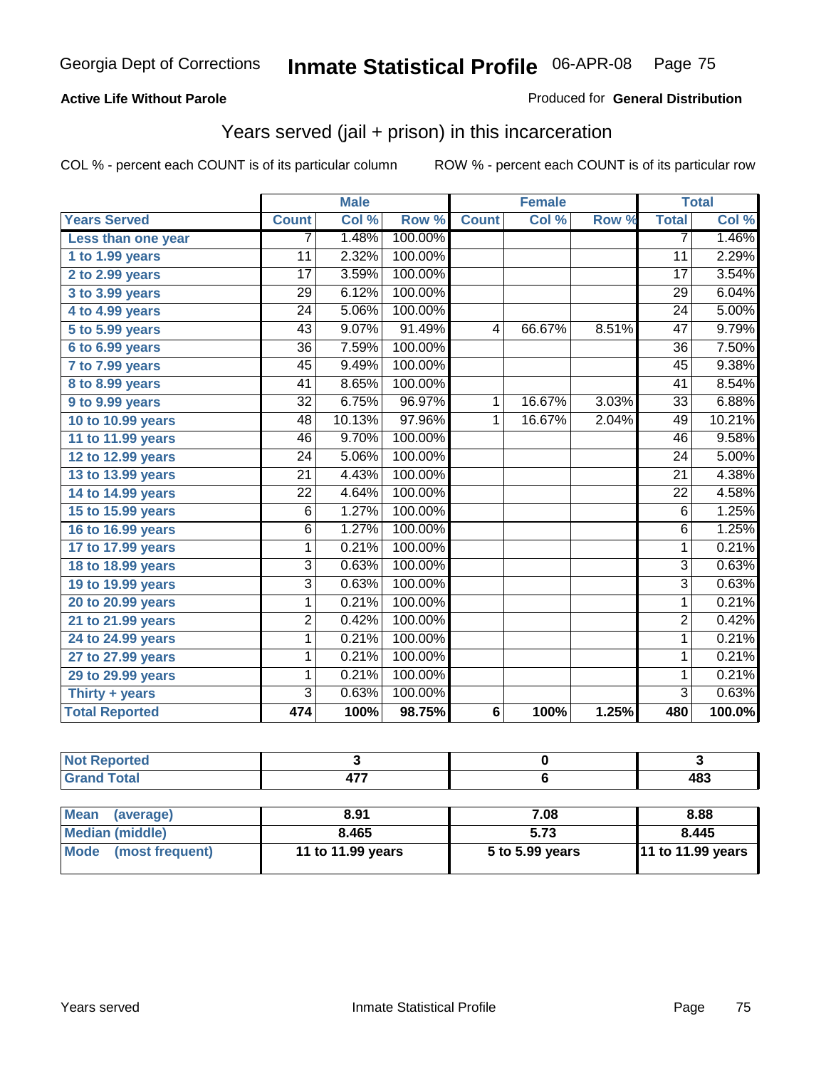Georgia Dept of Corrections **Inmate Statistical Profile** 06-APR-08

**Active Life Without Parole**

Produced for **General Distribution**

## Years served (jail + prison) in this incarceration

COL % - percent each COUNT is of its particular column ROW % - percent each COUNT is of its particular row

| | Male | | | Female | | | Total | |
|---|---|---|---|---|---|---|---|---|
| **Years Served** | **Count** | **Col %** | **Row %** | **Count** | **Col %** | **Row %** | **Total** | **Col %** |
| Less than one year | 7 | 1.48% | 100.00% | | | | 7 | 1.46% |
| 1 to 1.99 years | 11 | 2.32% | 100.00% | | | | 11 | 2.29% |
| 2 to 2.99 years | 17 | 3.59% | 100.00% | | | | 17 | 3.54% |
| 3 to 3.99 years | 29 | 6.12% | 100.00% | | | | 29 | 6.04% |
| 4 to 4.99 years | 24 | 5.06% | 100.00% | | | | 24 | 5.00% |
| 5 to 5.99 years | 43 | 9.07% | 91.49% | 4 | 66.67% | 8.51% | 47 | 9.79% |
| 6 to 6.99 years | 36 | 7.59% | 100.00% | | | | 36 | 7.50% |
| 7 to 7.99 years | 45 | 9.49% | 100.00% | | | | 45 | 9.38% |
| 8 to 8.99 years | 41 | 8.65% | 100.00% | | | | 41 | 8.54% |
| 9 to 9.99 years | 32 | 6.75% | 96.97% | 1 | 16.67% | 3.03% | 33 | 6.88% |
| 10 to 10.99 years | 48 | 10.13% | 97.96% | 1 | 16.67% | 2.04% | 49 | 10.21% |
| 11 to 11.99 years | 46 | 9.70% | 100.00% | | | | 46 | 9.58% |
| 12 to 12.99 years | 24 | 5.06% | 100.00% | | | | 24 | 5.00% |
| 13 to 13.99 years | 21 | 4.43% | 100.00% | | | | 21 | 4.38% |
| 14 to 14.99 years | 22 | 4.64% | 100.00% | | | | 22 | 4.58% |
| 15 to 15.99 years | 6 | 1.27% | 100.00% | | | | 6 | 1.25% |
| 16 to 16.99 years | 6 | 1.27% | 100.00% | | | | 6 | 1.25% |
| 17 to 17.99 years | 1 | 0.21% | 100.00% | | | | 1 | 0.21% |
| 18 to 18.99 years | 3 | 0.63% | 100.00% | | | | 3 | 0.63% |
| 19 to 19.99 years | 3 | 0.63% | 100.00% | | | | 3 | 0.63% |
| 20 to 20.99 years | 1 | 0.21% | 100.00% | | | | 1 | 0.21% |
| 21 to 21.99 years | 2 | 0.42% | 100.00% | | | | 2 | 0.42% |
| 24 to 24.99 years | 1 | 0.21% | 100.00% | | | | 1 | 0.21% |
| 27 to 27.99 years | 1 | 0.21% | 100.00% | | | | 1 | 0.21% |
| 29 to 29.99 years | 1 | 0.21% | 100.00% | | | | 1 | 0.21% |
| Thirty + years | 3 | 0.63% | 100.00% | | | | 3 | 0.63% |
| **Total Reported** | **474** | **100%** | **98.75%** | **6** | **100%** | **1.25%** | **480** | **100.0%** |

| | Male | Female | Total |
|---|---|---|---|
| Not Reported | 3 | 0 | 3 |
| Grand Total | 477 | 6 | 483 |

| | Male | Female | Total |
|---|---|---|---|
| Mean (average) | 8.91 | 7.08 | 8.88 |
| Median (middle) | 8.465 | 5.73 | 8.445 |
| Mode (most frequent) | 11 to 11.99 years | 5 to 5.99 years | 11 to 11.99 years |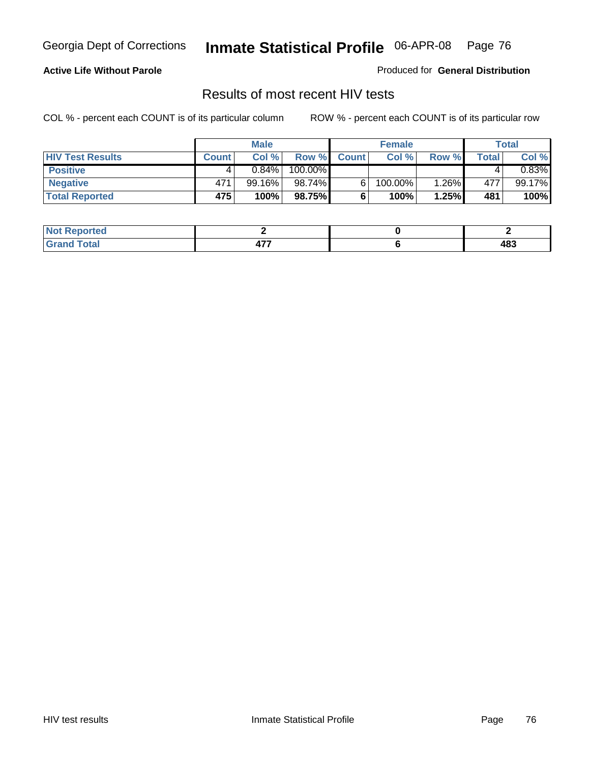Georgia Dept of Corrections **Inmate Statistical Profile** 06-APR-08

**Active Life Without Parole**

Produced for **General Distribution**

## Results of most recent HIV tests

COL % - percent each COUNT is of its particular column

ROW % - percent each COUNT is of its particular row

| | Male | | | Female | | | Total | |
|---|---|---|---|---|---|---|---|---|
| **HIV Test Results** | **Count** | **Col %** | **Row %** | **Count** | **Col %** | **Row %** | **Total** | **Col %** |
| **Positive** | 4 | 0.84% | 100.00% | | | | 4 | 0.83% |
| **Negative** | 471 | 99.16% | 98.74% | 6 | 100.00% | 1.26% | 477 | 99.17% |
| **Total Reported** | **475** | **100%** | **98.75%** | **6** | **100%** | **1.25%** | **481** | **100%** |

| | Male | Female | Total |
|---|---|---|---|
| **Not Reported** | **2** | **0** | **2** |
| **Grand Total** | **477** | **6** | **483** |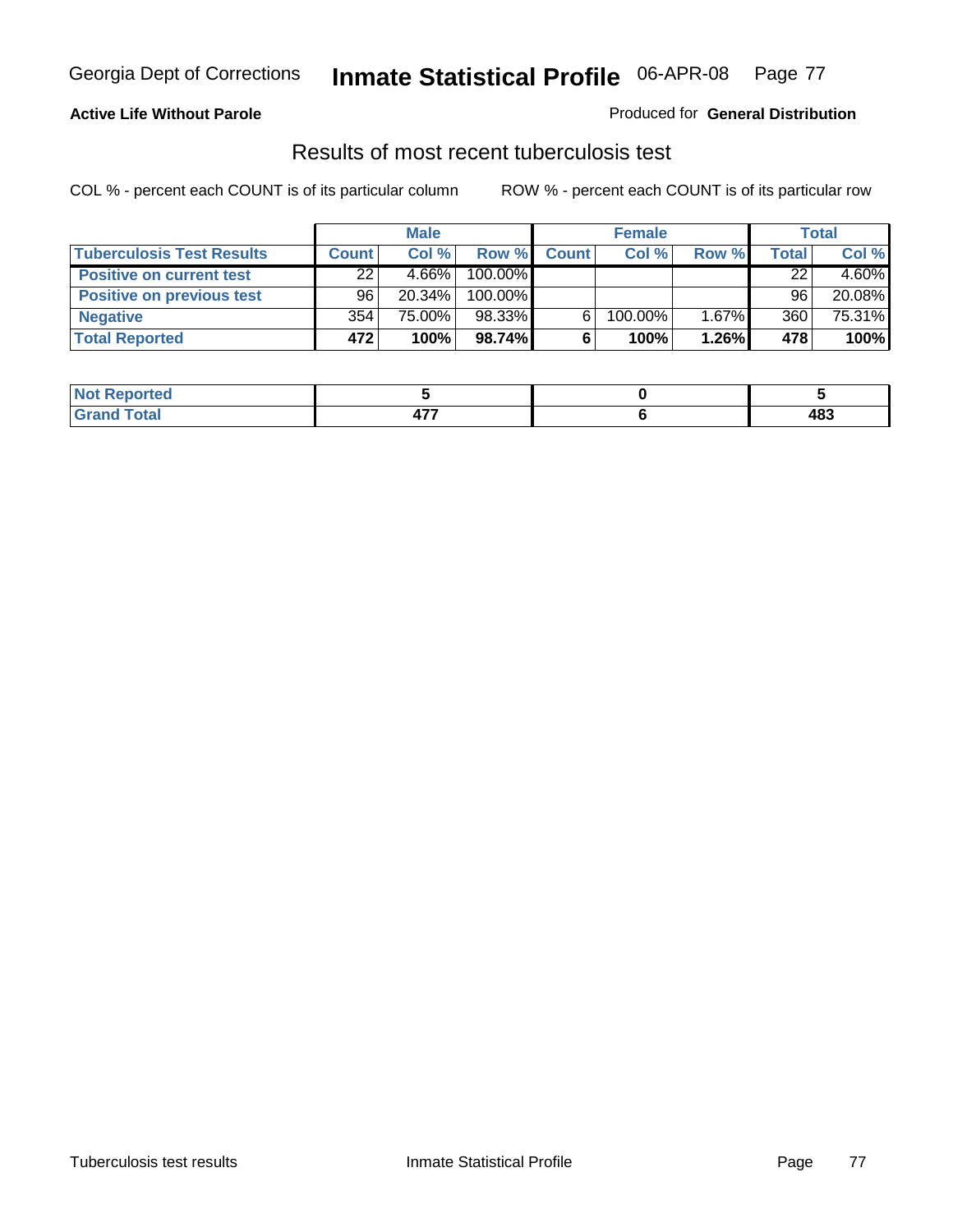**Active Life Without Parole**

Produced for **General Distribution**

## Results of most recent tuberculosis test

COL % - percent each COUNT is of its particular column

ROW % - percent each COUNT is of its particular row

| | Male | | | Female | | | Total | |
|---|---|---|---|---|---|---|---|---|
| **Tuberculosis Test Results** | **Count** | **Col %** | **Row %** | **Count** | **Col %** | **Row %** | **Total** | **Col %** |
| **Positive on current test** | 22 | 4.66% | 100.00% | | | | 22 | 4.60% |
| **Positive on previous test** | 96 | 20.34% | 100.00% | | | | 96 | 20.08% |
| **Negative** | 354 | 75.00% | 98.33% | 6 | 100.00% | 1.67% | 360 | 75.31% |
| **Total Reported** | **472** | **100%** | **98.74%** | **6** | **100%** | **1.26%** | **478** | **100%** |

| | Male | Female | Total |
|---|---|---|---|
| **Not Reported** | **5** | **0** | **5** |
| **Grand Total** | **477** | **6** | **483** |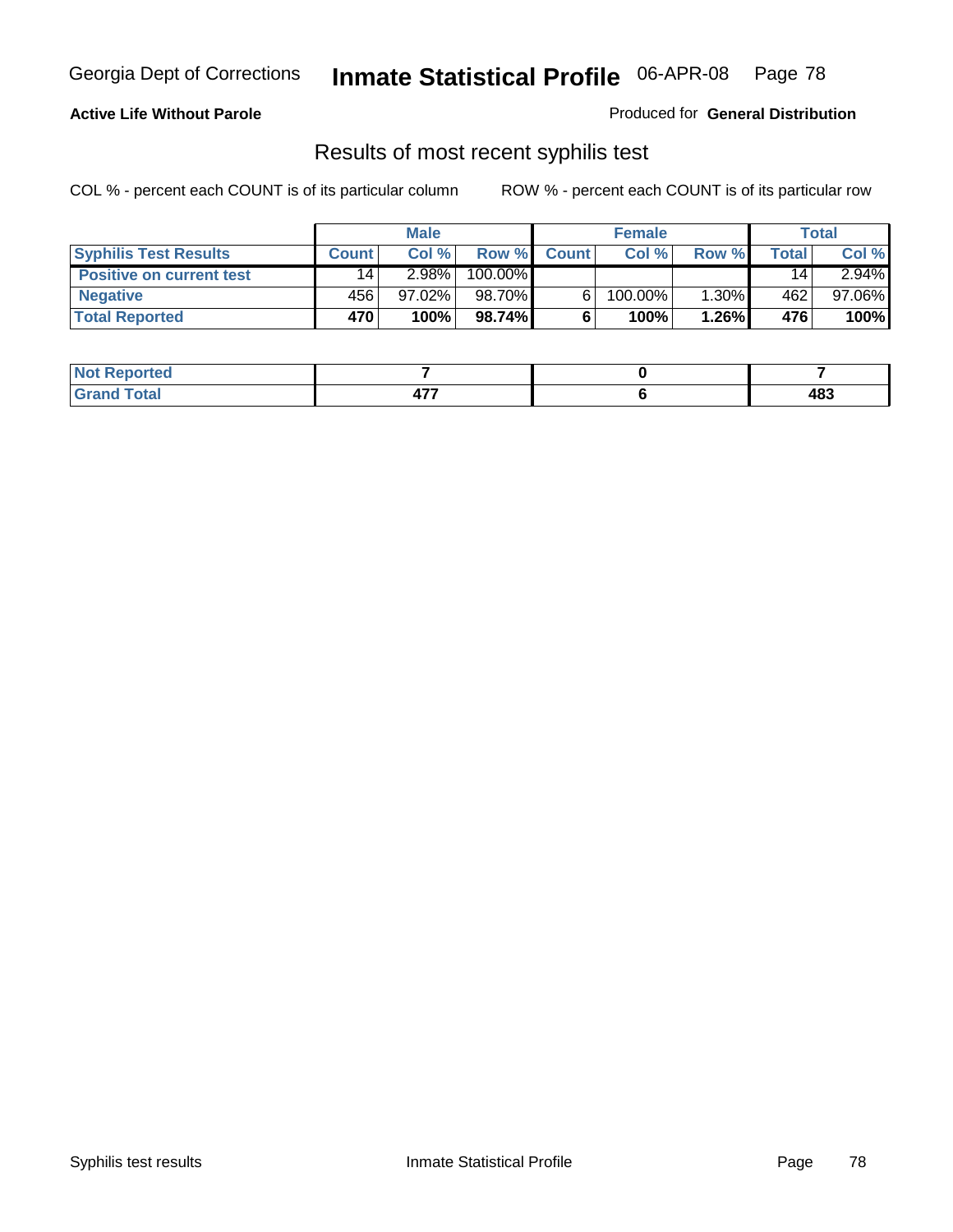**Active Life Without Parole**

Produced for **General Distribution**

## Results of most recent syphilis test

COL % - percent each COUNT is of its particular column        ROW % - percent each COUNT is of its particular row

| | Male | | | Female | | | Total | |
|---|---|---|---|---|---|---|---|---|
| **Syphilis Test Results** | **Count** | **Col %** | **Row %** | **Count** | **Col %** | **Row %** | **Total** | **Col %** |
| **Positive on current test** | 14 | 2.98% | 100.00% | | | | 14 | 2.94% |
| **Negative** | 456 | 97.02% | 98.70% | 6 | 100.00% | 1.30% | 462 | 97.06% |
| **Total Reported** | **470** | **100%** | **98.74%** | **6** | **100%** | **1.26%** | **476** | **100%** |

| | Male | Female | Total |
|---|---|---|---|
| **Not Reported** | **7** | **0** | **7** |
| **Grand Total** | **477** | **6** | **483** |

Syphilis test results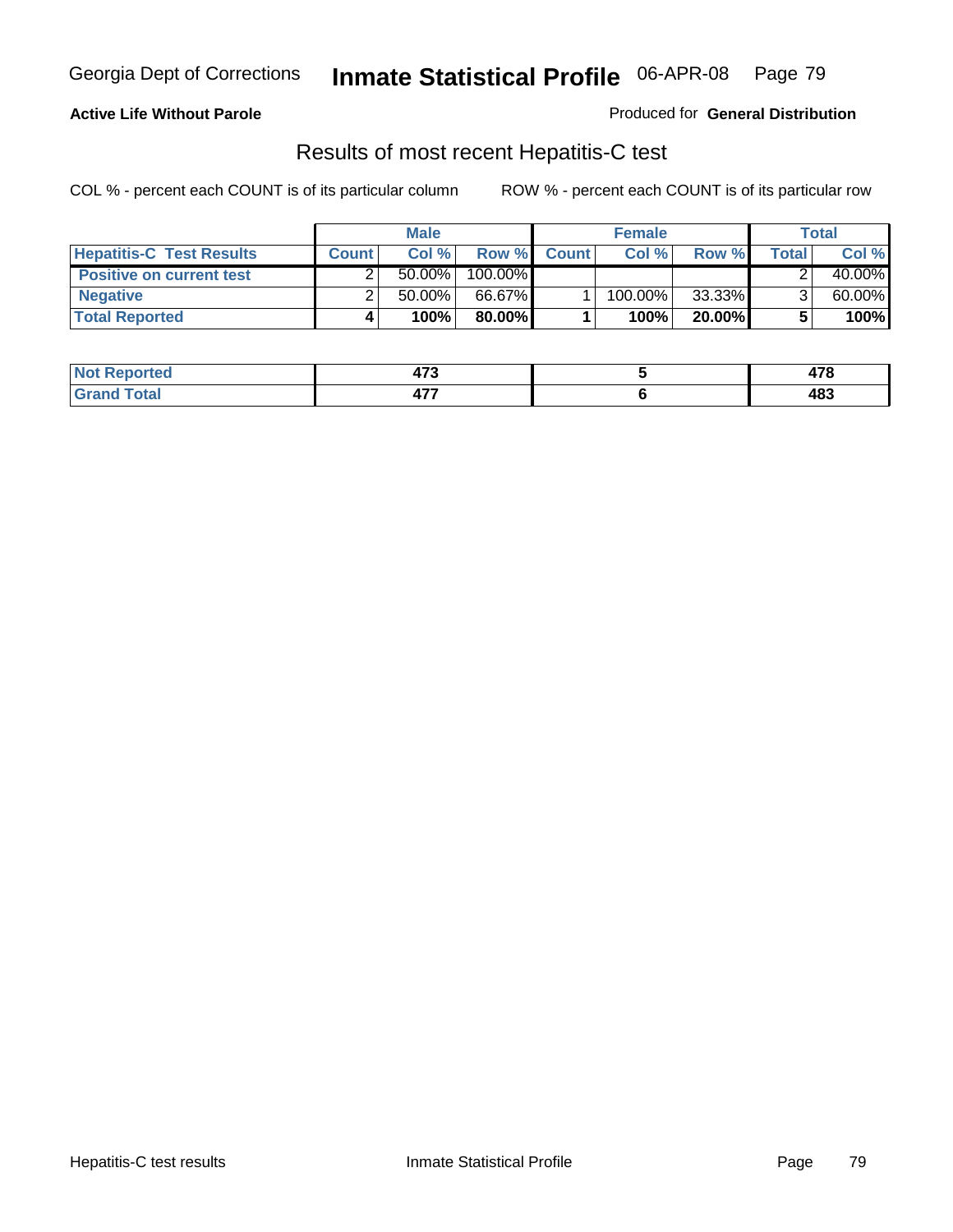**Active Life Without Parole**

Produced for **General Distribution**

## Results of most recent Hepatitis-C test

COL % - percent each COUNT is of its particular column ROW % - percent each COUNT is of its particular row

| | Male | | | Female | | | Total | |
|---|---|---|---|---|---|---|---|---|
| **Hepatitis-C Test Results** | **Count** | **Col %** | **Row %** | **Count** | **Col %** | **Row %** | **Total** | **Col %** |
| **Positive on current test** | 2 | 50.00% | 100.00% | | | | 2 | 40.00% |
| **Negative** | 2 | 50.00% | 66.67% | 1 | 100.00% | 33.33% | 3 | 60.00% |
| **Total Reported** | **4** | **100%** | **80.00%** | **1** | **100%** | **20.00%** | **5** | **100%** |

| | Male | Female | Total |
|---|---|---|---|
| **Not Reported** | **473** | **5** | **478** |
| **Grand Total** | **477** | **6** | **483** |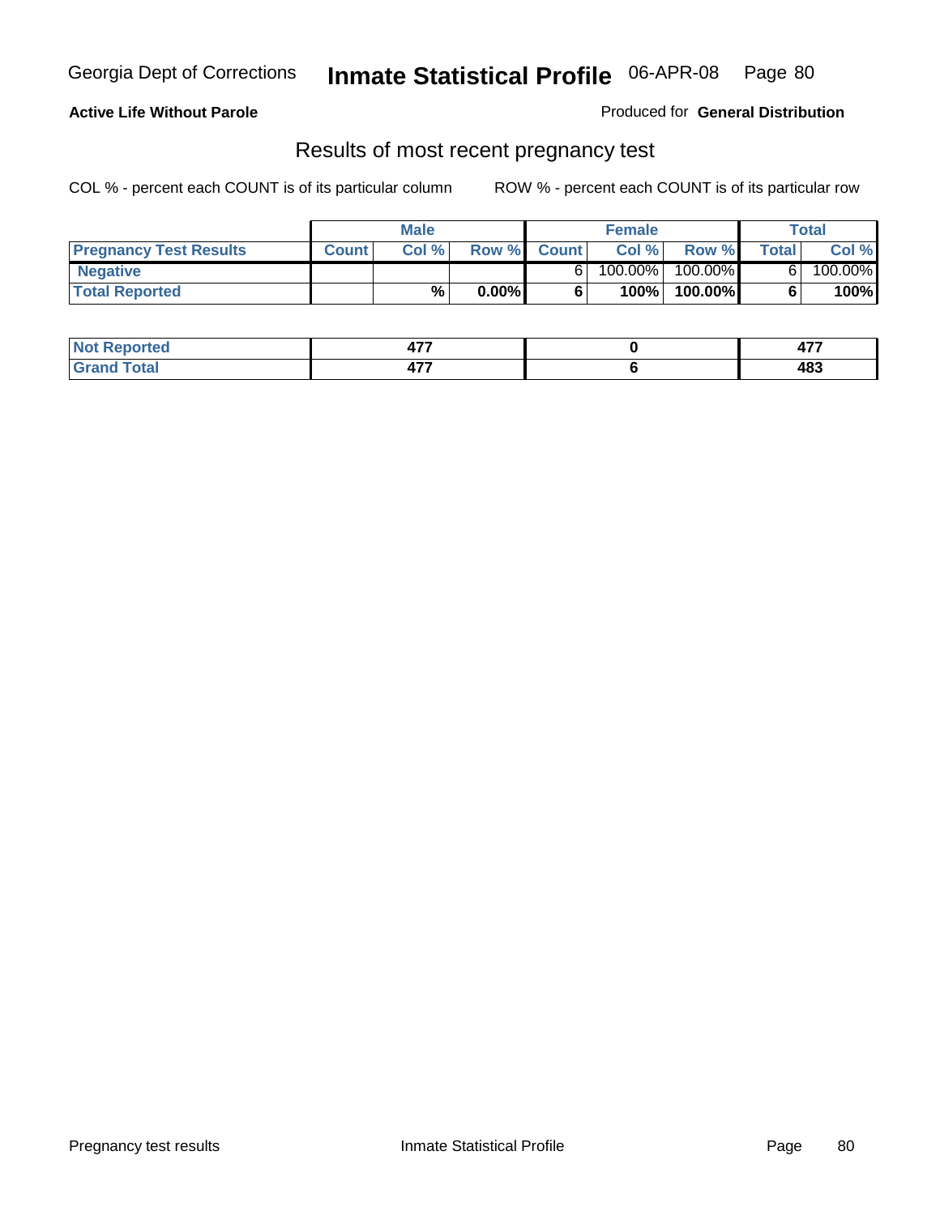Georgia Dept of Corrections **Inmate Statistical Profile** 06-APR-08

**Active Life Without Parole**

Produced for **General Distribution**

## Results of most recent pregnancy test

COL % - percent each COUNT is of its particular column    ROW % - percent each COUNT is of its particular row

| | Male | | | Female | | | Total | |
|---|---|---|---|---|---|---|---|---|
| **Pregnancy Test Results** | **Count** | **Col %** | **Row %** | **Count** | **Col %** | **Row %** | **Total** | **Col %** |
| **Negative** | | | | 6 | 100.00% | 100.00% | 6 | 100.00% |
| **Total Reported** | | **%** | **0.00%** | **6** | **100%** | **100.00%** | **6** | **100%** |

| | Male | Female | Total |
|---|---|---|---|
| **Not Reported** | **477** | **0** | **477** |
| **Grand Total** | **477** | **6** | **483** |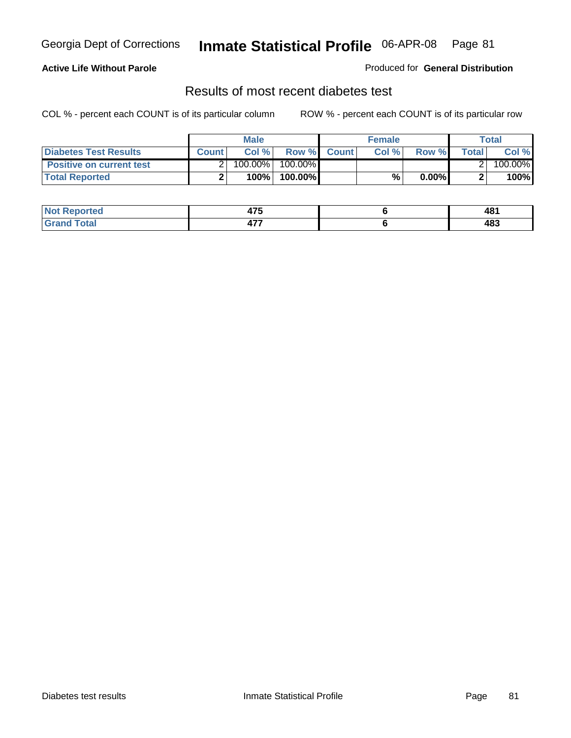Georgia Dept of Corrections **Inmate Statistical Profile** 06-APR-08

**Active Life Without Parole**

Produced for **General Distribution**

## Results of most recent diabetes test

COL % - percent each COUNT is of its particular column     ROW % - percent each COUNT is of its particular row

| | Male | | | Female | | | Total | |
|---|---|---|---|---|---|---|---|---|
| **Diabetes Test Results** | **Count** | **Col %** | **Row %** | **Count** | **Col %** | **Row %** | **Total** | **Col %** |
| **Positive on current test** | 2 | 100.00% | 100.00% | | | | 2 | 100.00% |
| **Total Reported** | **2** | **100%** | **100.00%** | | **%** | **0.00%** | **2** | **100%** |

| | Male | Female | Total |
|---|---|---|---|
| **Not Reported** | **475** | **6** | **481** |
| **Grand Total** | **477** | **6** | **483** |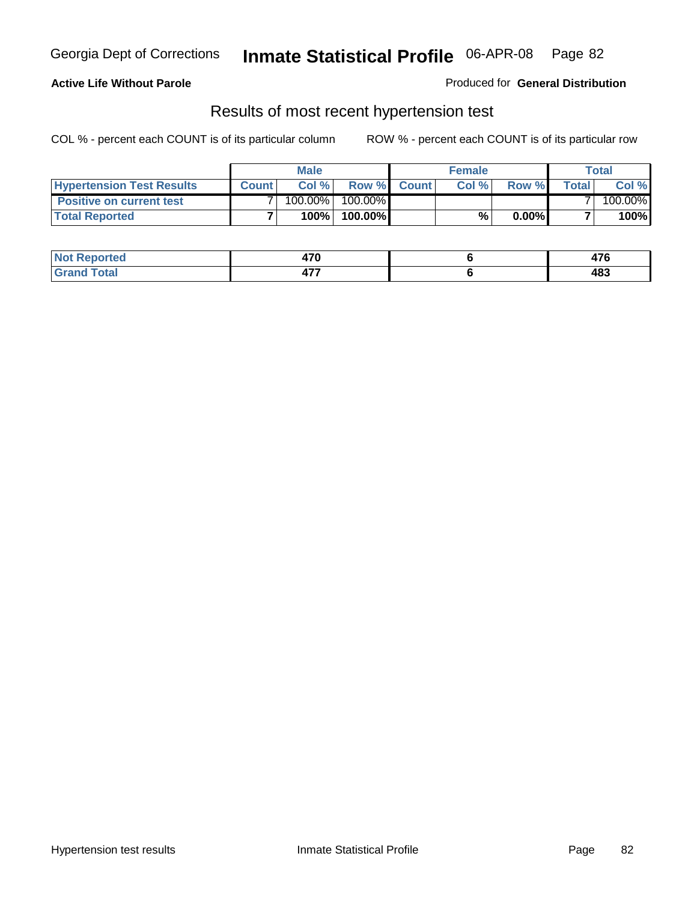**Active Life Without Parole**

Produced for **General Distribution**

## Results of most recent hypertension test

COL % - percent each COUNT is of its particular column

ROW % - percent each COUNT is of its particular row

| | Male | | | Female | | | Total | |
|---|---|---|---|---|---|---|---|---|
| **Hypertension Test Results** | **Count** | **Col %** | **Row %** | **Count** | **Col %** | **Row %** | **Total** | **Col %** |
| **Positive on current test** | 7 | 100.00% | 100.00% | | | | 7 | 100.00% |
| **Total Reported** | **7** | **100%** | **100.00%** | | **%** | **0.00%** | **7** | **100%** |

| | Male | Female | Total |
|---|---|---|---|
| **Not Reported** | **470** | **6** | **476** |
| **Grand Total** | **477** | **6** | **483** |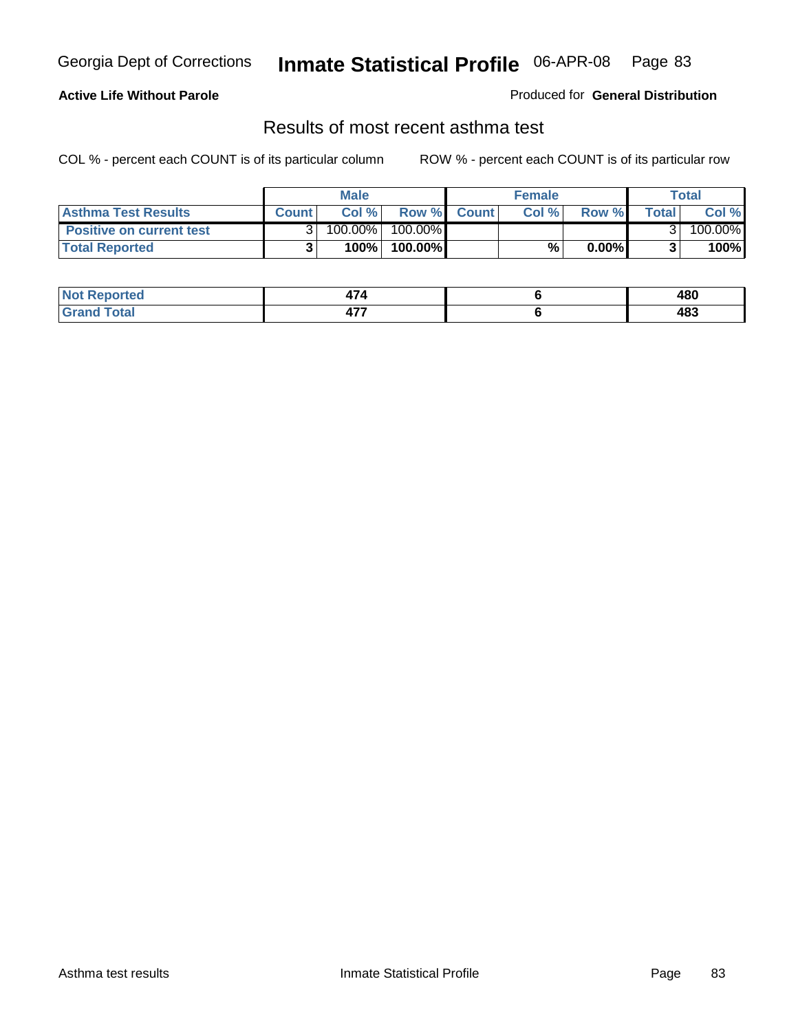Georgia Dept of Corrections **Inmate Statistical Profile** 06-APR-08

**Active Life Without Parole**

Produced for **General Distribution**

## Results of most recent asthma test

COL % - percent each COUNT is of its particular column ROW % - percent each COUNT is of its particular row

| | Male | | | Female | | | Total | |
|---|---|---|---|---|---|---|---|---|
| **Asthma Test Results** | **Count** | **Col %** | **Row %** | **Count** | **Col %** | **Row %** | **Total** | **Col %** |
| **Positive on current test** | 3 | 100.00% | 100.00% | | | | 3 | 100.00% |
| **Total Reported** | **3** | **100%** | **100.00%** | | **%** | **0.00%** | **3** | **100%** |

| | Male | Female | Total |
|---|---|---|---|
| **Not Reported** | **474** | **6** | **480** |
| **Grand Total** | **477** | **6** | **483** |

Asthma test results Inmate Statistical Profile